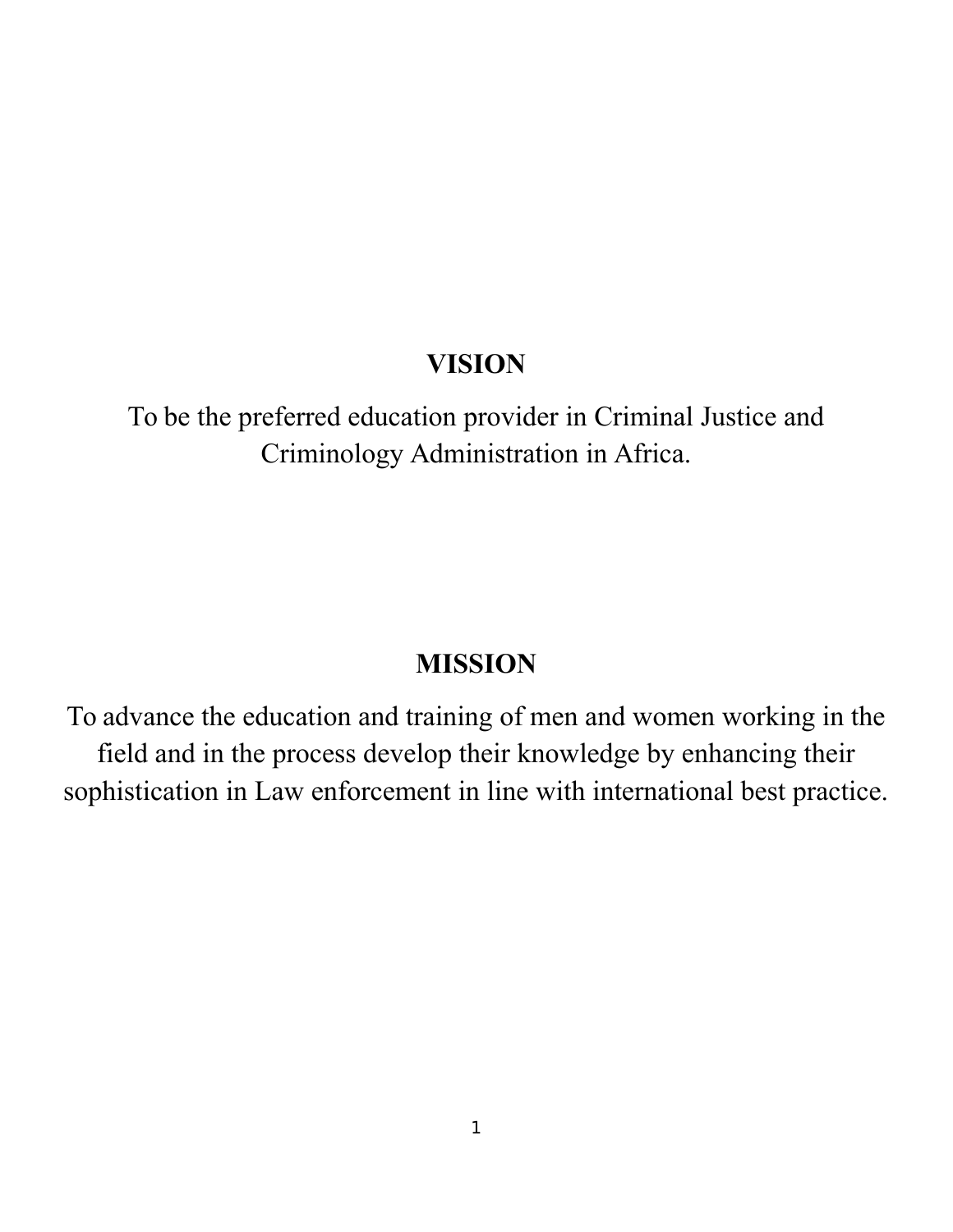## VISION

To be the preferred education provider in Criminal Justice and Criminology Administration in Africa.

## MISSION

To advance the education and training of men and women working in the field and in the process develop their knowledge by enhancing their sophistication in Law enforcement in line with international best practice.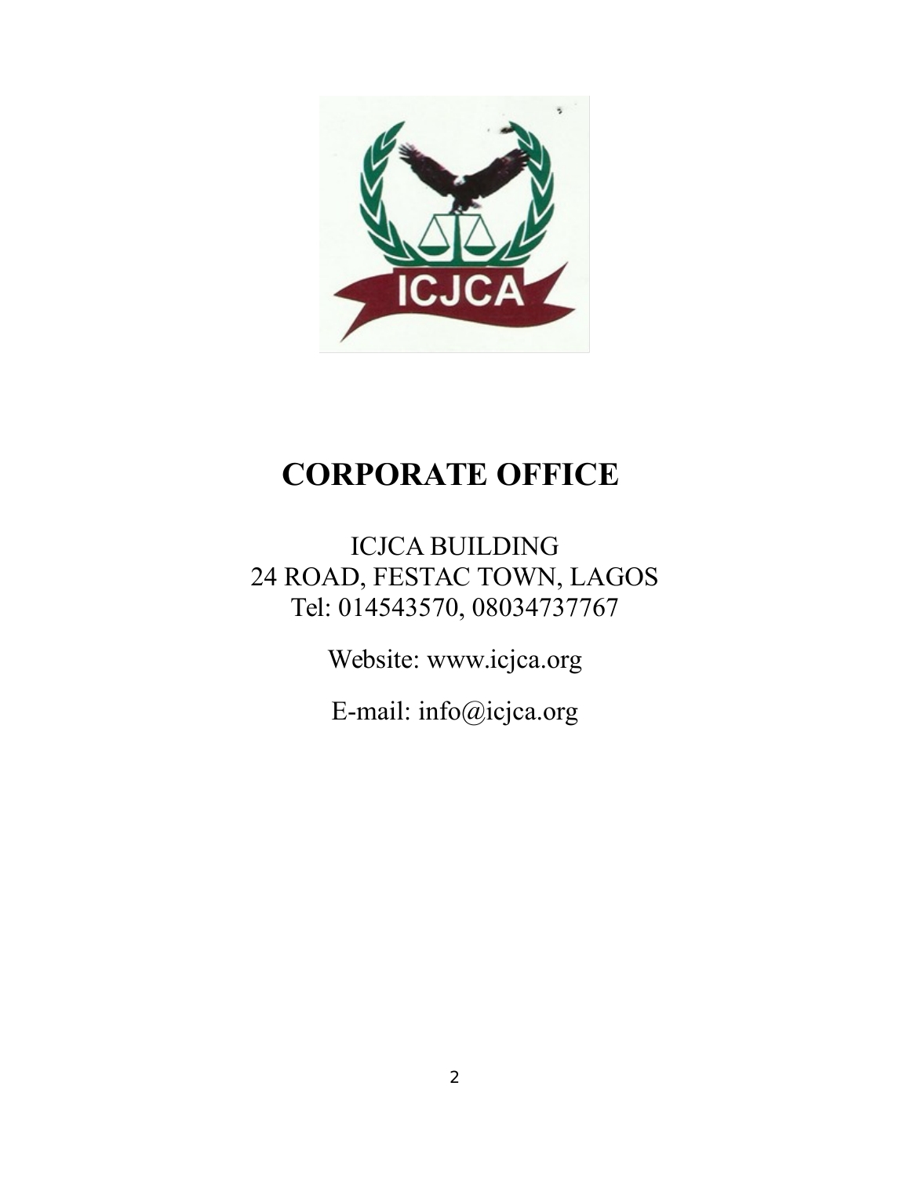# CORPORATE OFFICE

ICJCA BUILDING
24 ROAD, FESTAC TOWN, LAGOS
Tel: 014543570, 08034737767

Website: www.icjca.org

E-mail: info@icjca.org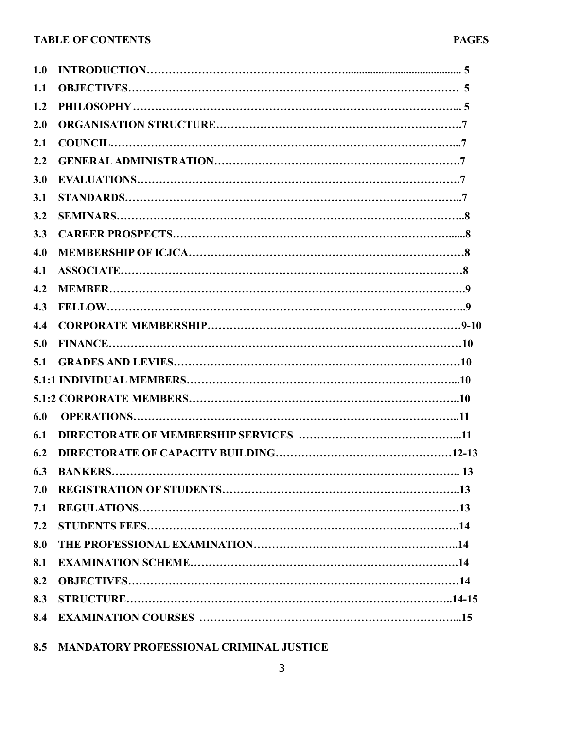**TABLE OF CONTENTS** **PAGES**

| | | |
|---|---|---|
| **1.0** | **INTRODUCTION** | **5** |
| **1.1** | **OBJECTIVES** | **5** |
| **1.2** | **PHILOSOPHY** | **5** |
| **2.0** | **ORGANISATION STRUCTURE** | **7** |
| **2.1** | **COUNCIL** | **7** |
| **2.2** | **GENERAL ADMINISTRATION** | **7** |
| **3.0** | **EVALUATIONS** | **7** |
| **3.1** | **STANDARDS** | **7** |
| **3.2** | **SEMINARS** | **8** |
| **3.3** | **CAREER PROSPECTS** | **8** |
| **4.0** | **MEMBERSHIP OF ICJCA** | **8** |
| **4.1** | **ASSOCIATE** | **8** |
| **4.2** | **MEMBER** | **9** |
| **4.3** | **FELLOW** | **9** |
| **4.4** | **CORPORATE MEMBERSHIP** | **9-10** |
| **5.0** | **FINANCE** | **10** |
| **5.1** | **GRADES AND LEVIES** | **10** |
| **5.1:1** | **INDIVIDUAL MEMBERS** | **10** |
| **5.1:2** | **CORPORATE MEMBERS** | **10** |
| **6.0** | **OPERATIONS** | **11** |
| **6.1** | **DIRECTORATE OF MEMBERSHIP SERVICES** | **11** |
| **6.2** | **DIRECTORATE OF CAPACITY BUILDING** | **12-13** |
| **6.3** | **BANKERS** | **13** |
| **7.0** | **REGISTRATION OF STUDENTS** | **13** |
| **7.1** | **REGULATIONS** | **13** |
| **7.2** | **STUDENTS FEES** | **14** |
| **8.0** | **THE PROFESSIONAL EXAMINATION** | **14** |
| **8.1** | **EXAMINATION SCHEME** | **14** |
| **8.2** | **OBJECTIVES** | **14** |
| **8.3** | **STRUCTURE** | **14-15** |
| **8.4** | **EXAMINATION COURSES** | **15** |
| **8.5** | **MANDATORY PROFESSIONAL CRIMINAL JUSTICE** | |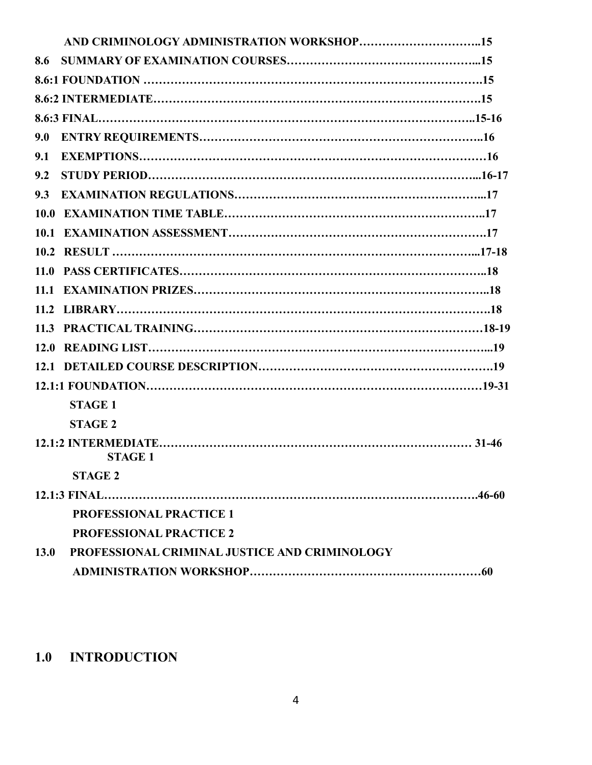AND CRIMINOLOGY ADMINISTRATION WORKSHOP…………………………..15

8.6 SUMMARY OF EXAMINATION COURSES………………………………………...15

8.6:1 FOUNDATION ……………………………………………………………………….15

8.6:2 INTERMEDIATE…………………………………………………………………….15

8.6:3 FINAL…………………………………………………………………………………..15-16

9.0 ENTRY REQUIREMENTS…………………………………………………………..16

9.1 EXEMPTIONS……………………………………………………………………………16

9.2 STUDY PERIOD………………………………………………………………………...16-17

9.3 EXAMINATION REGULATIONS…………………………………………………...17

10.0 EXAMINATION TIME TABLE……………………………………………………..17

10.1 EXAMINATION ASSESSMENT…………………………………………………….17

10.2 RESULT ……………………………………………………………………………...17-18

11.0 PASS CERTIFICATES……………………………………………………………..18

11.1 EXAMINATION PRIZES…………………………………………………………..18

11.2 LIBRARY……………………………………………………………………………….18

11.3 PRACTICAL TRAINING…………………………………………………………18-19

12.0 READING LIST……………………………………………………………………...19

12.1 DETAILED COURSE DESCRIPTION…………………………………………….19

12.1:1 FOUNDATION……………………………………………………………………19-31

STAGE 1

STAGE 2

12.1:2 INTERMEDIATE………………………………………………………………… 31-46

STAGE 1

STAGE 2

12.1:3 FINAL…………………………………………………………………………….46-60

PROFESSIONAL PRACTICE 1

PROFESSIONAL PRACTICE 2

13.0 PROFESSIONAL CRIMINAL JUSTICE AND CRIMINOLOGY ADMINISTRATION WORKSHOP…………………………………………………60

## 1.0 INTRODUCTION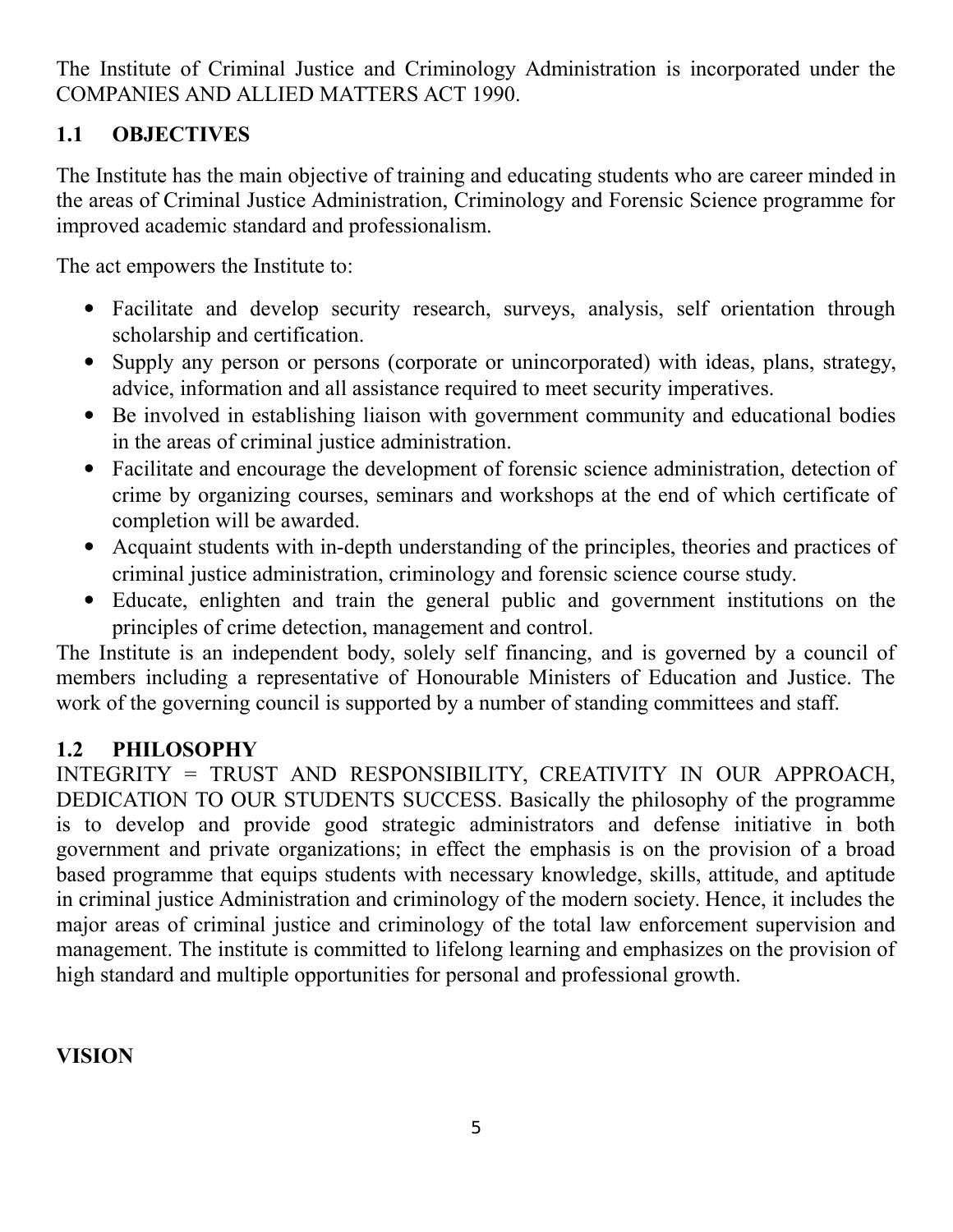The Institute of Criminal Justice and Criminology Administration is incorporated under the COMPANIES AND ALLIED MATTERS ACT 1990.

## 1.1 OBJECTIVES

The Institute has the main objective of training and educating students who are career minded in the areas of Criminal Justice Administration, Criminology and Forensic Science programme for improved academic standard and professionalism.

The act empowers the Institute to:

- Facilitate and develop security research, surveys, analysis, self orientation through scholarship and certification.
- Supply any person or persons (corporate or unincorporated) with ideas, plans, strategy, advice, information and all assistance required to meet security imperatives.
- Be involved in establishing liaison with government community and educational bodies in the areas of criminal justice administration.
- Facilitate and encourage the development of forensic science administration, detection of crime by organizing courses, seminars and workshops at the end of which certificate of completion will be awarded.
- Acquaint students with in-depth understanding of the principles, theories and practices of criminal justice administration, criminology and forensic science course study.
- Educate, enlighten and train the general public and government institutions on the principles of crime detection, management and control.

The Institute is an independent body, solely self financing, and is governed by a council of members including a representative of Honourable Ministers of Education and Justice. The work of the governing council is supported by a number of standing committees and staff.

## 1.2 PHILOSOPHY

INTEGRITY = TRUST AND RESPONSIBILITY, CREATIVITY IN OUR APPROACH, DEDICATION TO OUR STUDENTS SUCCESS. Basically the philosophy of the programme is to develop and provide good strategic administrators and defense initiative in both government and private organizations; in effect the emphasis is on the provision of a broad based programme that equips students with necessary knowledge, skills, attitude, and aptitude in criminal justice Administration and criminology of the modern society. Hence, it includes the major areas of criminal justice and criminology of the total law enforcement supervision and management. The institute is committed to lifelong learning and emphasizes on the provision of high standard and multiple opportunities for personal and professional growth.

## VISION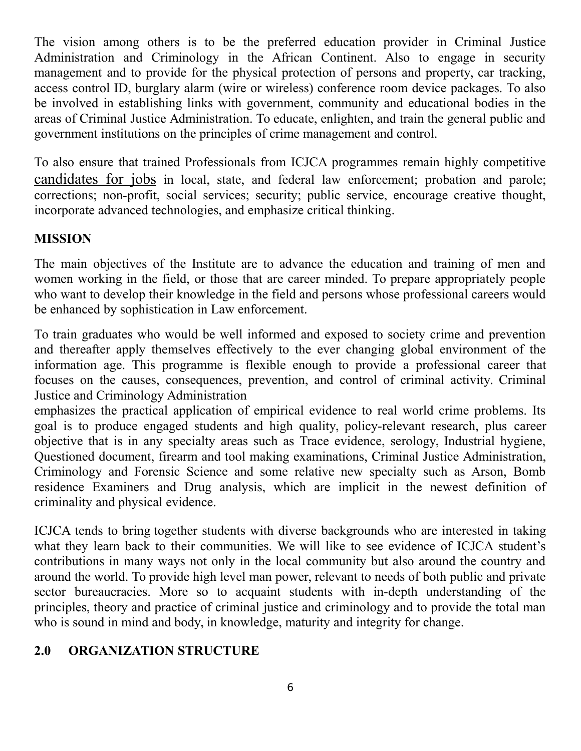The vision among others is to be the preferred education provider in Criminal Justice Administration and Criminology in the African Continent. Also to engage in security management and to provide for the physical protection of persons and property, car tracking, access control ID, burglary alarm (wire or wireless) conference room device packages. To also be involved in establishing links with government, community and educational bodies in the areas of Criminal Justice Administration. To educate, enlighten, and train the general public and government institutions on the principles of crime management and control.

To also ensure that trained Professionals from ICJCA programmes remain highly competitive candidates for jobs in local, state, and federal law enforcement; probation and parole; corrections; non-profit, social services; security; public service, encourage creative thought, incorporate advanced technologies, and emphasize critical thinking.

**MISSION**

The main objectives of the Institute are to advance the education and training of men and women working in the field, or those that are career minded. To prepare appropriately people who want to develop their knowledge in the field and persons whose professional careers would be enhanced by sophistication in Law enforcement.

To train graduates who would be well informed and exposed to society crime and prevention and thereafter apply themselves effectively to the ever changing global environment of the information age. This programme is flexible enough to provide a professional career that focuses on the causes, consequences, prevention, and control of criminal activity. Criminal Justice and Criminology Administration
emphasizes the practical application of empirical evidence to real world crime problems. Its goal is to produce engaged students and high quality, policy-relevant research, plus career objective that is in any specialty areas such as Trace evidence, serology, Industrial hygiene, Questioned document, firearm and tool making examinations, Criminal Justice Administration, Criminology and Forensic Science and some relative new specialty such as Arson, Bomb residence Examiners and Drug analysis, which are implicit in the newest definition of criminality and physical evidence.

ICJCA tends to bring together students with diverse backgrounds who are interested in taking what they learn back to their communities. We will like to see evidence of ICJCA student's contributions in many ways not only in the local community but also around the country and around the world. To provide high level man power, relevant to needs of both public and private sector bureaucracies. More so to acquaint students with in-depth understanding of the principles, theory and practice of criminal justice and criminology and to provide the total man who is sound in mind and body, in knowledge, maturity and integrity for change.

## 2.0 ORGANIZATION STRUCTURE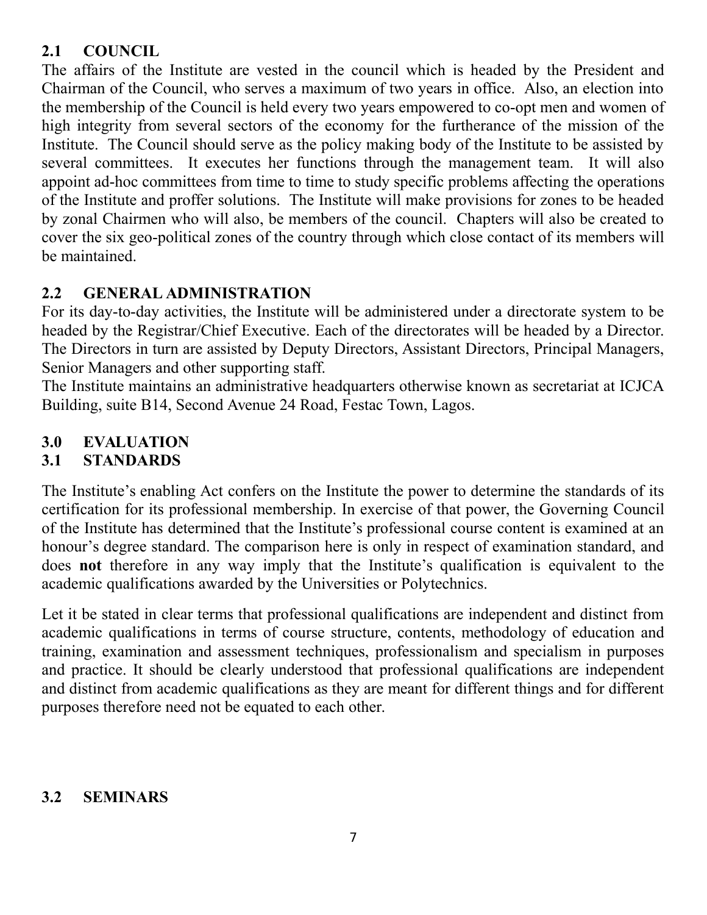## 2.1 COUNCIL

The affairs of the Institute are vested in the council which is headed by the President and Chairman of the Council, who serves a maximum of two years in office. Also, an election into the membership of the Council is held every two years empowered to co-opt men and women of high integrity from several sectors of the economy for the furtherance of the mission of the Institute. The Council should serve as the policy making body of the Institute to be assisted by several committees. It executes her functions through the management team. It will also appoint ad-hoc committees from time to time to study specific problems affecting the operations of the Institute and proffer solutions. The Institute will make provisions for zones to be headed by zonal Chairmen who will also, be members of the council. Chapters will also be created to cover the six geo-political zones of the country through which close contact of its members will be maintained.

## 2.2 GENERAL ADMINISTRATION

For its day-to-day activities, the Institute will be administered under a directorate system to be headed by the Registrar/Chief Executive. Each of the directorates will be headed by a Director. The Directors in turn are assisted by Deputy Directors, Assistant Directors, Principal Managers, Senior Managers and other supporting staff.

The Institute maintains an administrative headquarters otherwise known as secretariat at ICJCA Building, suite B14, Second Avenue 24 Road, Festac Town, Lagos.

# 3.0 EVALUATION

## 3.1 STANDARDS

The Institute's enabling Act confers on the Institute the power to determine the standards of its certification for its professional membership. In exercise of that power, the Governing Council of the Institute has determined that the Institute's professional course content is examined at an honour's degree standard. The comparison here is only in respect of examination standard, and does **not** therefore in any way imply that the Institute's qualification is equivalent to the academic qualifications awarded by the Universities or Polytechnics.

Let it be stated in clear terms that professional qualifications are independent and distinct from academic qualifications in terms of course structure, contents, methodology of education and training, examination and assessment techniques, professionalism and specialism in purposes and practice. It should be clearly understood that professional qualifications are independent and distinct from academic qualifications as they are meant for different things and for different purposes therefore need not be equated to each other.

## 3.2 SEMINARS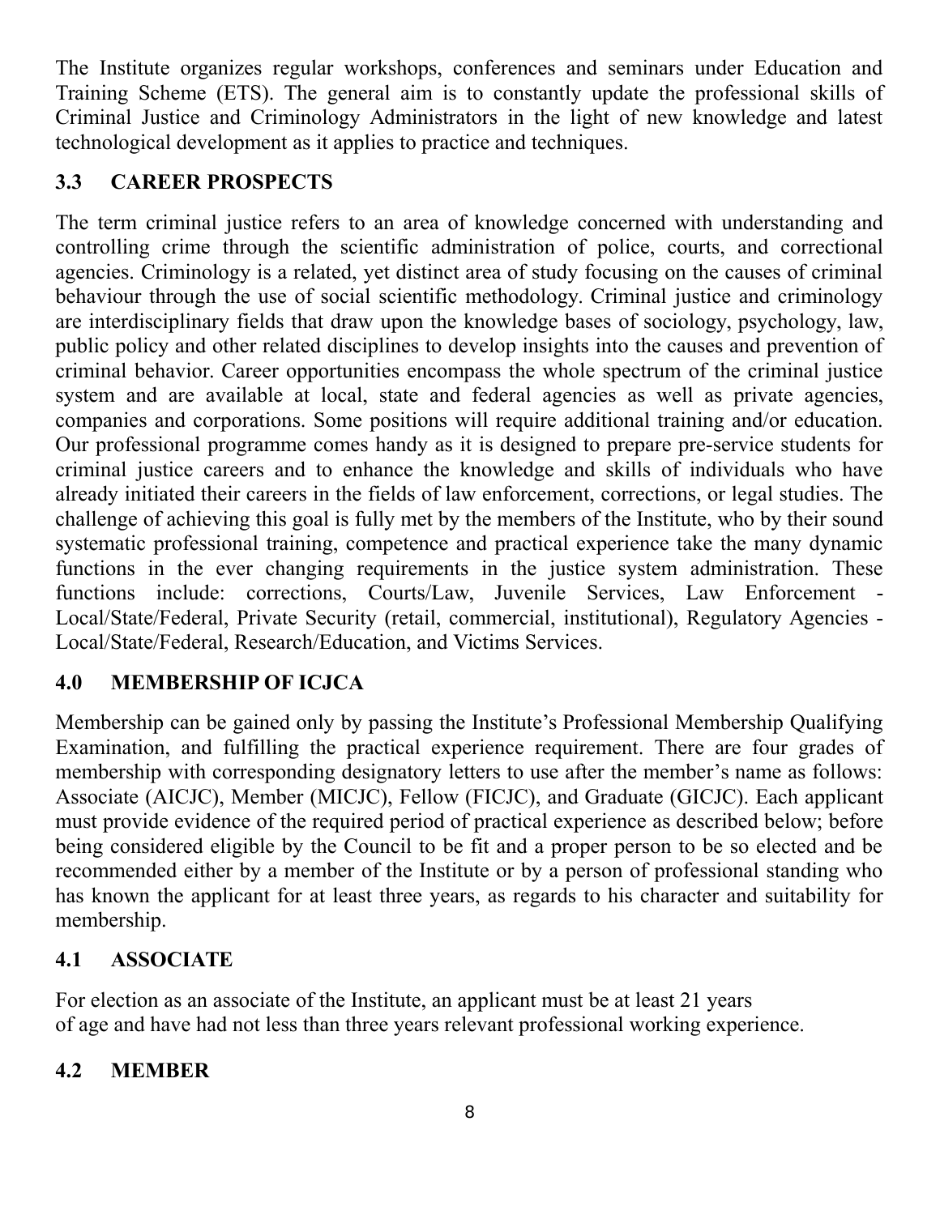The Institute organizes regular workshops, conferences and seminars under Education and Training Scheme (ETS). The general aim is to constantly update the professional skills of Criminal Justice and Criminology Administrators in the light of new knowledge and latest technological development as it applies to practice and techniques.

## 3.3 CAREER PROSPECTS

The term criminal justice refers to an area of knowledge concerned with understanding and controlling crime through the scientific administration of police, courts, and correctional agencies. Criminology is a related, yet distinct area of study focusing on the causes of criminal behaviour through the use of social scientific methodology. Criminal justice and criminology are interdisciplinary fields that draw upon the knowledge bases of sociology, psychology, law, public policy and other related disciplines to develop insights into the causes and prevention of criminal behavior. Career opportunities encompass the whole spectrum of the criminal justice system and are available at local, state and federal agencies as well as private agencies, companies and corporations. Some positions will require additional training and/or education. Our professional programme comes handy as it is designed to prepare pre-service students for criminal justice careers and to enhance the knowledge and skills of individuals who have already initiated their careers in the fields of law enforcement, corrections, or legal studies. The challenge of achieving this goal is fully met by the members of the Institute, who by their sound systematic professional training, competence and practical experience take the many dynamic functions in the ever changing requirements in the justice system administration. These functions include: corrections, Courts/Law, Juvenile Services, Law Enforcement - Local/State/Federal, Private Security (retail, commercial, institutional), Regulatory Agencies - Local/State/Federal, Research/Education, and Victims Services.

# 4.0 MEMBERSHIP OF ICJCA

Membership can be gained only by passing the Institute's Professional Membership Qualifying Examination, and fulfilling the practical experience requirement. There are four grades of membership with corresponding designatory letters to use after the member's name as follows: Associate (AICJC), Member (MICJC), Fellow (FICJC), and Graduate (GICJC). Each applicant must provide evidence of the required period of practical experience as described below; before being considered eligible by the Council to be fit and a proper person to be so elected and be recommended either by a member of the Institute or by a person of professional standing who has known the applicant for at least three years, as regards to his character and suitability for membership.

## 4.1 ASSOCIATE

For election as an associate of the Institute, an applicant must be at least 21 years of age and have had not less than three years relevant professional working experience.

## 4.2 MEMBER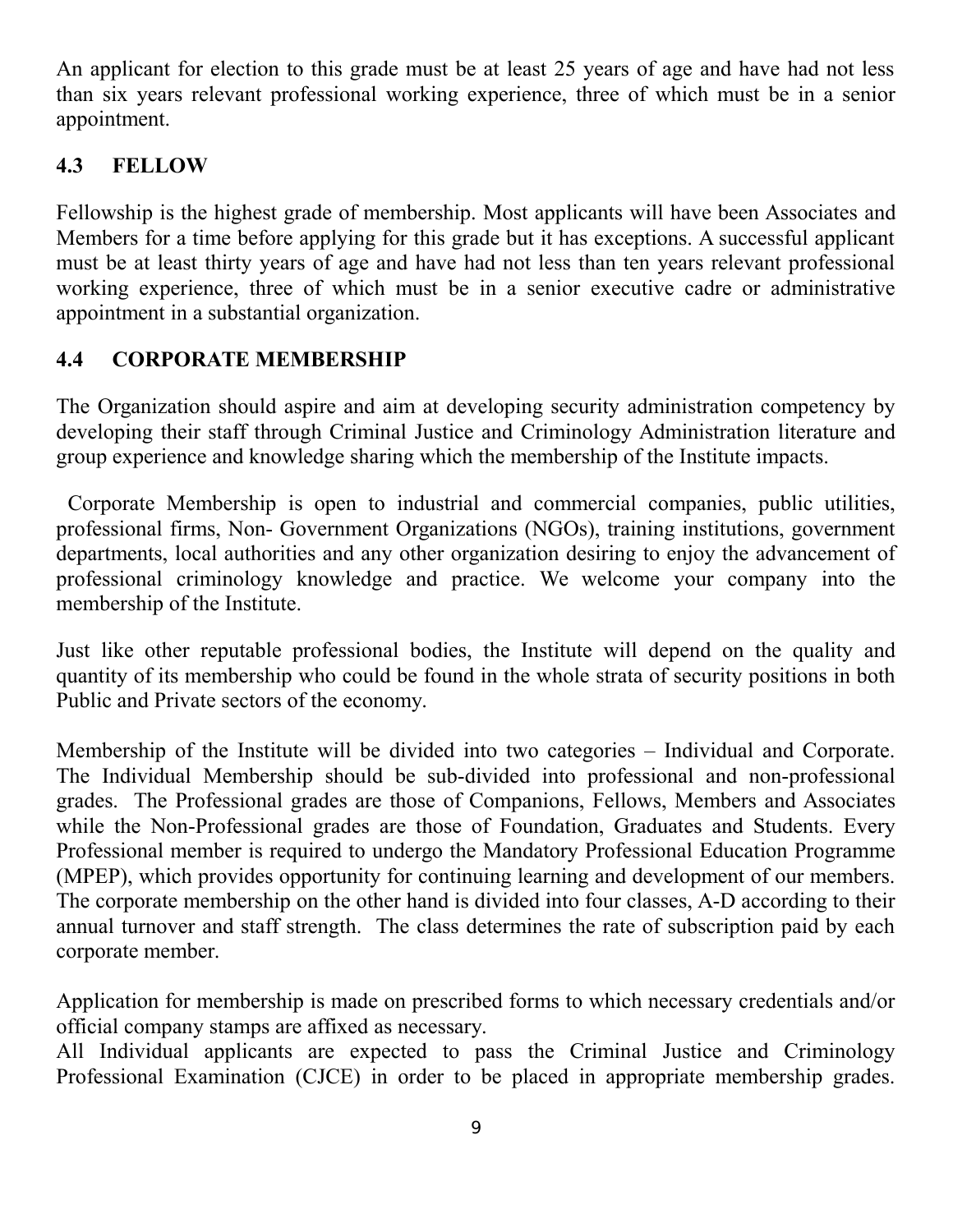An applicant for election to this grade must be at least 25 years of age and have had not less than six years relevant professional working experience, three of which must be in a senior appointment.

## 4.3 FELLOW

Fellowship is the highest grade of membership. Most applicants will have been Associates and Members for a time before applying for this grade but it has exceptions. A successful applicant must be at least thirty years of age and have had not less than ten years relevant professional working experience, three of which must be in a senior executive cadre or administrative appointment in a substantial organization.

## 4.4 CORPORATE MEMBERSHIP

The Organization should aspire and aim at developing security administration competency by developing their staff through Criminal Justice and Criminology Administration literature and group experience and knowledge sharing which the membership of the Institute impacts.

Corporate Membership is open to industrial and commercial companies, public utilities, professional firms, Non- Government Organizations (NGOs), training institutions, government departments, local authorities and any other organization desiring to enjoy the advancement of professional criminology knowledge and practice. We welcome your company into the membership of the Institute.

Just like other reputable professional bodies, the Institute will depend on the quality and quantity of its membership who could be found in the whole strata of security positions in both Public and Private sectors of the economy.

Membership of the Institute will be divided into two categories – Individual and Corporate. The Individual Membership should be sub-divided into professional and non-professional grades. The Professional grades are those of Companions, Fellows, Members and Associates while the Non-Professional grades are those of Foundation, Graduates and Students. Every Professional member is required to undergo the Mandatory Professional Education Programme (MPEP), which provides opportunity for continuing learning and development of our members. The corporate membership on the other hand is divided into four classes, A-D according to their annual turnover and staff strength. The class determines the rate of subscription paid by each corporate member.

Application for membership is made on prescribed forms to which necessary credentials and/or official company stamps are affixed as necessary.
All Individual applicants are expected to pass the Criminal Justice and Criminology Professional Examination (CJCE) in order to be placed in appropriate membership grades.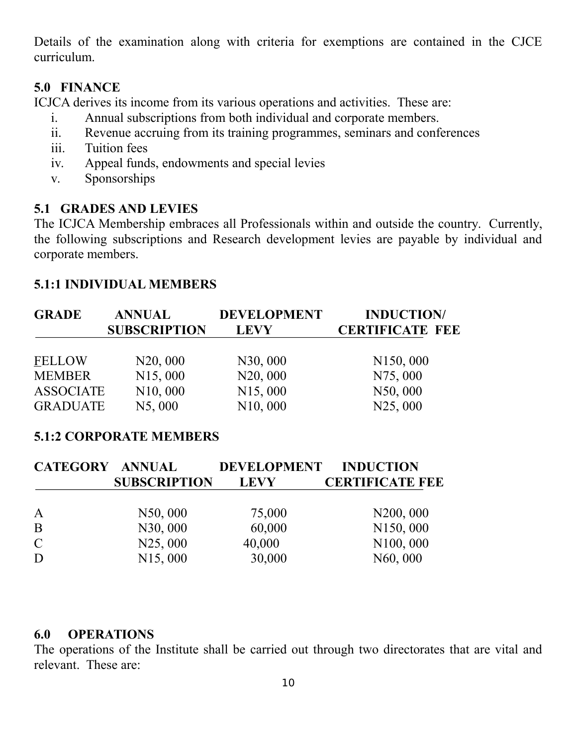Details of the examination along with criteria for exemptions are contained in the CJCE curriculum.

## 5.0 FINANCE

ICJCA derives its income from its various operations and activities. These are:

i. Annual subscriptions from both individual and corporate members.
ii. Revenue accruing from its training programmes, seminars and conferences
iii. Tuition fees
iv. Appeal funds, endowments and special levies
v. Sponsorships

## 5.1 GRADES AND LEVIES

The ICJCA Membership embraces all Professionals within and outside the country. Currently, the following subscriptions and Research development levies are payable by individual and corporate members.

### 5.1:1 INDIVIDUAL MEMBERS

| GRADE | ANNUAL SUBSCRIPTION | DEVELOPMENT LEVY | INDUCTION/ CERTIFICATE FEE |
|---|---|---|---|
| FELLOW | N20, 000 | N30, 000 | N150, 000 |
| MEMBER | N15, 000 | N20, 000 | N75, 000 |
| ASSOCIATE | N10, 000 | N15, 000 | N50, 000 |
| GRADUATE | N5, 000 | N10, 000 | N25, 000 |

### 5.1:2 CORPORATE MEMBERS

| CATEGORY | ANNUAL SUBSCRIPTION | DEVELOPMENT LEVY | INDUCTION CERTIFICATE FEE |
|---|---|---|---|
| A | N50, 000 | 75,000 | N200, 000 |
| B | N30, 000 | 60,000 | N150, 000 |
| C | N25, 000 | 40,000 | N100, 000 |
| D | N15, 000 | 30,000 | N60, 000 |

## 6.0 OPERATIONS

The operations of the Institute shall be carried out through two directorates that are vital and relevant. These are: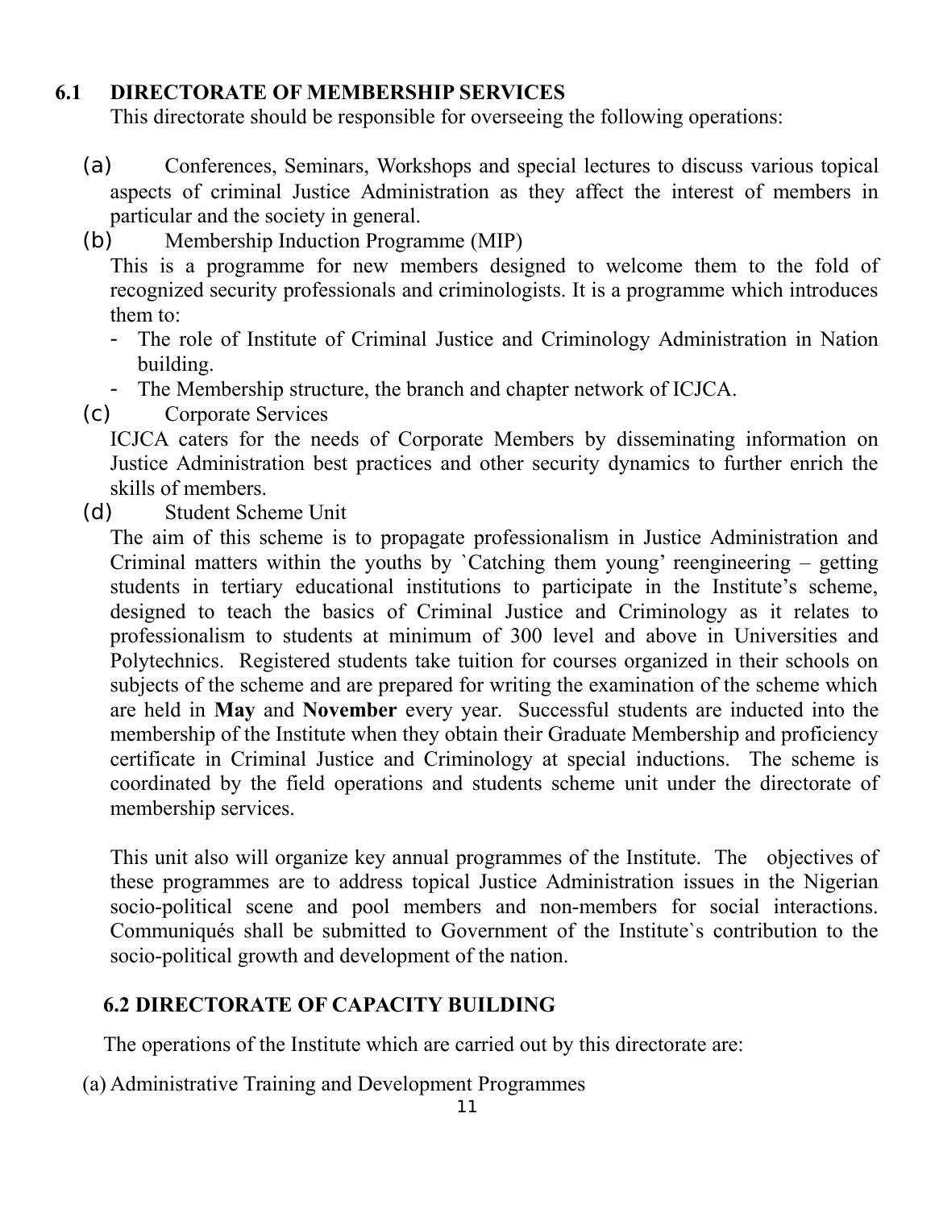### 6.1 DIRECTORATE OF MEMBERSHIP SERVICES

This directorate should be responsible for overseeing the following operations:

(a) Conferences, Seminars, Workshops and special lectures to discuss various topical aspects of criminal Justice Administration as they affect the interest of members in particular and the society in general.

(b) Membership Induction Programme (MIP)

This is a programme for new members designed to welcome them to the fold of recognized security professionals and criminologists. It is a programme which introduces them to:

- The role of Institute of Criminal Justice and Criminology Administration in Nation building.
- The Membership structure, the branch and chapter network of ICJCA.

(c) Corporate Services

ICJCA caters for the needs of Corporate Members by disseminating information on Justice Administration best practices and other security dynamics to further enrich the skills of members.

(d) Student Scheme Unit

The aim of this scheme is to propagate professionalism in Justice Administration and Criminal matters within the youths by `Catching them young' reengineering – getting students in tertiary educational institutions to participate in the Institute's scheme, designed to teach the basics of Criminal Justice and Criminology as it relates to professionalism to students at minimum of 300 level and above in Universities and Polytechnics. Registered students take tuition for courses organized in their schools on subjects of the scheme and are prepared for writing the examination of the scheme which are held in **May** and **November** every year. Successful students are inducted into the membership of the Institute when they obtain their Graduate Membership and proficiency certificate in Criminal Justice and Criminology at special inductions. The scheme is coordinated by the field operations and students scheme unit under the directorate of membership services.

This unit also will organize key annual programmes of the Institute. The objectives of these programmes are to address topical Justice Administration issues in the Nigerian socio-political scene and pool members and non-members for social interactions. Communiqués shall be submitted to Government of the Institute`s contribution to the socio-political growth and development of the nation.

### 6.2 DIRECTORATE OF CAPACITY BUILDING

The operations of the Institute which are carried out by this directorate are:

(a) Administrative Training and Development Programmes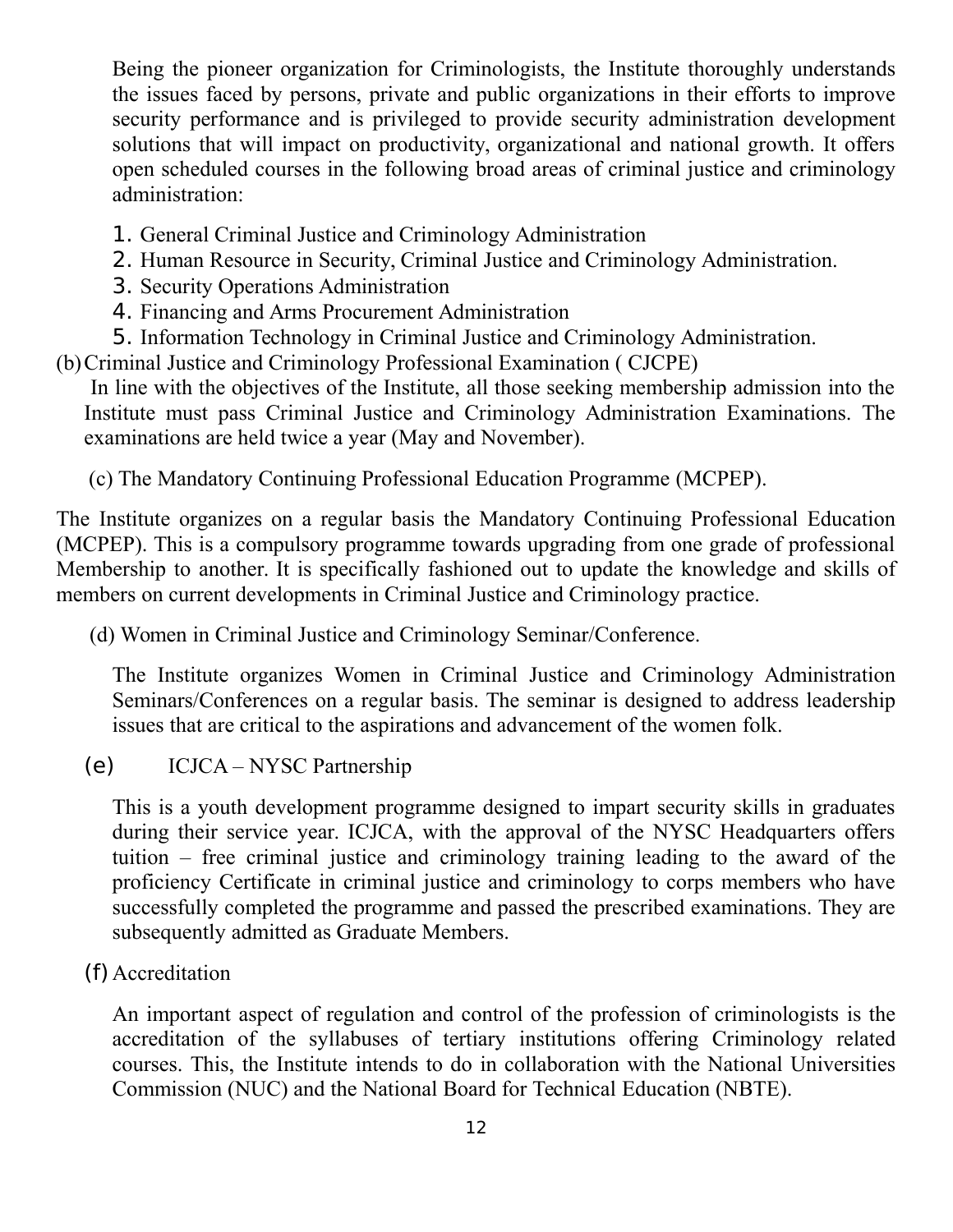Being the pioneer organization for Criminologists, the Institute thoroughly understands the issues faced by persons, private and public organizations in their efforts to improve security performance and is privileged to provide security administration development solutions that will impact on productivity, organizational and national growth. It offers open scheduled courses in the following broad areas of criminal justice and criminology administration:

1. General Criminal Justice and Criminology Administration
2. Human Resource in Security, Criminal Justice and Criminology Administration.
3. Security Operations Administration
4. Financing and Arms Procurement Administration
5. Information Technology in Criminal Justice and Criminology Administration.

(b) Criminal Justice and Criminology Professional Examination ( CJCPE)

In line with the objectives of the Institute, all those seeking membership admission into the Institute must pass Criminal Justice and Criminology Administration Examinations. The examinations are held twice a year (May and November).

(c) The Mandatory Continuing Professional Education Programme (MCPEP).

The Institute organizes on a regular basis the Mandatory Continuing Professional Education (MCPEP). This is a compulsory programme towards upgrading from one grade of professional Membership to another. It is specifically fashioned out to update the knowledge and skills of members on current developments in Criminal Justice and Criminology practice.

(d) Women in Criminal Justice and Criminology Seminar/Conference.

The Institute organizes Women in Criminal Justice and Criminology Administration Seminars/Conferences on a regular basis. The seminar is designed to address leadership issues that are critical to the aspirations and advancement of the women folk.

(e) ICJCA – NYSC Partnership

This is a youth development programme designed to impart security skills in graduates during their service year. ICJCA, with the approval of the NYSC Headquarters offers tuition – free criminal justice and criminology training leading to the award of the proficiency Certificate in criminal justice and criminology to corps members who have successfully completed the programme and passed the prescribed examinations. They are subsequently admitted as Graduate Members.

(f) Accreditation

An important aspect of regulation and control of the profession of criminologists is the accreditation of the syllabuses of tertiary institutions offering Criminology related courses. This, the Institute intends to do in collaboration with the National Universities Commission (NUC) and the National Board for Technical Education (NBTE).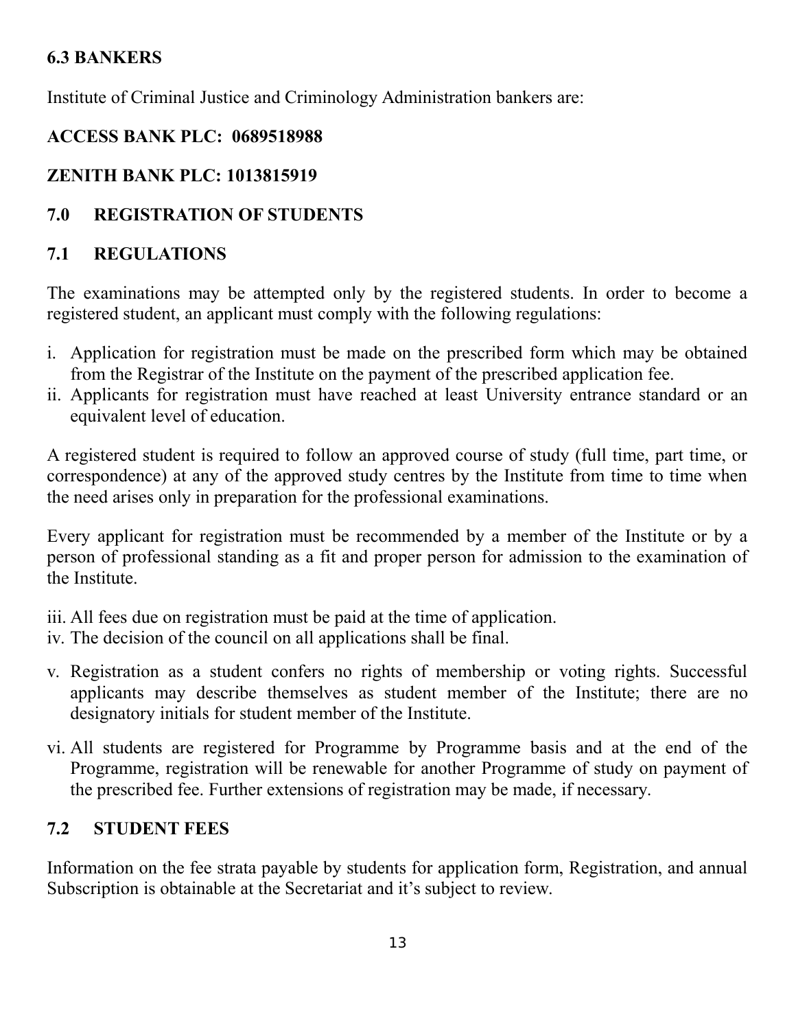### 6.3 BANKERS

Institute of Criminal Justice and Criminology Administration bankers are:

**ACCESS BANK PLC: 0689518988**

**ZENITH BANK PLC: 1013815919**

## 7.0 REGISTRATION OF STUDENTS

### 7.1 REGULATIONS

The examinations may be attempted only by the registered students. In order to become a registered student, an applicant must comply with the following regulations:

i. Application for registration must be made on the prescribed form which may be obtained from the Registrar of the Institute on the payment of the prescribed application fee.
ii. Applicants for registration must have reached at least University entrance standard or an equivalent level of education.

A registered student is required to follow an approved course of study (full time, part time, or correspondence) at any of the approved study centres by the Institute from time to time when the need arises only in preparation for the professional examinations.

Every applicant for registration must be recommended by a member of the Institute or by a person of professional standing as a fit and proper person for admission to the examination of the Institute.

iii. All fees due on registration must be paid at the time of application.
iv. The decision of the council on all applications shall be final.

v. Registration as a student confers no rights of membership or voting rights. Successful applicants may describe themselves as student member of the Institute; there are no designatory initials for student member of the Institute.

vi. All students are registered for Programme by Programme basis and at the end of the Programme, registration will be renewable for another Programme of study on payment of the prescribed fee. Further extensions of registration may be made, if necessary.

### 7.2 STUDENT FEES

Information on the fee strata payable by students for application form, Registration, and annual Subscription is obtainable at the Secretariat and it's subject to review.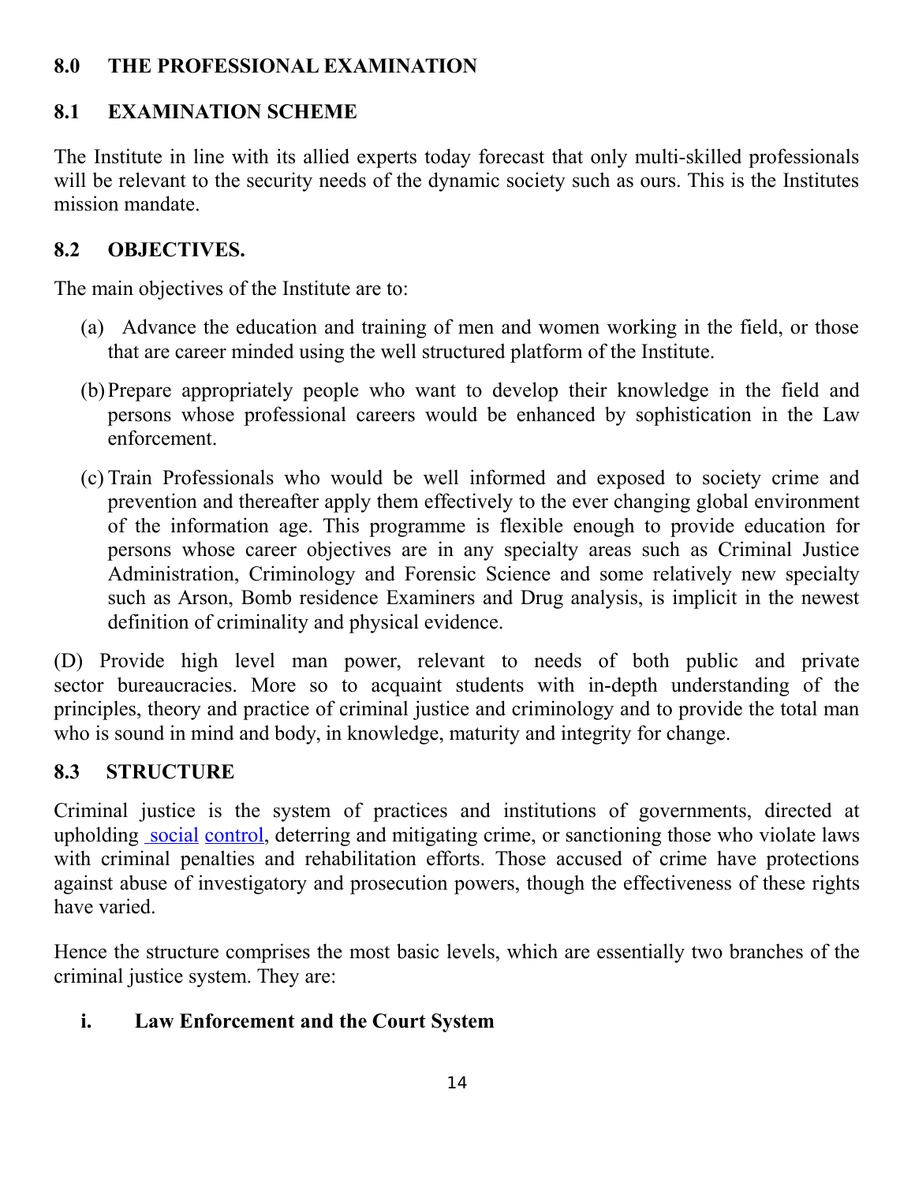## 8.0 THE PROFESSIONAL EXAMINATION

### 8.1 EXAMINATION SCHEME

The Institute in line with its allied experts today forecast that only multi-skilled professionals will be relevant to the security needs of the dynamic society such as ours. This is the Institutes mission mandate.

### 8.2 OBJECTIVES.

The main objectives of the Institute are to:

(a) Advance the education and training of men and women working in the field, or those that are career minded using the well structured platform of the Institute.

(b) Prepare appropriately people who want to develop their knowledge in the field and persons whose professional careers would be enhanced by sophistication in the Law enforcement.

(c) Train Professionals who would be well informed and exposed to society crime and prevention and thereafter apply them effectively to the ever changing global environment of the information age. This programme is flexible enough to provide education for persons whose career objectives are in any specialty areas such as Criminal Justice Administration, Criminology and Forensic Science and some relatively new specialty such as Arson, Bomb residence Examiners and Drug analysis, is implicit in the newest definition of criminality and physical evidence.

(D) Provide high level man power, relevant to needs of both public and private sector bureaucracies. More so to acquaint students with in-depth understanding of the principles, theory and practice of criminal justice and criminology and to provide the total man who is sound in mind and body, in knowledge, maturity and integrity for change.

### 8.3 STRUCTURE

Criminal justice is the system of practices and institutions of governments, directed at upholding social control, deterring and mitigating crime, or sanctioning those who violate laws with criminal penalties and rehabilitation efforts. Those accused of crime have protections against abuse of investigatory and prosecution powers, though the effectiveness of these rights have varied.

Hence the structure comprises the most basic levels, which are essentially two branches of the criminal justice system. They are:

**i. Law Enforcement and the Court System**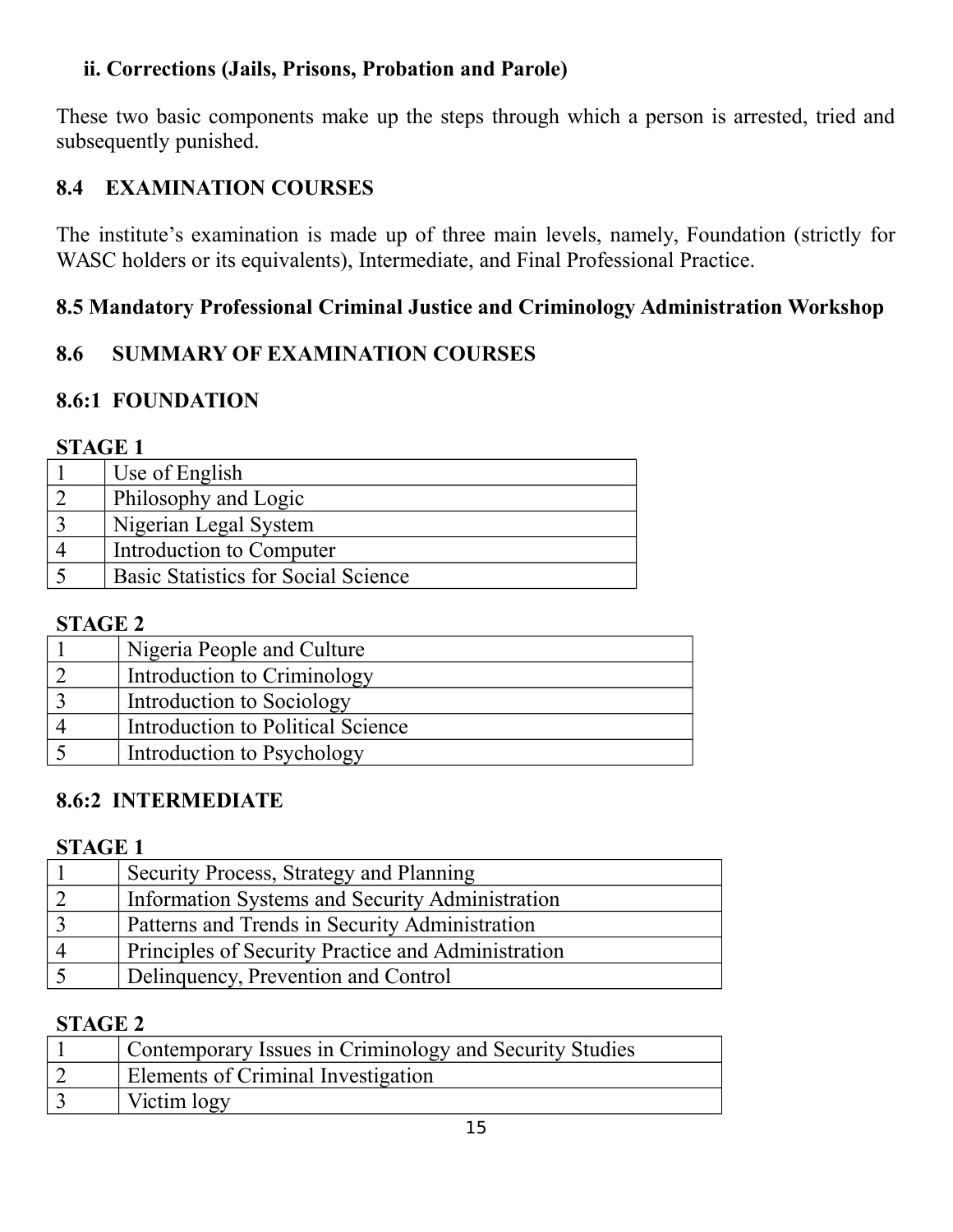**ii. Corrections (Jails, Prisons, Probation and Parole)**

These two basic components make up the steps through which a person is arrested, tried and subsequently punished.

## 8.4 EXAMINATION COURSES

The institute's examination is made up of three main levels, namely, Foundation (strictly for WASC holders or its equivalents), Intermediate, and Final Professional Practice.

## 8.5 Mandatory Professional Criminal Justice and Criminology Administration Workshop

## 8.6 SUMMARY OF EXAMINATION COURSES

### 8.6:1 FOUNDATION

**STAGE 1**

| | |
|---|---|
| 1 | Use of English |
| 2 | Philosophy and Logic |
| 3 | Nigerian Legal System |
| 4 | Introduction to Computer |
| 5 | Basic Statistics for Social Science |

**STAGE 2**

| | |
|---|---|
| 1 | Nigeria People and Culture |
| 2 | Introduction to Criminology |
| 3 | Introduction to Sociology |
| 4 | Introduction to Political Science |
| 5 | Introduction to Psychology |

### 8.6:2 INTERMEDIATE

**STAGE 1**

| | |
|---|---|
| 1 | Security Process, Strategy and Planning |
| 2 | Information Systems and Security Administration |
| 3 | Patterns and Trends in Security Administration |
| 4 | Principles of Security Practice and Administration |
| 5 | Delinquency, Prevention and Control |

**STAGE 2**

| | |
|---|---|
| 1 | Contemporary Issues in Criminology and Security Studies |
| 2 | Elements of Criminal Investigation |
| 3 | Victim logy |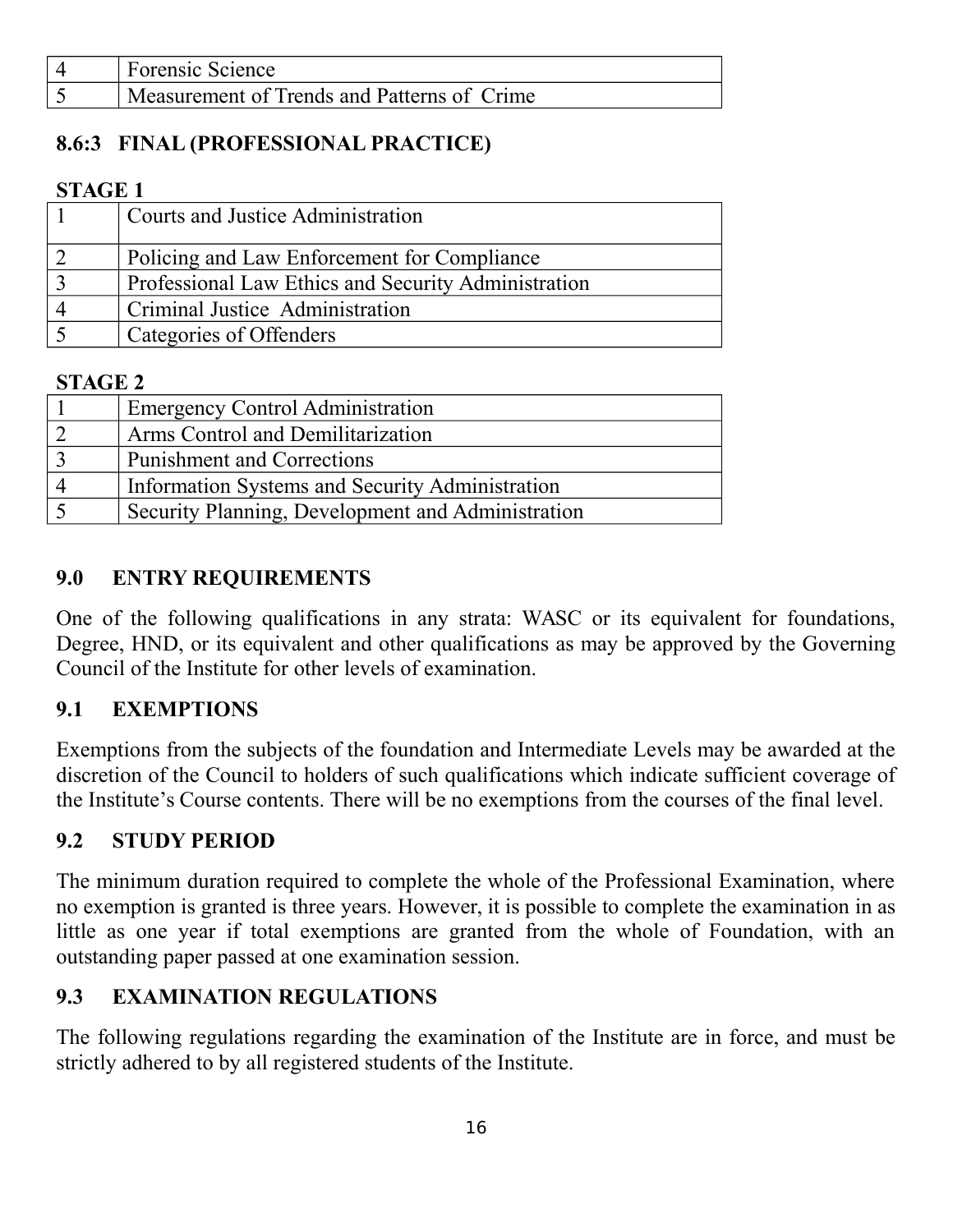| | |
|---|---|
| 4 | Forensic Science |
| 5 | Measurement of Trends and Patterns of Crime |

### 8.6:3 FINAL (PROFESSIONAL PRACTICE)

**STAGE 1**

| | |
|---|---|
| 1 | Courts and Justice Administration |
| 2 | Policing and Law Enforcement for Compliance |
| 3 | Professional Law Ethics and Security Administration |
| 4 | Criminal Justice Administration |
| 5 | Categories of Offenders |

**STAGE 2**

| | |
|---|---|
| 1 | Emergency Control Administration |
| 2 | Arms Control and Demilitarization |
| 3 | Punishment and Corrections |
| 4 | Information Systems and Security Administration |
| 5 | Security Planning, Development and Administration |

## 9.0 ENTRY REQUIREMENTS

One of the following qualifications in any strata: WASC or its equivalent for foundations, Degree, HND, or its equivalent and other qualifications as may be approved by the Governing Council of the Institute for other levels of examination.

## 9.1 EXEMPTIONS

Exemptions from the subjects of the foundation and Intermediate Levels may be awarded at the discretion of the Council to holders of such qualifications which indicate sufficient coverage of the Institute's Course contents. There will be no exemptions from the courses of the final level.

## 9.2 STUDY PERIOD

The minimum duration required to complete the whole of the Professional Examination, where no exemption is granted is three years. However, it is possible to complete the examination in as little as one year if total exemptions are granted from the whole of Foundation, with an outstanding paper passed at one examination session.

## 9.3 EXAMINATION REGULATIONS

The following regulations regarding the examination of the Institute are in force, and must be strictly adhered to by all registered students of the Institute.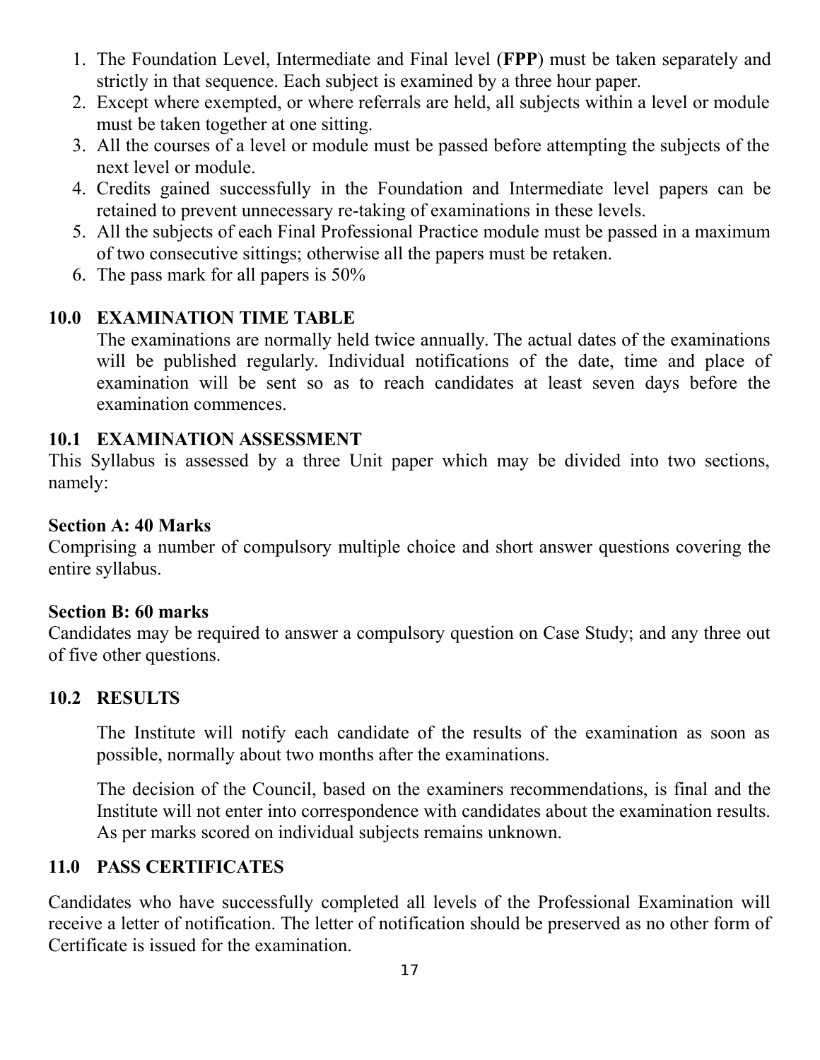1. The Foundation Level, Intermediate and Final level (**FPP**) must be taken separately and strictly in that sequence. Each subject is examined by a three hour paper.
2. Except where exempted, or where referrals are held, all subjects within a level or module must be taken together at one sitting.
3. All the courses of a level or module must be passed before attempting the subjects of the next level or module.
4. Credits gained successfully in the Foundation and Intermediate level papers can be retained to prevent unnecessary re-taking of examinations in these levels.
5. All the subjects of each Final Professional Practice module must be passed in a maximum of two consecutive sittings; otherwise all the papers must be retaken.
6. The pass mark for all papers is 50%

## 10.0 EXAMINATION TIME TABLE

The examinations are normally held twice annually. The actual dates of the examinations will be published regularly. Individual notifications of the date, time and place of examination will be sent so as to reach candidates at least seven days before the examination commences.

## 10.1 EXAMINATION ASSESSMENT

This Syllabus is assessed by a three Unit paper which may be divided into two sections, namely:

**Section A: 40 Marks**
Comprising a number of compulsory multiple choice and short answer questions covering the entire syllabus.

**Section B: 60 marks**
Candidates may be required to answer a compulsory question on Case Study; and any three out of five other questions.

## 10.2 RESULTS

The Institute will notify each candidate of the results of the examination as soon as possible, normally about two months after the examinations.

The decision of the Council, based on the examiners recommendations, is final and the Institute will not enter into correspondence with candidates about the examination results. As per marks scored on individual subjects remains unknown.

## 11.0 PASS CERTIFICATES

Candidates who have successfully completed all levels of the Professional Examination will receive a letter of notification. The letter of notification should be preserved as no other form of Certificate is issued for the examination.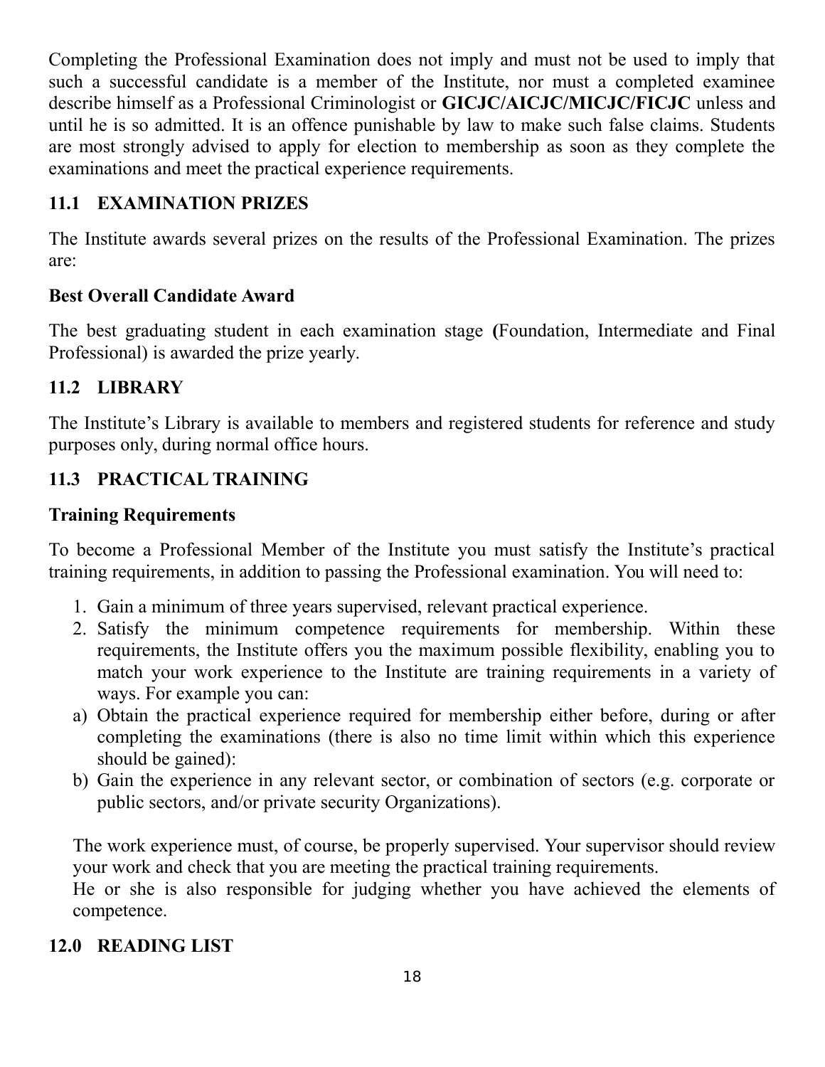Completing the Professional Examination does not imply and must not be used to imply that such a successful candidate is a member of the Institute, nor must a completed examinee describe himself as a Professional Criminologist or **GICJC/AICJC/MICJC/FICJC** unless and until he is so admitted. It is an offence punishable by law to make such false claims. Students are most strongly advised to apply for election to membership as soon as they complete the examinations and meet the practical experience requirements.

### 11.1 EXAMINATION PRIZES

The Institute awards several prizes on the results of the Professional Examination. The prizes are:

**Best Overall Candidate Award**

The best graduating student in each examination stage **(**Foundation, Intermediate and Final Professional) is awarded the prize yearly.

### 11.2 LIBRARY

The Institute's Library is available to members and registered students for reference and study purposes only, during normal office hours.

### 11.3 PRACTICAL TRAINING

**Training Requirements**

To become a Professional Member of the Institute you must satisfy the Institute's practical training requirements, in addition to passing the Professional examination. You will need to:

1. Gain a minimum of three years supervised, relevant practical experience.
2. Satisfy the minimum competence requirements for membership. Within these requirements, the Institute offers you the maximum possible flexibility, enabling you to match your work experience to the Institute are training requirements in a variety of ways. For example you can:

a) Obtain the practical experience required for membership either before, during or after completing the examinations (there is also no time limit within which this experience should be gained):

b) Gain the experience in any relevant sector, or combination of sectors (e.g. corporate or public sectors, and/or private security Organizations).

The work experience must, of course, be properly supervised. Your supervisor should review your work and check that you are meeting the practical training requirements.
He or she is also responsible for judging whether you have achieved the elements of competence.

## 12.0 READING LIST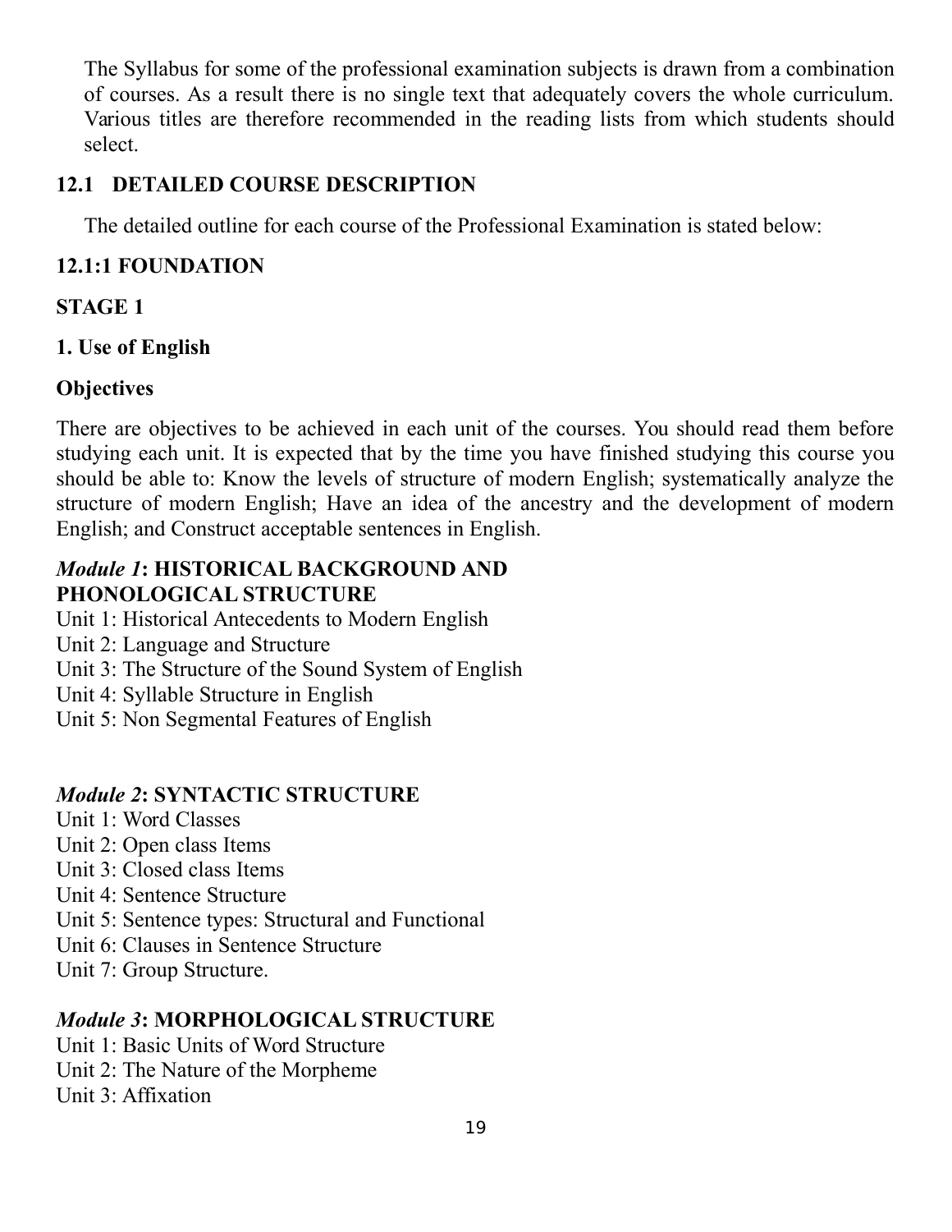The Syllabus for some of the professional examination subjects is drawn from a combination of courses. As a result there is no single text that adequately covers the whole curriculum. Various titles are therefore recommended in the reading lists from which students should select.

## 12.1 DETAILED COURSE DESCRIPTION

The detailed outline for each course of the Professional Examination is stated below:

### 12.1:1 FOUNDATION

### STAGE 1

### 1. Use of English

**Objectives**

There are objectives to be achieved in each unit of the courses. You should read them before studying each unit. It is expected that by the time you have finished studying this course you should be able to: Know the levels of structure of modern English; systematically analyze the structure of modern English; Have an idea of the ancestry and the development of modern English; and Construct acceptable sentences in English.

***Module 1*: HISTORICAL BACKGROUND AND PHONOLOGICAL STRUCTURE**

Unit 1: Historical Antecedents to Modern English
Unit 2: Language and Structure
Unit 3: The Structure of the Sound System of English
Unit 4: Syllable Structure in English
Unit 5: Non Segmental Features of English

***Module 2*: SYNTACTIC STRUCTURE**

Unit 1: Word Classes
Unit 2: Open class Items
Unit 3: Closed class Items
Unit 4: Sentence Structure
Unit 5: Sentence types: Structural and Functional
Unit 6: Clauses in Sentence Structure
Unit 7: Group Structure.

***Module 3*: MORPHOLOGICAL STRUCTURE**

Unit 1: Basic Units of Word Structure
Unit 2: The Nature of the Morpheme
Unit 3: Affixation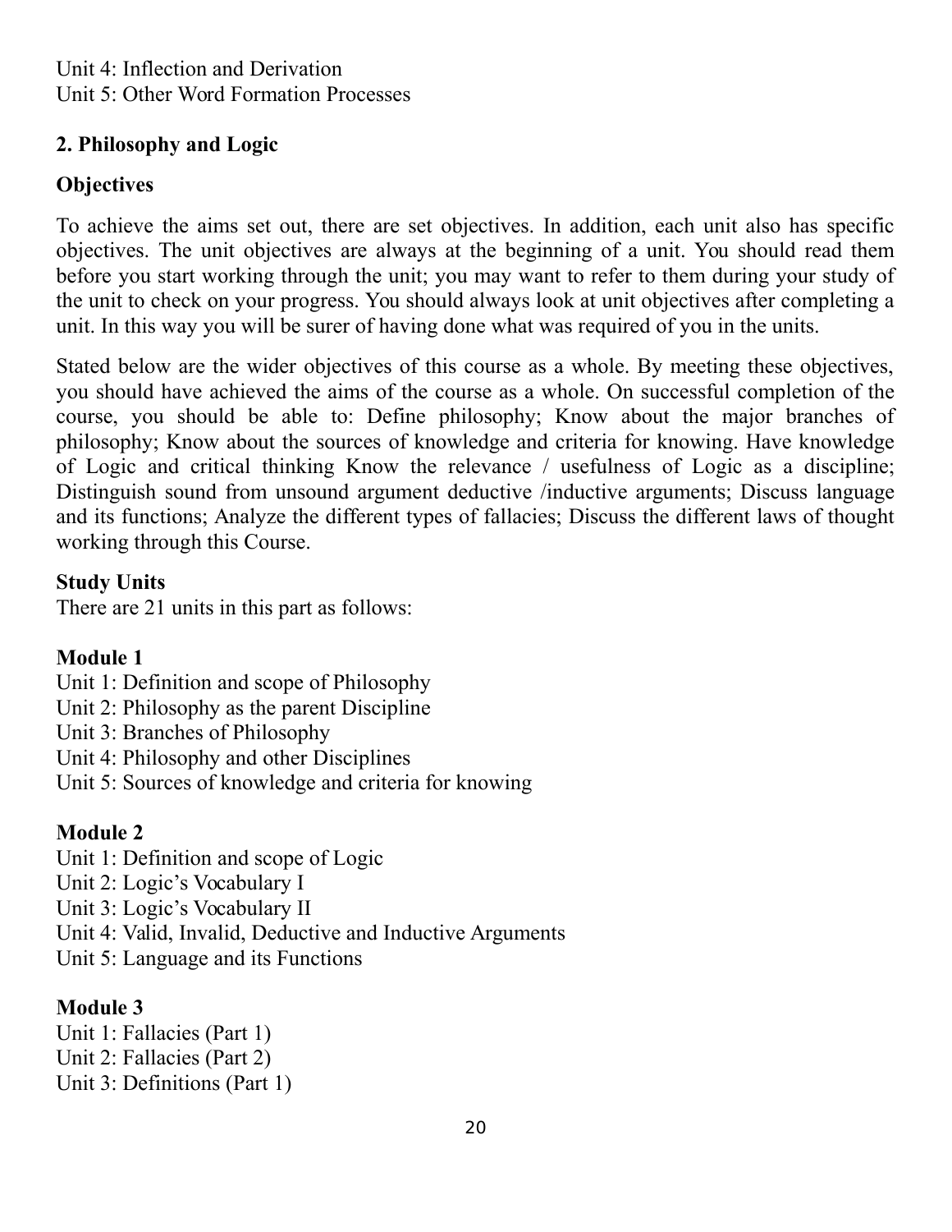Unit 4: Inflection and Derivation
Unit 5: Other Word Formation Processes

## 2. Philosophy and Logic

### Objectives

To achieve the aims set out, there are set objectives. In addition, each unit also has specific objectives. The unit objectives are always at the beginning of a unit. You should read them before you start working through the unit; you may want to refer to them during your study of the unit to check on your progress. You should always look at unit objectives after completing a unit. In this way you will be surer of having done what was required of you in the units.

Stated below are the wider objectives of this course as a whole. By meeting these objectives, you should have achieved the aims of the course as a whole. On successful completion of the course, you should be able to: Define philosophy; Know about the major branches of philosophy; Know about the sources of knowledge and criteria for knowing. Have knowledge of Logic and critical thinking Know the relevance / usefulness of Logic as a discipline; Distinguish sound from unsound argument deductive /inductive arguments; Discuss language and its functions; Analyze the different types of fallacies; Discuss the different laws of thought working through this Course.

### Study Units

There are 21 units in this part as follows:

**Module 1**

Unit 1: Definition and scope of Philosophy
Unit 2: Philosophy as the parent Discipline
Unit 3: Branches of Philosophy
Unit 4: Philosophy and other Disciplines
Unit 5: Sources of knowledge and criteria for knowing

**Module 2**

Unit 1: Definition and scope of Logic
Unit 2: Logic's Vocabulary I
Unit 3: Logic's Vocabulary II
Unit 4: Valid, Invalid, Deductive and Inductive Arguments
Unit 5: Language and its Functions

**Module 3**

Unit 1: Fallacies (Part 1)
Unit 2: Fallacies (Part 2)
Unit 3: Definitions (Part 1)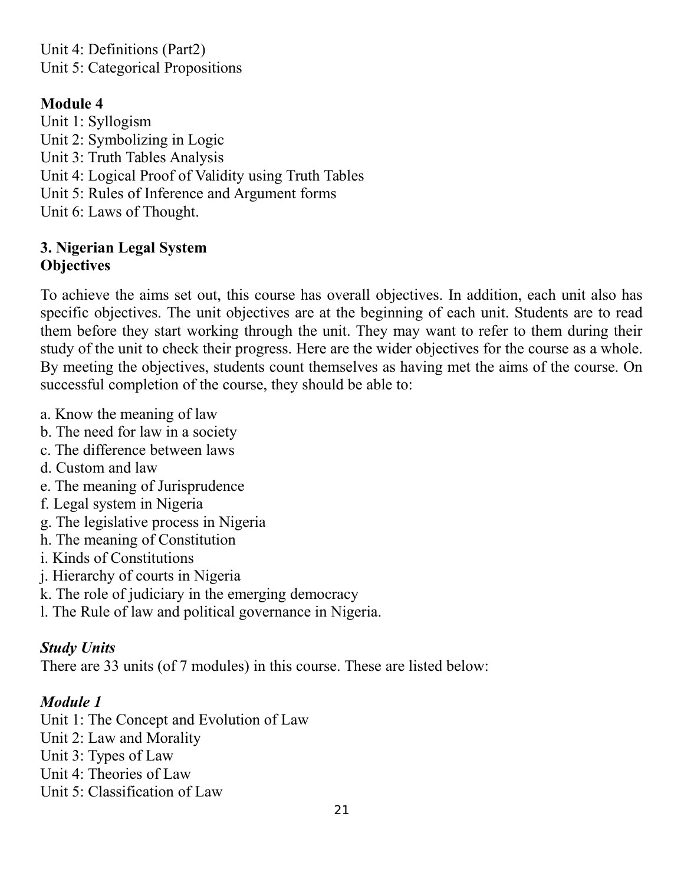Unit 4: Definitions (Part2)
Unit 5: Categorical Propositions

**Module 4**
Unit 1: Syllogism
Unit 2: Symbolizing in Logic
Unit 3: Truth Tables Analysis
Unit 4: Logical Proof of Validity using Truth Tables
Unit 5: Rules of Inference and Argument forms
Unit 6: Laws of Thought.

**3. Nigerian Legal System**
**Objectives**

To achieve the aims set out, this course has overall objectives. In addition, each unit also has specific objectives. The unit objectives are at the beginning of each unit. Students are to read them before they start working through the unit. They may want to refer to them during their study of the unit to check their progress. Here are the wider objectives for the course as a whole. By meeting the objectives, students count themselves as having met the aims of the course. On successful completion of the course, they should be able to:

a. Know the meaning of law
b. The need for law in a society
c. The difference between laws
d. Custom and law
e. The meaning of Jurisprudence
f. Legal system in Nigeria
g. The legislative process in Nigeria
h. The meaning of Constitution
i. Kinds of Constitutions
j. Hierarchy of courts in Nigeria
k. The role of judiciary in the emerging democracy
l. The Rule of law and political governance in Nigeria.

***Study Units***
There are 33 units (of 7 modules) in this course. These are listed below:

***Module 1***
Unit 1: The Concept and Evolution of Law
Unit 2: Law and Morality
Unit 3: Types of Law
Unit 4: Theories of Law
Unit 5: Classification of Law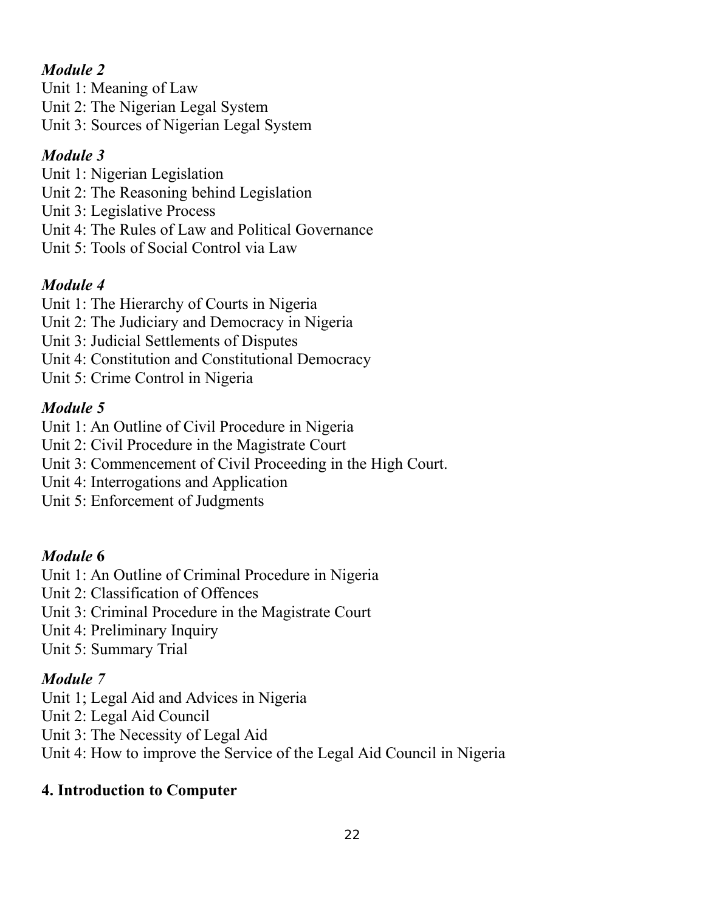*Module 2*

Unit 1: Meaning of Law
Unit 2: The Nigerian Legal System
Unit 3: Sources of Nigerian Legal System

*Module 3*

Unit 1: Nigerian Legislation
Unit 2: The Reasoning behind Legislation
Unit 3: Legislative Process
Unit 4: The Rules of Law and Political Governance
Unit 5: Tools of Social Control via Law

*Module 4*

Unit 1: The Hierarchy of Courts in Nigeria
Unit 2: The Judiciary and Democracy in Nigeria
Unit 3: Judicial Settlements of Disputes
Unit 4: Constitution and Constitutional Democracy
Unit 5: Crime Control in Nigeria

*Module 5*

Unit 1: An Outline of Civil Procedure in Nigeria
Unit 2: Civil Procedure in the Magistrate Court
Unit 3: Commencement of Civil Proceeding in the High Court.
Unit 4: Interrogations and Application
Unit 5: Enforcement of Judgments

*Module* **6**

Unit 1: An Outline of Criminal Procedure in Nigeria
Unit 2: Classification of Offences
Unit 3: Criminal Procedure in the Magistrate Court
Unit 4: Preliminary Inquiry
Unit 5: Summary Trial

*Module 7*

Unit 1; Legal Aid and Advices in Nigeria
Unit 2: Legal Aid Council
Unit 3: The Necessity of Legal Aid
Unit 4: How to improve the Service of the Legal Aid Council in Nigeria

**4. Introduction to Computer**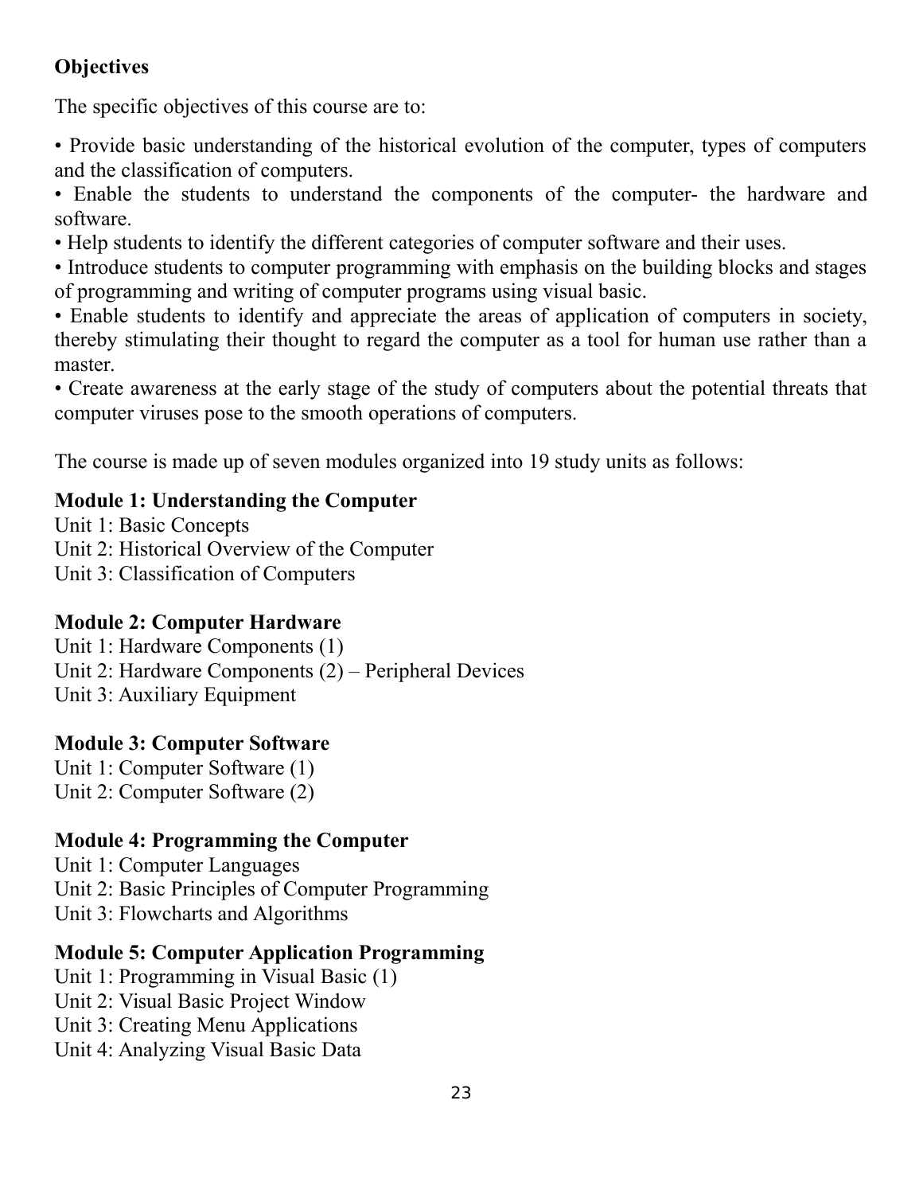**Objectives**

The specific objectives of this course are to:

- Provide basic understanding of the historical evolution of the computer, types of computers and the classification of computers.
- Enable the students to understand the components of the computer- the hardware and software.
- Help students to identify the different categories of computer software and their uses.
- Introduce students to computer programming with emphasis on the building blocks and stages of programming and writing of computer programs using visual basic.
- Enable students to identify and appreciate the areas of application of computers in society, thereby stimulating their thought to regard the computer as a tool for human use rather than a master.
- Create awareness at the early stage of the study of computers about the potential threats that computer viruses pose to the smooth operations of computers.

The course is made up of seven modules organized into 19 study units as follows:

**Module 1: Understanding the Computer**
Unit 1: Basic Concepts
Unit 2: Historical Overview of the Computer
Unit 3: Classification of Computers

**Module 2: Computer Hardware**
Unit 1: Hardware Components (1)
Unit 2: Hardware Components (2) – Peripheral Devices
Unit 3: Auxiliary Equipment

**Module 3: Computer Software**
Unit 1: Computer Software (1)
Unit 2: Computer Software (2)

**Module 4: Programming the Computer**
Unit 1: Computer Languages
Unit 2: Basic Principles of Computer Programming
Unit 3: Flowcharts and Algorithms

**Module 5: Computer Application Programming**
Unit 1: Programming in Visual Basic (1)
Unit 2: Visual Basic Project Window
Unit 3: Creating Menu Applications
Unit 4: Analyzing Visual Basic Data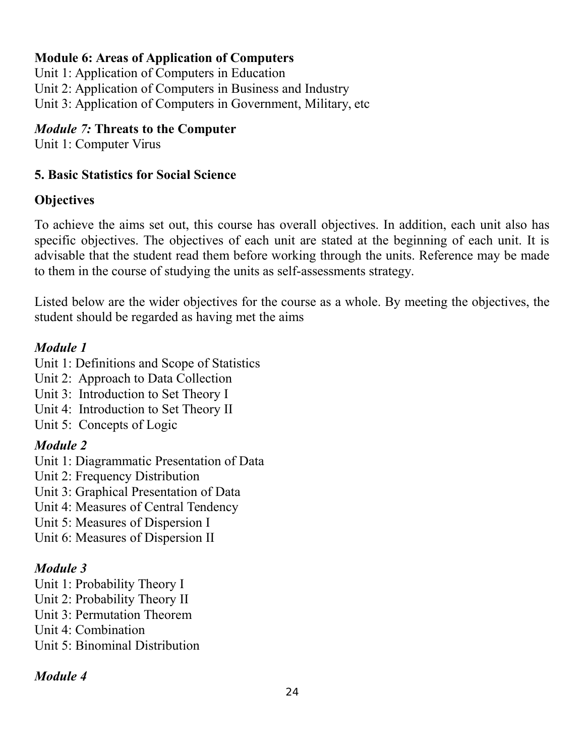**Module 6: Areas of Application of Computers**

Unit 1: Application of Computers in Education
Unit 2: Application of Computers in Business and Industry
Unit 3: Application of Computers in Government, Military, etc

***Module 7:* Threats to the Computer**

Unit 1: Computer Virus

**5. Basic Statistics for Social Science**

**Objectives**

To achieve the aims set out, this course has overall objectives. In addition, each unit also has specific objectives. The objectives of each unit are stated at the beginning of each unit. It is advisable that the student read them before working through the units. Reference may be made to them in the course of studying the units as self-assessments strategy.

Listed below are the wider objectives for the course as a whole. By meeting the objectives, the student should be regarded as having met the aims

***Module 1***

Unit 1: Definitions and Scope of Statistics
Unit 2: Approach to Data Collection
Unit 3: Introduction to Set Theory I
Unit 4: Introduction to Set Theory II
Unit 5: Concepts of Logic

***Module 2***

Unit 1: Diagrammatic Presentation of Data
Unit 2: Frequency Distribution
Unit 3: Graphical Presentation of Data
Unit 4: Measures of Central Tendency
Unit 5: Measures of Dispersion I
Unit 6: Measures of Dispersion II

***Module 3***

Unit 1: Probability Theory I
Unit 2: Probability Theory II
Unit 3: Permutation Theorem
Unit 4: Combination
Unit 5: Binominal Distribution

***Module 4***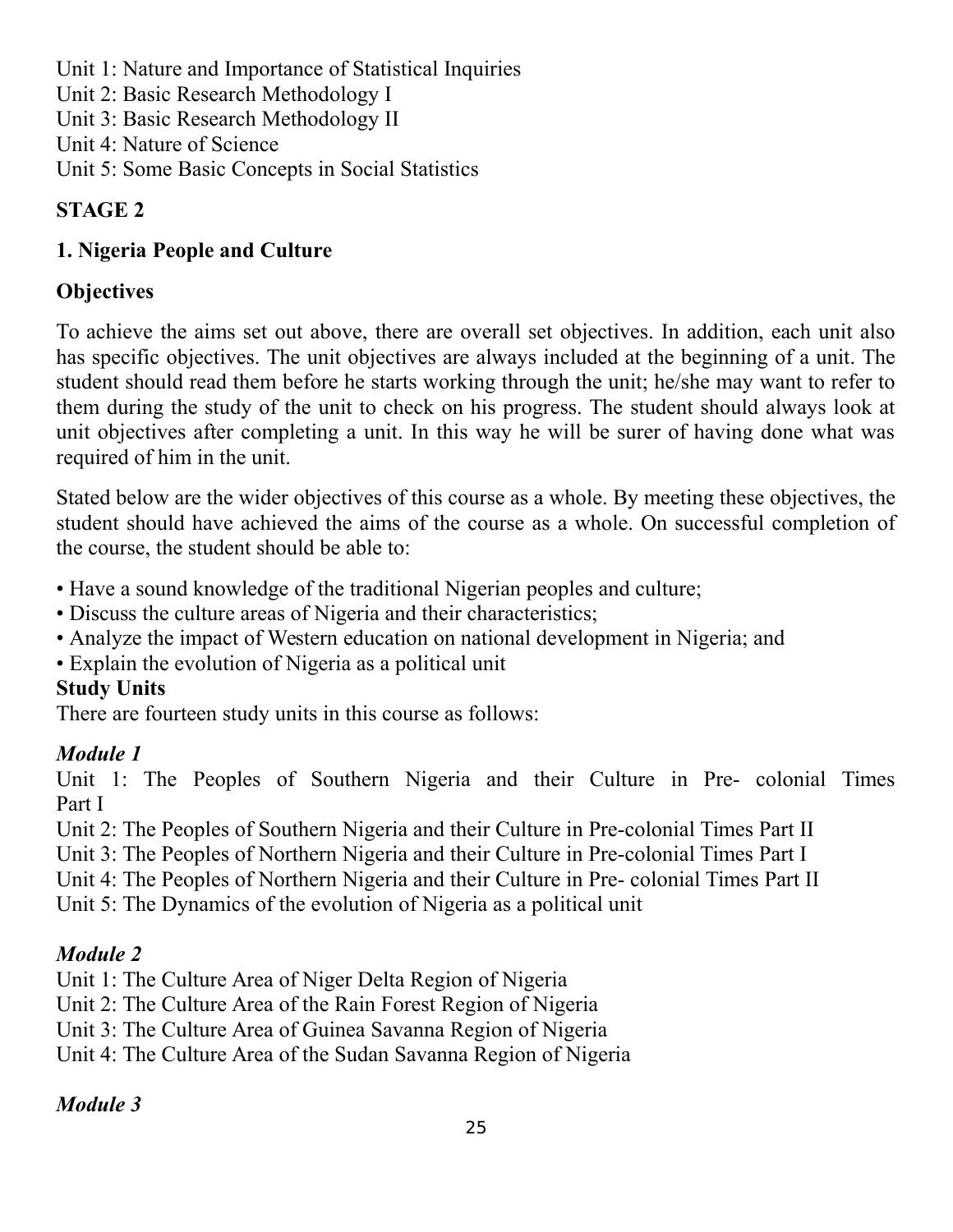Unit 1: Nature and Importance of Statistical Inquiries
Unit 2: Basic Research Methodology I
Unit 3: Basic Research Methodology II
Unit 4: Nature of Science
Unit 5: Some Basic Concepts in Social Statistics

**STAGE 2**

**1. Nigeria People and Culture**

**Objectives**

To achieve the aims set out above, there are overall set objectives. In addition, each unit also has specific objectives. The unit objectives are always included at the beginning of a unit. The student should read them before he starts working through the unit; he/she may want to refer to them during the study of the unit to check on his progress. The student should always look at unit objectives after completing a unit. In this way he will be surer of having done what was required of him in the unit.

Stated below are the wider objectives of this course as a whole. By meeting these objectives, the student should have achieved the aims of the course as a whole. On successful completion of the course, the student should be able to:

- Have a sound knowledge of the traditional Nigerian peoples and culture;
- Discuss the culture areas of Nigeria and their characteristics;
- Analyze the impact of Western education on national development in Nigeria; and
- Explain the evolution of Nigeria as a political unit

**Study Units**

There are fourteen study units in this course as follows:

***Module 1***

Unit 1: The Peoples of Southern Nigeria and their Culture in Pre- colonial Times Part I
Unit 2: The Peoples of Southern Nigeria and their Culture in Pre-colonial Times Part II
Unit 3: The Peoples of Northern Nigeria and their Culture in Pre-colonial Times Part I
Unit 4: The Peoples of Northern Nigeria and their Culture in Pre- colonial Times Part II
Unit 5: The Dynamics of the evolution of Nigeria as a political unit

***Module 2***

Unit 1: The Culture Area of Niger Delta Region of Nigeria
Unit 2: The Culture Area of the Rain Forest Region of Nigeria
Unit 3: The Culture Area of Guinea Savanna Region of Nigeria
Unit 4: The Culture Area of the Sudan Savanna Region of Nigeria

***Module 3***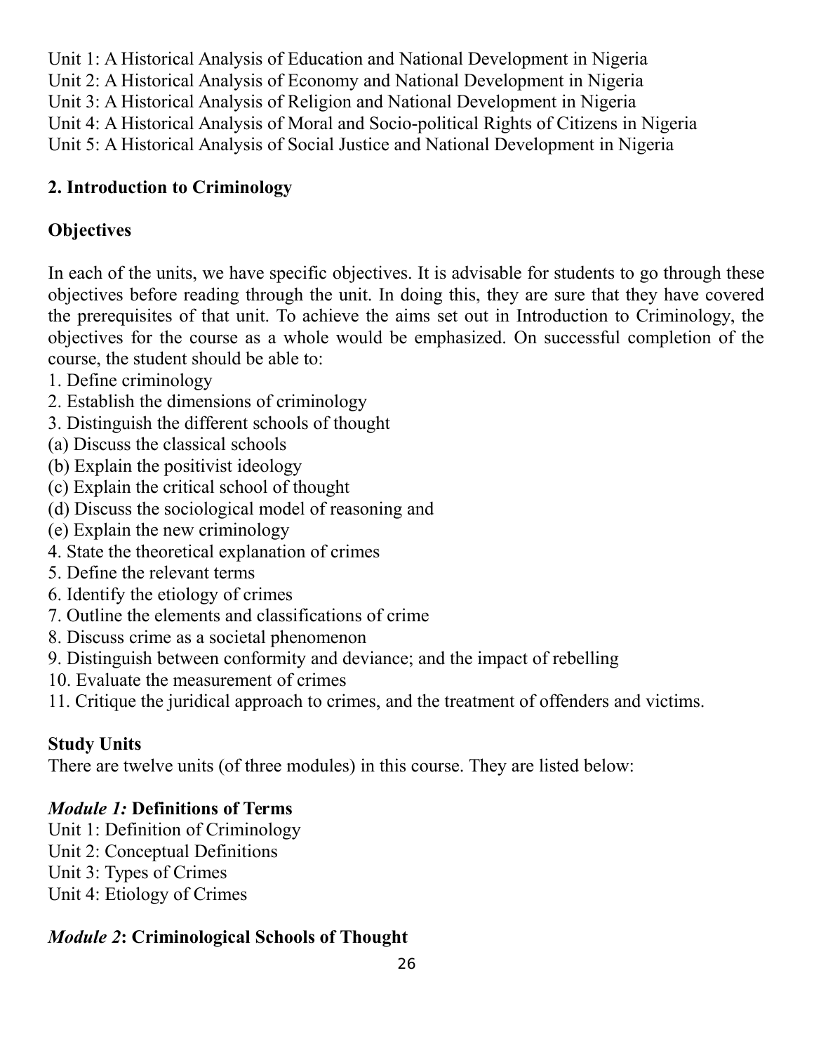Unit 1: A Historical Analysis of Education and National Development in Nigeria
Unit 2: A Historical Analysis of Economy and National Development in Nigeria
Unit 3: A Historical Analysis of Religion and National Development in Nigeria
Unit 4: A Historical Analysis of Moral and Socio-political Rights of Citizens in Nigeria
Unit 5: A Historical Analysis of Social Justice and National Development in Nigeria

## 2. Introduction to Criminology

### Objectives

In each of the units, we have specific objectives. It is advisable for students to go through these objectives before reading through the unit. In doing this, they are sure that they have covered the prerequisites of that unit. To achieve the aims set out in Introduction to Criminology, the objectives for the course as a whole would be emphasized. On successful completion of the course, the student should be able to:

1. Define criminology
2. Establish the dimensions of criminology
3. Distinguish the different schools of thought
   (a) Discuss the classical schools
   (b) Explain the positivist ideology
   (c) Explain the critical school of thought
   (d) Discuss the sociological model of reasoning and
   (e) Explain the new criminology
4. State the theoretical explanation of crimes
5. Define the relevant terms
6. Identify the etiology of crimes
7. Outline the elements and classifications of crime
8. Discuss crime as a societal phenomenon
9. Distinguish between conformity and deviance; and the impact of rebelling
10. Evaluate the measurement of crimes
11. Critique the juridical approach to crimes, and the treatment of offenders and victims.

### Study Units

There are twelve units (of three modules) in this course. They are listed below:

***Module 1:* Definitions of Terms**

Unit 1: Definition of Criminology
Unit 2: Conceptual Definitions
Unit 3: Types of Crimes
Unit 4: Etiology of Crimes

***Module 2*: Criminological Schools of Thought**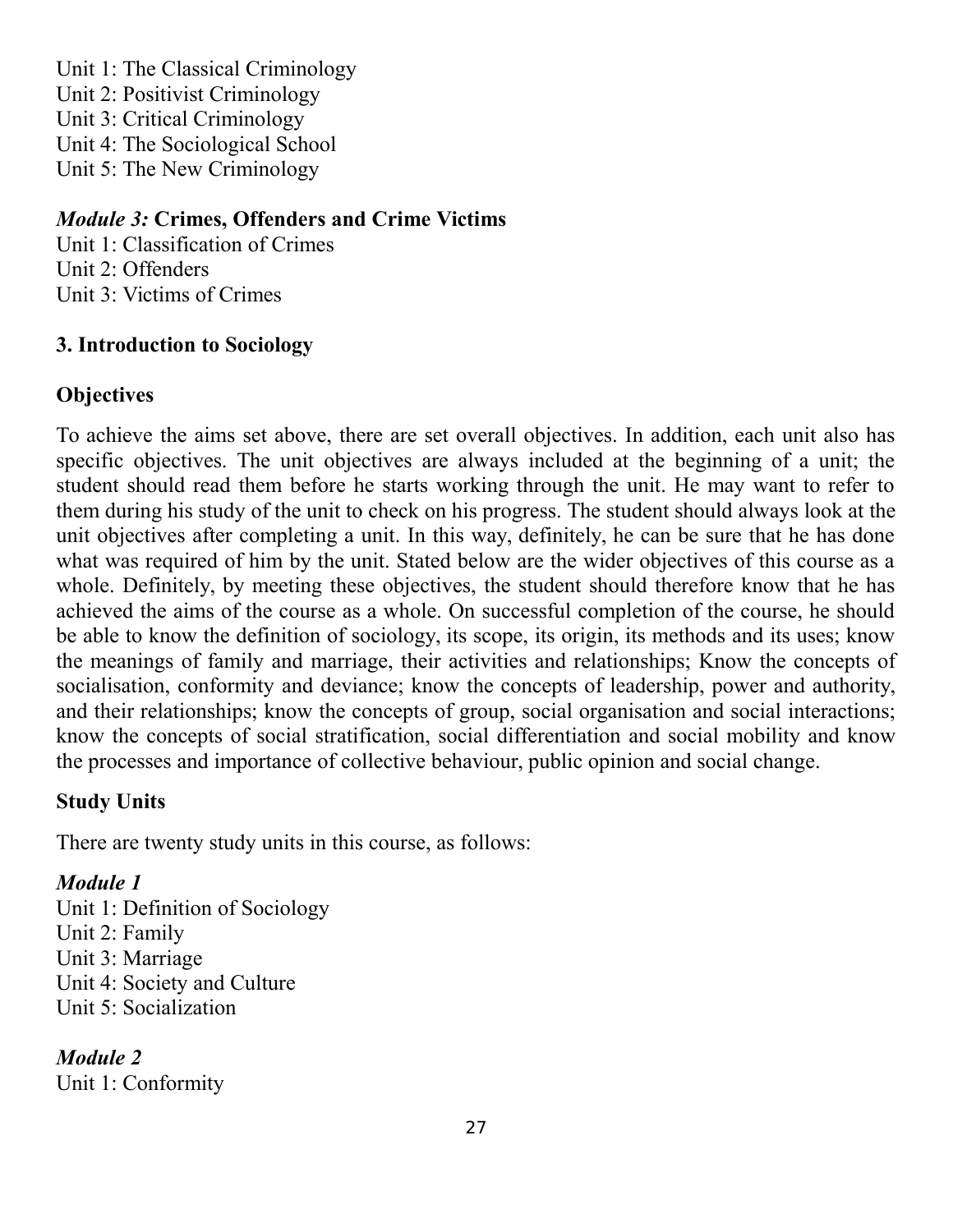Unit 1: The Classical Criminology
Unit 2: Positivist Criminology
Unit 3: Critical Criminology
Unit 4: The Sociological School
Unit 5: The New Criminology

***Module 3:* Crimes, Offenders and Crime Victims**
Unit 1: Classification of Crimes
Unit 2: Offenders
Unit 3: Victims of Crimes

### 3. Introduction to Sociology

#### Objectives

To achieve the aims set above, there are set overall objectives. In addition, each unit also has specific objectives. The unit objectives are always included at the beginning of a unit; the student should read them before he starts working through the unit. He may want to refer to them during his study of the unit to check on his progress. The student should always look at the unit objectives after completing a unit. In this way, definitely, he can be sure that he has done what was required of him by the unit. Stated below are the wider objectives of this course as a whole. Definitely, by meeting these objectives, the student should therefore know that he has achieved the aims of the course as a whole. On successful completion of the course, he should be able to know the definition of sociology, its scope, its origin, its methods and its uses; know the meanings of family and marriage, their activities and relationships; Know the concepts of socialisation, conformity and deviance; know the concepts of leadership, power and authority, and their relationships; know the concepts of group, social organisation and social interactions; know the concepts of social stratification, social differentiation and social mobility and know the processes and importance of collective behaviour, public opinion and social change.

#### Study Units

There are twenty study units in this course, as follows:

***Module 1***
Unit 1: Definition of Sociology
Unit 2: Family
Unit 3: Marriage
Unit 4: Society and Culture
Unit 5: Socialization

***Module 2***
Unit 1: Conformity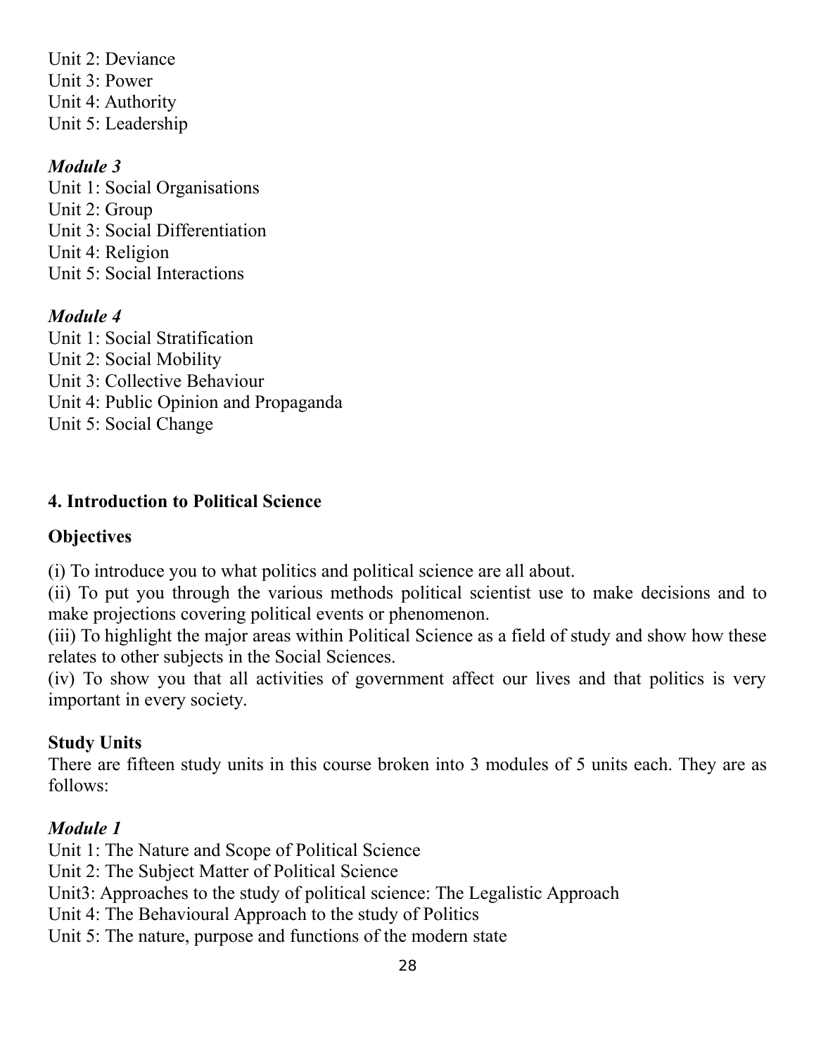Unit 2: Deviance
Unit 3: Power
Unit 4: Authority
Unit 5: Leadership

*Module 3*

Unit 1: Social Organisations
Unit 2: Group
Unit 3: Social Differentiation
Unit 4: Religion
Unit 5: Social Interactions

*Module 4*

Unit 1: Social Stratification
Unit 2: Social Mobility
Unit 3: Collective Behaviour
Unit 4: Public Opinion and Propaganda
Unit 5: Social Change

**4. Introduction to Political Science**

**Objectives**

(i) To introduce you to what politics and political science are all about.
(ii) To put you through the various methods political scientist use to make decisions and to make projections covering political events or phenomenon.
(iii) To highlight the major areas within Political Science as a field of study and show how these relates to other subjects in the Social Sciences.
(iv) To show you that all activities of government affect our lives and that politics is very important in every society.

**Study Units**

There are fifteen study units in this course broken into 3 modules of 5 units each. They are as follows:

*Module 1*

Unit 1: The Nature and Scope of Political Science
Unit 2: The Subject Matter of Political Science
Unit3: Approaches to the study of political science: The Legalistic Approach
Unit 4: The Behavioural Approach to the study of Politics
Unit 5: The nature, purpose and functions of the modern state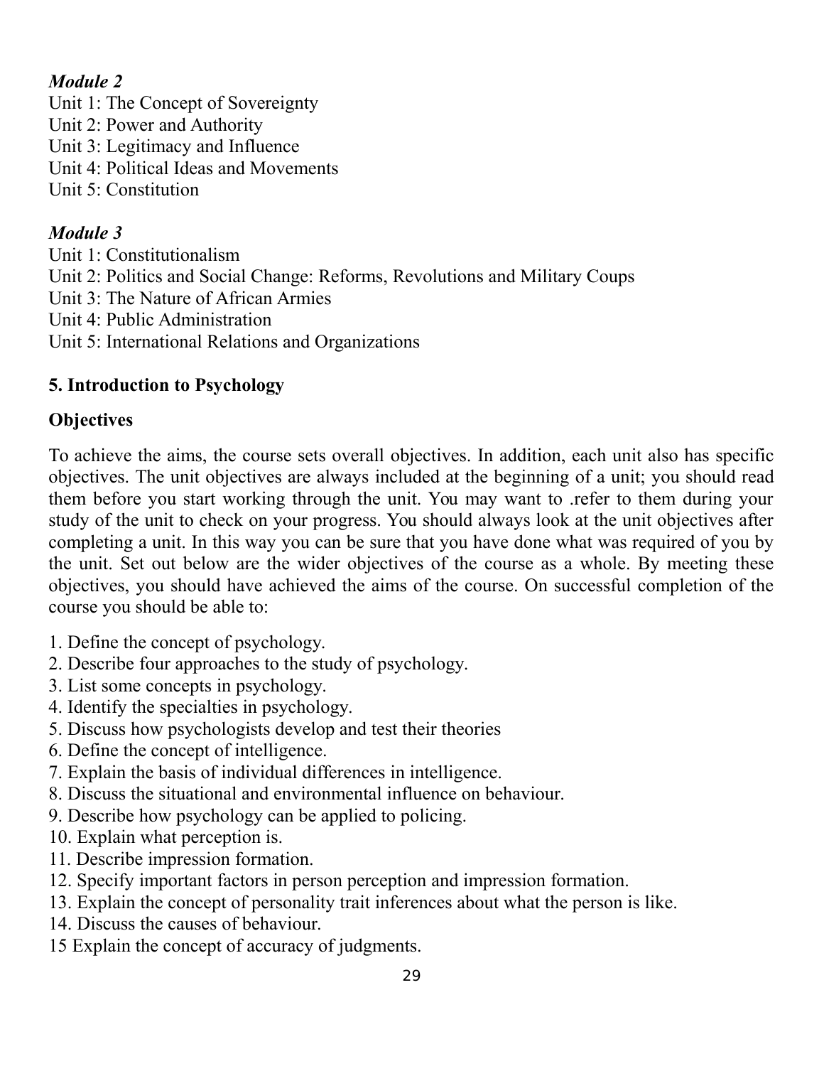*Module 2*

Unit 1: The Concept of Sovereignty
Unit 2: Power and Authority
Unit 3: Legitimacy and Influence
Unit 4: Political Ideas and Movements
Unit 5: Constitution

*Module 3*

Unit 1: Constitutionalism
Unit 2: Politics and Social Change: Reforms, Revolutions and Military Coups
Unit 3: The Nature of African Armies
Unit 4: Public Administration
Unit 5: International Relations and Organizations

**5. Introduction to Psychology**

**Objectives**

To achieve the aims, the course sets overall objectives. In addition, each unit also has specific objectives. The unit objectives are always included at the beginning of a unit; you should read them before you start working through the unit. You may want to .refer to them during your study of the unit to check on your progress. You should always look at the unit objectives after completing a unit. In this way you can be sure that you have done what was required of you by the unit. Set out below are the wider objectives of the course as a whole. By meeting these objectives, you should have achieved the aims of the course. On successful completion of the course you should be able to:

1. Define the concept of psychology.
2. Describe four approaches to the study of psychology.
3. List some concepts in psychology.
4. Identify the specialties in psychology.
5. Discuss how psychologists develop and test their theories
6. Define the concept of intelligence.
7. Explain the basis of individual differences in intelligence.
8. Discuss the situational and environmental influence on behaviour.
9. Describe how psychology can be applied to policing.
10. Explain what perception is.
11. Describe impression formation.
12. Specify important factors in person perception and impression formation.
13. Explain the concept of personality trait inferences about what the person is like.
14. Discuss the causes of behaviour.
15 Explain the concept of accuracy of judgments.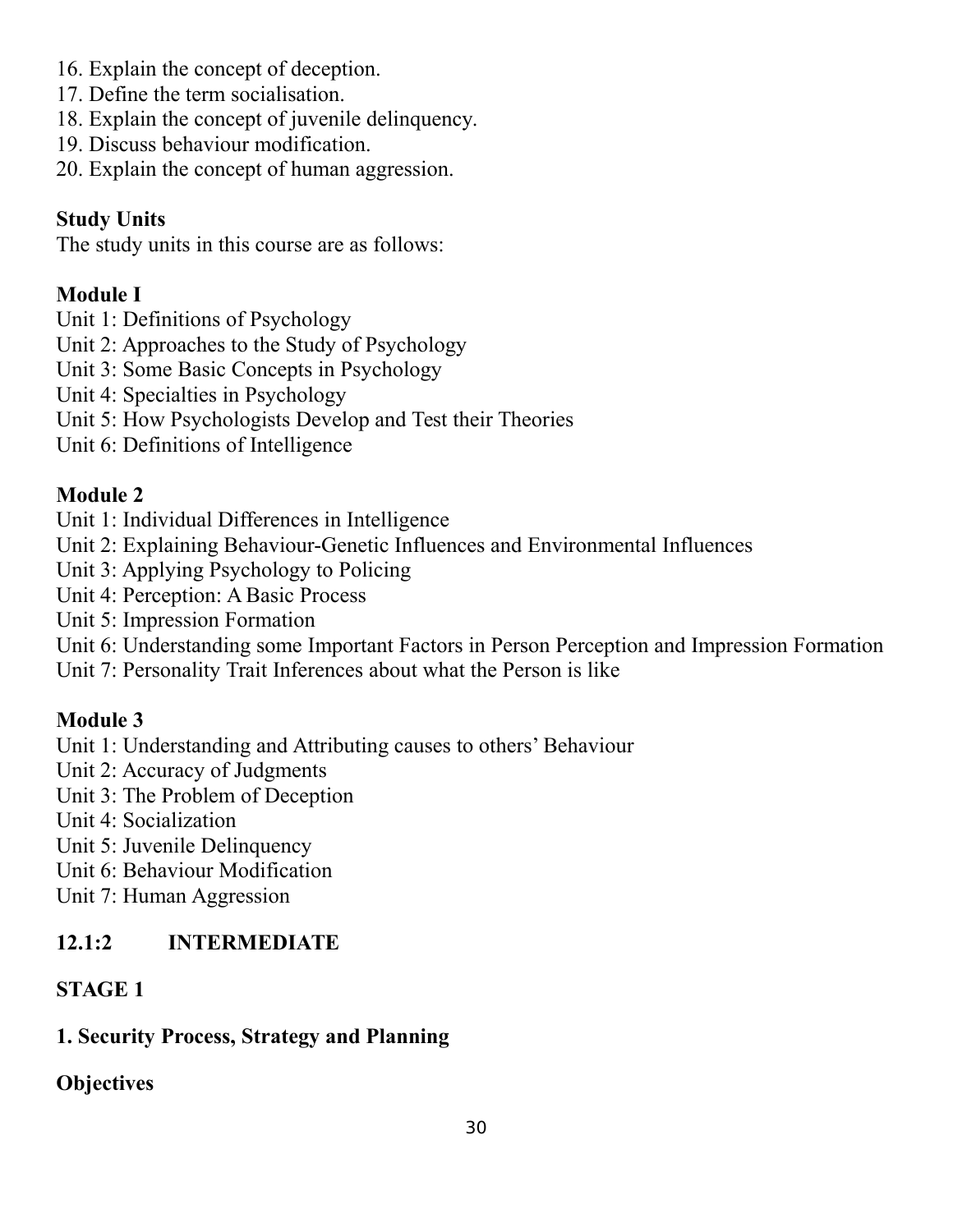16. Explain the concept of deception.
17. Define the term socialisation.
18. Explain the concept of juvenile delinquency.
19. Discuss behaviour modification.
20. Explain the concept of human aggression.

**Study Units**

The study units in this course are as follows:

**Module I**

Unit 1: Definitions of Psychology
Unit 2: Approaches to the Study of Psychology
Unit 3: Some Basic Concepts in Psychology
Unit 4: Specialties in Psychology
Unit 5: How Psychologists Develop and Test their Theories
Unit 6: Definitions of Intelligence

**Module 2**

Unit 1: Individual Differences in Intelligence
Unit 2: Explaining Behaviour-Genetic Influences and Environmental Influences
Unit 3: Applying Psychology to Policing
Unit 4: Perception: A Basic Process
Unit 5: Impression Formation
Unit 6: Understanding some Important Factors in Person Perception and Impression Formation
Unit 7: Personality Trait Inferences about what the Person is like

**Module 3**

Unit 1: Understanding and Attributing causes to others' Behaviour
Unit 2: Accuracy of Judgments
Unit 3: The Problem of Deception
Unit 4: Socialization
Unit 5: Juvenile Delinquency
Unit 6: Behaviour Modification
Unit 7: Human Aggression

## 12.1:2 INTERMEDIATE

### STAGE 1

### 1. Security Process, Strategy and Planning

**Objectives**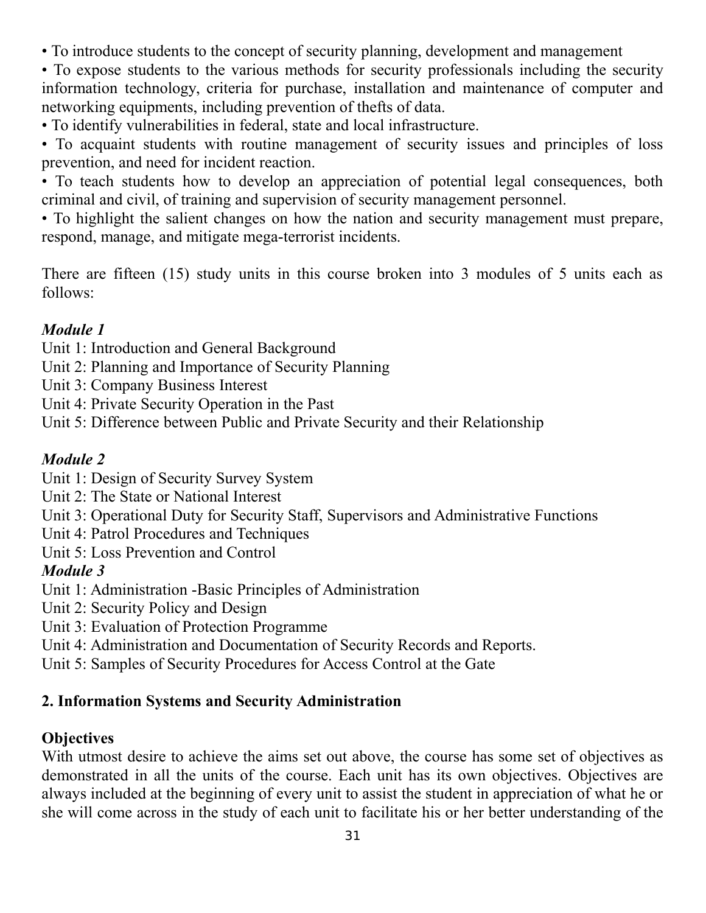- To introduce students to the concept of security planning, development and management
- To expose students to the various methods for security professionals including the security information technology, criteria for purchase, installation and maintenance of computer and networking equipments, including prevention of thefts of data.
- To identify vulnerabilities in federal, state and local infrastructure.
- To acquaint students with routine management of security issues and principles of loss prevention, and need for incident reaction.
- To teach students how to develop an appreciation of potential legal consequences, both criminal and civil, of training and supervision of security management personnel.
- To highlight the salient changes on how the nation and security management must prepare, respond, manage, and mitigate mega-terrorist incidents.

There are fifteen (15) study units in this course broken into 3 modules of 5 units each as follows:

***Module 1***

Unit 1: Introduction and General Background
Unit 2: Planning and Importance of Security Planning
Unit 3: Company Business Interest
Unit 4: Private Security Operation in the Past
Unit 5: Difference between Public and Private Security and their Relationship

***Module 2***

Unit 1: Design of Security Survey System
Unit 2: The State or National Interest
Unit 3: Operational Duty for Security Staff, Supervisors and Administrative Functions
Unit 4: Patrol Procedures and Techniques
Unit 5: Loss Prevention and Control

***Module 3***

Unit 1: Administration -Basic Principles of Administration
Unit 2: Security Policy and Design
Unit 3: Evaluation of Protection Programme
Unit 4: Administration and Documentation of Security Records and Reports.
Unit 5: Samples of Security Procedures for Access Control at the Gate

## 2. Information Systems and Security Administration

**Objectives**

With utmost desire to achieve the aims set out above, the course has some set of objectives as demonstrated in all the units of the course. Each unit has its own objectives. Objectives are always included at the beginning of every unit to assist the student in appreciation of what he or she will come across in the study of each unit to facilitate his or her better understanding of the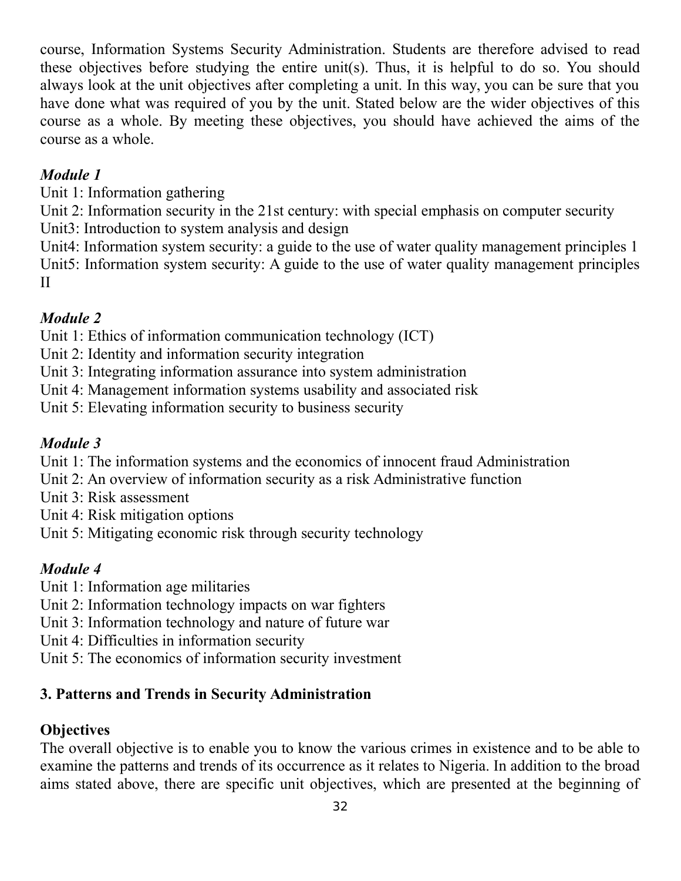course, Information Systems Security Administration. Students are therefore advised to read these objectives before studying the entire unit(s). Thus, it is helpful to do so. You should always look at the unit objectives after completing a unit. In this way, you can be sure that you have done what was required of you by the unit. Stated below are the wider objectives of this course as a whole. By meeting these objectives, you should have achieved the aims of the course as a whole.

***Module 1***

Unit 1: Information gathering
Unit 2: Information security in the 21st century: with special emphasis on computer security
Unit3: Introduction to system analysis and design
Unit4: Information system security: a guide to the use of water quality management principles 1
Unit5: Information system security: A guide to the use of water quality management principles II

***Module 2***

Unit 1: Ethics of information communication technology (ICT)
Unit 2: Identity and information security integration
Unit 3: Integrating information assurance into system administration
Unit 4: Management information systems usability and associated risk
Unit 5: Elevating information security to business security

***Module 3***

Unit 1: The information systems and the economics of innocent fraud Administration
Unit 2: An overview of information security as a risk Administrative function
Unit 3: Risk assessment
Unit 4: Risk mitigation options
Unit 5: Mitigating economic risk through security technology

***Module 4***

Unit 1: Information age militaries
Unit 2: Information technology impacts on war fighters
Unit 3: Information technology and nature of future war
Unit 4: Difficulties in information security
Unit 5: The economics of information security investment

**3. Patterns and Trends in Security Administration**

**Objectives**

The overall objective is to enable you to know the various crimes in existence and to be able to examine the patterns and trends of its occurrence as it relates to Nigeria. In addition to the broad aims stated above, there are specific unit objectives, which are presented at the beginning of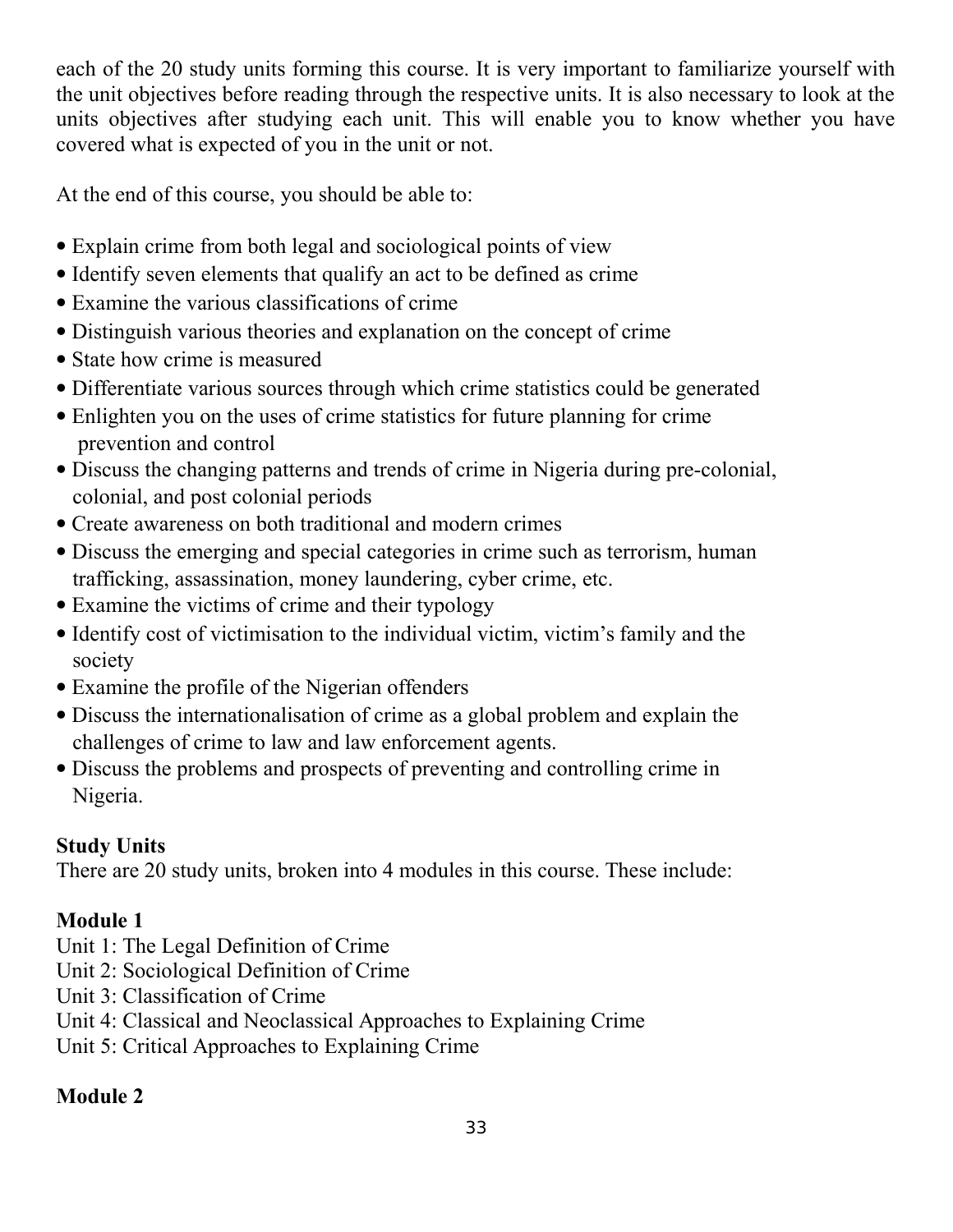each of the 20 study units forming this course. It is very important to familiarize yourself with the unit objectives before reading through the respective units. It is also necessary to look at the units objectives after studying each unit. This will enable you to know whether you have covered what is expected of you in the unit or not.

At the end of this course, you should be able to:

- Explain crime from both legal and sociological points of view
- Identify seven elements that qualify an act to be defined as crime
- Examine the various classifications of crime
- Distinguish various theories and explanation on the concept of crime
- State how crime is measured
- Differentiate various sources through which crime statistics could be generated
- Enlighten you on the uses of crime statistics for future planning for crime prevention and control
- Discuss the changing patterns and trends of crime in Nigeria during pre-colonial, colonial, and post colonial periods
- Create awareness on both traditional and modern crimes
- Discuss the emerging and special categories in crime such as terrorism, human trafficking, assassination, money laundering, cyber crime, etc.
- Examine the victims of crime and their typology
- Identify cost of victimisation to the individual victim, victim's family and the society
- Examine the profile of the Nigerian offenders
- Discuss the internationalisation of crime as a global problem and explain the challenges of crime to law and law enforcement agents.
- Discuss the problems and prospects of preventing and controlling crime in Nigeria.

**Study Units**

There are 20 study units, broken into 4 modules in this course. These include:

**Module 1**

Unit 1: The Legal Definition of Crime
Unit 2: Sociological Definition of Crime
Unit 3: Classification of Crime
Unit 4: Classical and Neoclassical Approaches to Explaining Crime
Unit 5: Critical Approaches to Explaining Crime

**Module 2**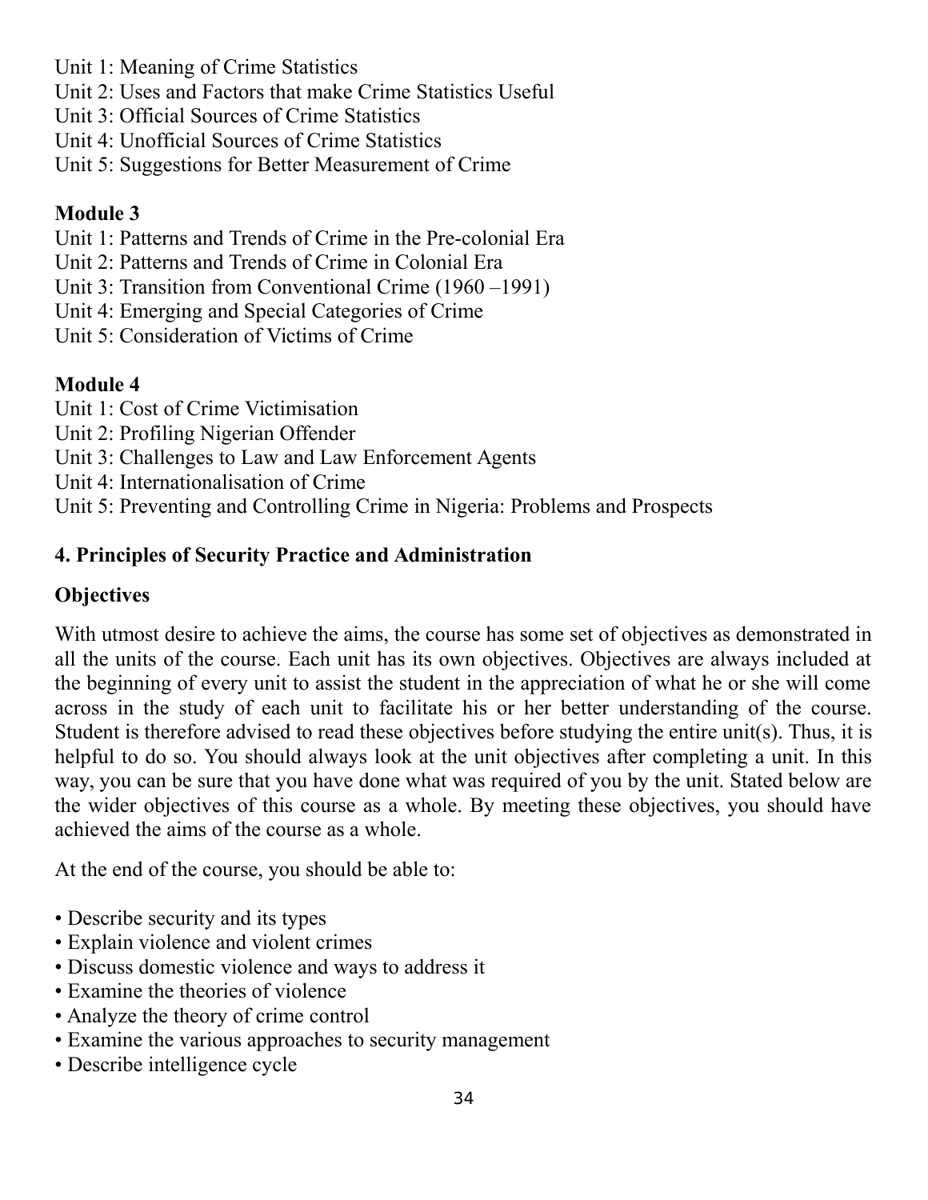Unit 1: Meaning of Crime Statistics
Unit 2: Uses and Factors that make Crime Statistics Useful
Unit 3: Official Sources of Crime Statistics
Unit 4: Unofficial Sources of Crime Statistics
Unit 5: Suggestions for Better Measurement of Crime

**Module 3**

Unit 1: Patterns and Trends of Crime in the Pre-colonial Era
Unit 2: Patterns and Trends of Crime in Colonial Era
Unit 3: Transition from Conventional Crime (1960 –1991)
Unit 4: Emerging and Special Categories of Crime
Unit 5: Consideration of Victims of Crime

**Module 4**

Unit 1: Cost of Crime Victimisation
Unit 2: Profiling Nigerian Offender
Unit 3: Challenges to Law and Law Enforcement Agents
Unit 4: Internationalisation of Crime
Unit 5: Preventing and Controlling Crime in Nigeria: Problems and Prospects

## 4. Principles of Security Practice and Administration

### Objectives

With utmost desire to achieve the aims, the course has some set of objectives as demonstrated in all the units of the course. Each unit has its own objectives. Objectives are always included at the beginning of every unit to assist the student in the appreciation of what he or she will come across in the study of each unit to facilitate his or her better understanding of the course. Student is therefore advised to read these objectives before studying the entire unit(s). Thus, it is helpful to do so. You should always look at the unit objectives after completing a unit. In this way, you can be sure that you have done what was required of you by the unit. Stated below are the wider objectives of this course as a whole. By meeting these objectives, you should have achieved the aims of the course as a whole.

At the end of the course, you should be able to:

- Describe security and its types
- Explain violence and violent crimes
- Discuss domestic violence and ways to address it
- Examine the theories of violence
- Analyze the theory of crime control
- Examine the various approaches to security management
- Describe intelligence cycle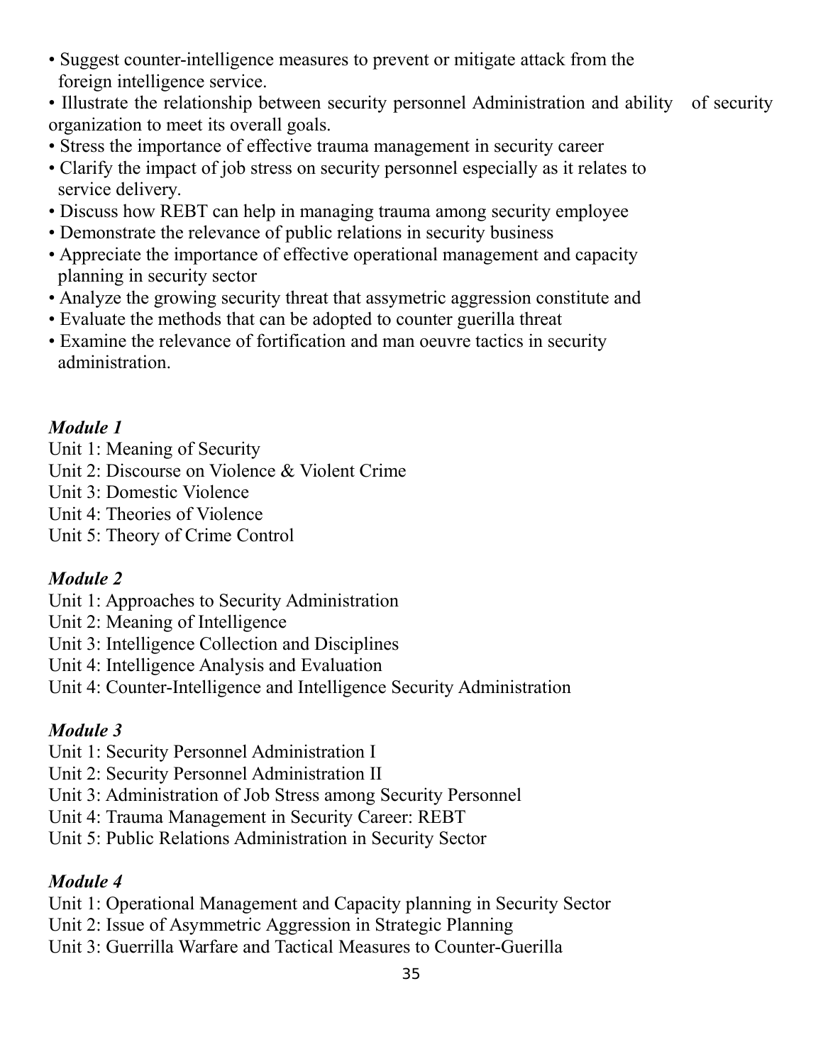- Suggest counter-intelligence measures to prevent or mitigate attack from the foreign intelligence service.
- Illustrate the relationship between security personnel Administration and ability of security organization to meet its overall goals.
- Stress the importance of effective trauma management in security career
- Clarify the impact of job stress on security personnel especially as it relates to service delivery.
- Discuss how REBT can help in managing trauma among security employee
- Demonstrate the relevance of public relations in security business
- Appreciate the importance of effective operational management and capacity planning in security sector
- Analyze the growing security threat that assymetric aggression constitute and
- Evaluate the methods that can be adopted to counter guerilla threat
- Examine the relevance of fortification and man oeuvre tactics in security administration.

*Module 1*

Unit 1: Meaning of Security
Unit 2: Discourse on Violence & Violent Crime
Unit 3: Domestic Violence
Unit 4: Theories of Violence
Unit 5: Theory of Crime Control

*Module 2*

Unit 1: Approaches to Security Administration
Unit 2: Meaning of Intelligence
Unit 3: Intelligence Collection and Disciplines
Unit 4: Intelligence Analysis and Evaluation
Unit 4: Counter-Intelligence and Intelligence Security Administration

*Module 3*

Unit 1: Security Personnel Administration I
Unit 2: Security Personnel Administration II
Unit 3: Administration of Job Stress among Security Personnel
Unit 4: Trauma Management in Security Career: REBT
Unit 5: Public Relations Administration in Security Sector

*Module 4*

Unit 1: Operational Management and Capacity planning in Security Sector
Unit 2: Issue of Asymmetric Aggression in Strategic Planning
Unit 3: Guerrilla Warfare and Tactical Measures to Counter-Guerilla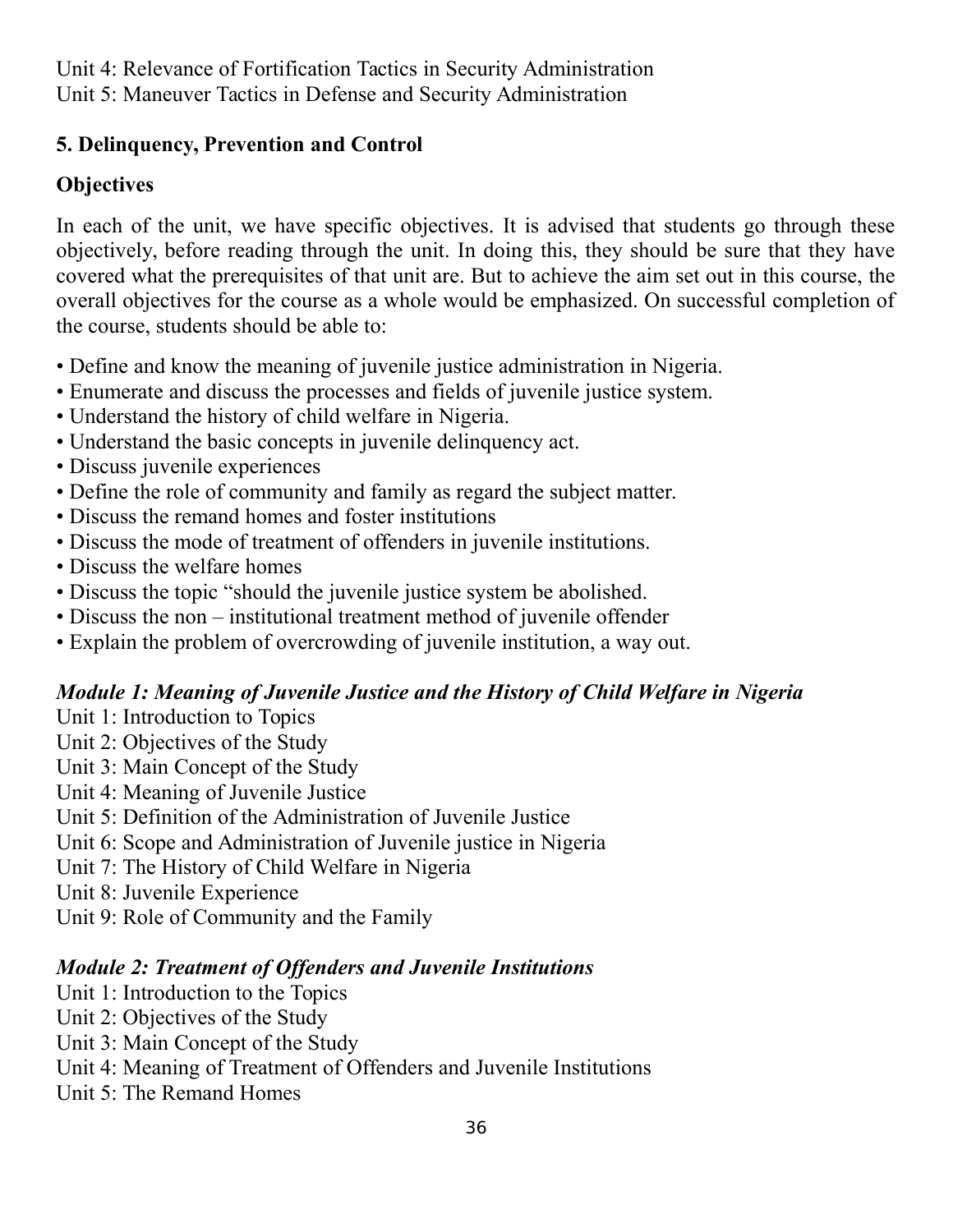Unit 4: Relevance of Fortification Tactics in Security Administration
Unit 5: Maneuver Tactics in Defense and Security Administration

**5. Delinquency, Prevention and Control**

**Objectives**

In each of the unit, we have specific objectives. It is advised that students go through these objectively, before reading through the unit. In doing this, they should be sure that they have covered what the prerequisites of that unit are. But to achieve the aim set out in this course, the overall objectives for the course as a whole would be emphasized. On successful completion of the course, students should be able to:

- Define and know the meaning of juvenile justice administration in Nigeria.
- Enumerate and discuss the processes and fields of juvenile justice system.
- Understand the history of child welfare in Nigeria.
- Understand the basic concepts in juvenile delinquency act.
- Discuss juvenile experiences
- Define the role of community and family as regard the subject matter.
- Discuss the remand homes and foster institutions
- Discuss the mode of treatment of offenders in juvenile institutions.
- Discuss the welfare homes
- Discuss the topic "should the juvenile justice system be abolished.
- Discuss the non – institutional treatment method of juvenile offender
- Explain the problem of overcrowding of juvenile institution, a way out.

***Module 1: Meaning of Juvenile Justice and the History of Child Welfare in Nigeria***

Unit 1: Introduction to Topics
Unit 2: Objectives of the Study
Unit 3: Main Concept of the Study
Unit 4: Meaning of Juvenile Justice
Unit 5: Definition of the Administration of Juvenile Justice
Unit 6: Scope and Administration of Juvenile justice in Nigeria
Unit 7: The History of Child Welfare in Nigeria
Unit 8: Juvenile Experience
Unit 9: Role of Community and the Family

***Module 2: Treatment of Offenders and Juvenile Institutions***

Unit 1: Introduction to the Topics
Unit 2: Objectives of the Study
Unit 3: Main Concept of the Study
Unit 4: Meaning of Treatment of Offenders and Juvenile Institutions
Unit 5: The Remand Homes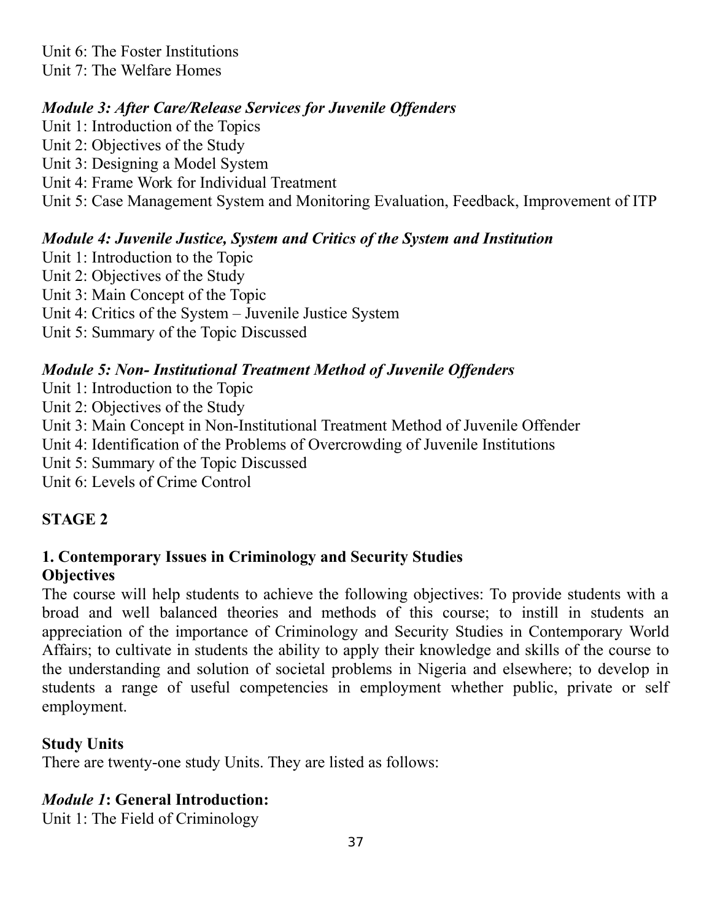Unit 6: The Foster Institutions
Unit 7: The Welfare Homes

***Module 3: After Care/Release Services for Juvenile Offenders***

Unit 1: Introduction of the Topics
Unit 2: Objectives of the Study
Unit 3: Designing a Model System
Unit 4: Frame Work for Individual Treatment
Unit 5: Case Management System and Monitoring Evaluation, Feedback, Improvement of ITP

***Module 4: Juvenile Justice, System and Critics of the System and Institution***

Unit 1: Introduction to the Topic
Unit 2: Objectives of the Study
Unit 3: Main Concept of the Topic
Unit 4: Critics of the System – Juvenile Justice System
Unit 5: Summary of the Topic Discussed

***Module 5: Non- Institutional Treatment Method of Juvenile Offenders***

Unit 1: Introduction to the Topic
Unit 2: Objectives of the Study
Unit 3: Main Concept in Non-Institutional Treatment Method of Juvenile Offender
Unit 4: Identification of the Problems of Overcrowding of Juvenile Institutions
Unit 5: Summary of the Topic Discussed
Unit 6: Levels of Crime Control

## STAGE 2

### 1. Contemporary Issues in Criminology and Security Studies

**Objectives**

The course will help students to achieve the following objectives: To provide students with a broad and well balanced theories and methods of this course; to instill in students an appreciation of the importance of Criminology and Security Studies in Contemporary World Affairs; to cultivate in students the ability to apply their knowledge and skills of the course to the understanding and solution of societal problems in Nigeria and elsewhere; to develop in students a range of useful competencies in employment whether public, private or self employment.

**Study Units**

There are twenty-one study Units. They are listed as follows:

*Module 1*: **General Introduction:**

Unit 1: The Field of Criminology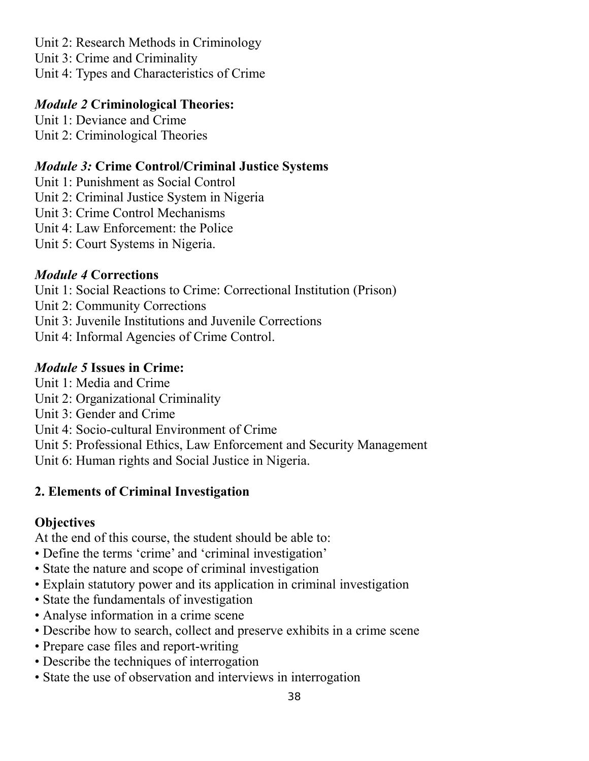Unit 2: Research Methods in Criminology
Unit 3: Crime and Criminality
Unit 4: Types and Characteristics of Crime

***Module 2* Criminological Theories:**

Unit 1: Deviance and Crime
Unit 2: Criminological Theories

***Module 3:* Crime Control/Criminal Justice Systems**

Unit 1: Punishment as Social Control
Unit 2: Criminal Justice System in Nigeria
Unit 3: Crime Control Mechanisms
Unit 4: Law Enforcement: the Police
Unit 5: Court Systems in Nigeria.

***Module 4* Corrections**

Unit 1: Social Reactions to Crime: Correctional Institution (Prison)
Unit 2: Community Corrections
Unit 3: Juvenile Institutions and Juvenile Corrections
Unit 4: Informal Agencies of Crime Control.

***Module 5* Issues in Crime:**

Unit 1: Media and Crime
Unit 2: Organizational Criminality
Unit 3: Gender and Crime
Unit 4: Socio-cultural Environment of Crime
Unit 5: Professional Ethics, Law Enforcement and Security Management
Unit 6: Human rights and Social Justice in Nigeria.

**2. Elements of Criminal Investigation**

**Objectives**

At the end of this course, the student should be able to:

- Define the terms 'crime' and 'criminal investigation'
- State the nature and scope of criminal investigation
- Explain statutory power and its application in criminal investigation
- State the fundamentals of investigation
- Analyse information in a crime scene
- Describe how to search, collect and preserve exhibits in a crime scene
- Prepare case files and report-writing
- Describe the techniques of interrogation
- State the use of observation and interviews in interrogation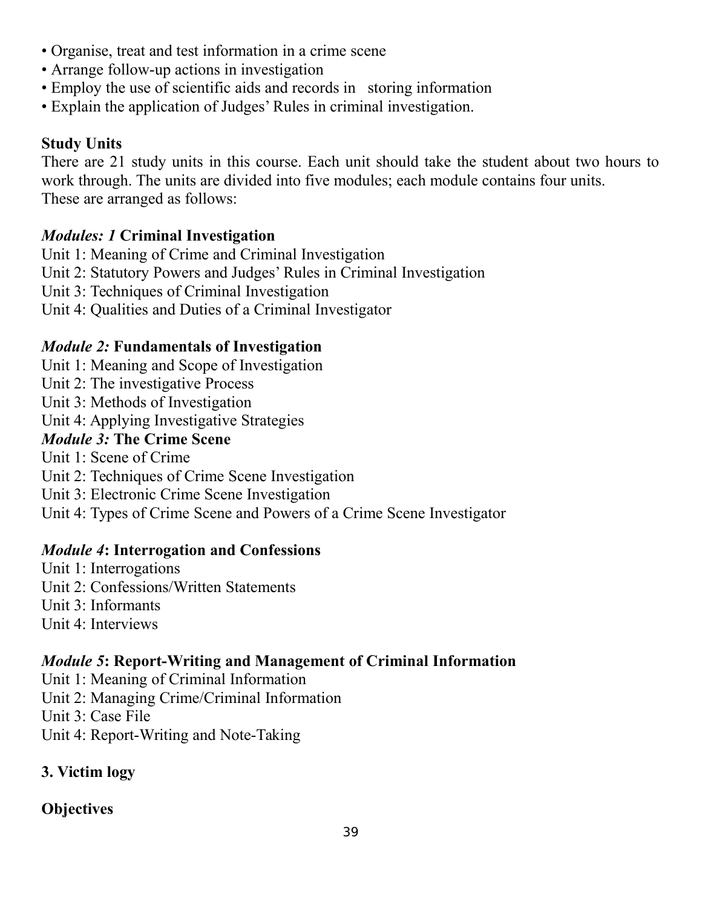- Organise, treat and test information in a crime scene
- Arrange follow-up actions in investigation
- Employ the use of scientific aids and records in storing information
- Explain the application of Judges' Rules in criminal investigation.

**Study Units**

There are 21 study units in this course. Each unit should take the student about two hours to work through. The units are divided into five modules; each module contains four units. These are arranged as follows:

***Modules: 1* Criminal Investigation**

Unit 1: Meaning of Crime and Criminal Investigation
Unit 2: Statutory Powers and Judges' Rules in Criminal Investigation
Unit 3: Techniques of Criminal Investigation
Unit 4: Qualities and Duties of a Criminal Investigator

***Module 2:* Fundamentals of Investigation**

Unit 1: Meaning and Scope of Investigation
Unit 2: The investigative Process
Unit 3: Methods of Investigation
Unit 4: Applying Investigative Strategies

***Module 3:* The Crime Scene**

Unit 1: Scene of Crime
Unit 2: Techniques of Crime Scene Investigation
Unit 3: Electronic Crime Scene Investigation
Unit 4: Types of Crime Scene and Powers of a Crime Scene Investigator

***Module 4*: Interrogation and Confessions**

Unit 1: Interrogations
Unit 2: Confessions/Written Statements
Unit 3: Informants
Unit 4: Interviews

***Module 5*: Report-Writing and Management of Criminal Information**

Unit 1: Meaning of Criminal Information
Unit 2: Managing Crime/Criminal Information
Unit 3: Case File
Unit 4: Report-Writing and Note-Taking

**3. Victim logy**

**Objectives**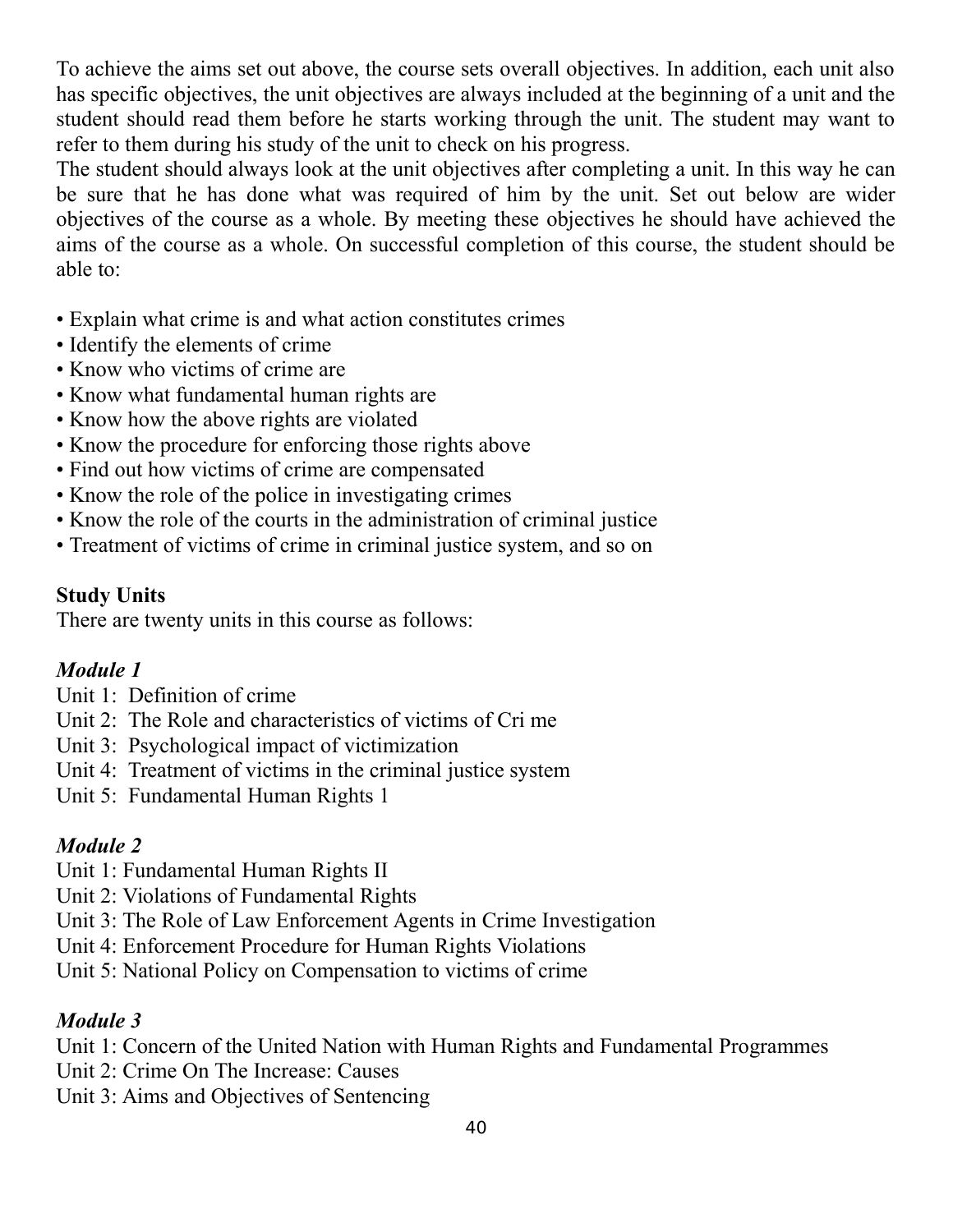To achieve the aims set out above, the course sets overall objectives. In addition, each unit also has specific objectives, the unit objectives are always included at the beginning of a unit and the student should read them before he starts working through the unit. The student may want to refer to them during his study of the unit to check on his progress.

The student should always look at the unit objectives after completing a unit. In this way he can be sure that he has done what was required of him by the unit. Set out below are wider objectives of the course as a whole. By meeting these objectives he should have achieved the aims of the course as a whole. On successful completion of this course, the student should be able to:

- Explain what crime is and what action constitutes crimes
- Identify the elements of crime
- Know who victims of crime are
- Know what fundamental human rights are
- Know how the above rights are violated
- Know the procedure for enforcing those rights above
- Find out how victims of crime are compensated
- Know the role of the police in investigating crimes
- Know the role of the courts in the administration of criminal justice
- Treatment of victims of crime in criminal justice system, and so on

**Study Units**

There are twenty units in this course as follows:

***Module 1***

Unit 1: Definition of crime  
Unit 2: The Role and characteristics of victims of Cri me  
Unit 3: Psychological impact of victimization  
Unit 4: Treatment of victims in the criminal justice system  
Unit 5: Fundamental Human Rights 1

***Module 2***

Unit 1: Fundamental Human Rights II  
Unit 2: Violations of Fundamental Rights  
Unit 3: The Role of Law Enforcement Agents in Crime Investigation  
Unit 4: Enforcement Procedure for Human Rights Violations  
Unit 5: National Policy on Compensation to victims of crime

***Module 3***

Unit 1: Concern of the United Nation with Human Rights and Fundamental Programmes  
Unit 2: Crime On The Increase: Causes  
Unit 3: Aims and Objectives of Sentencing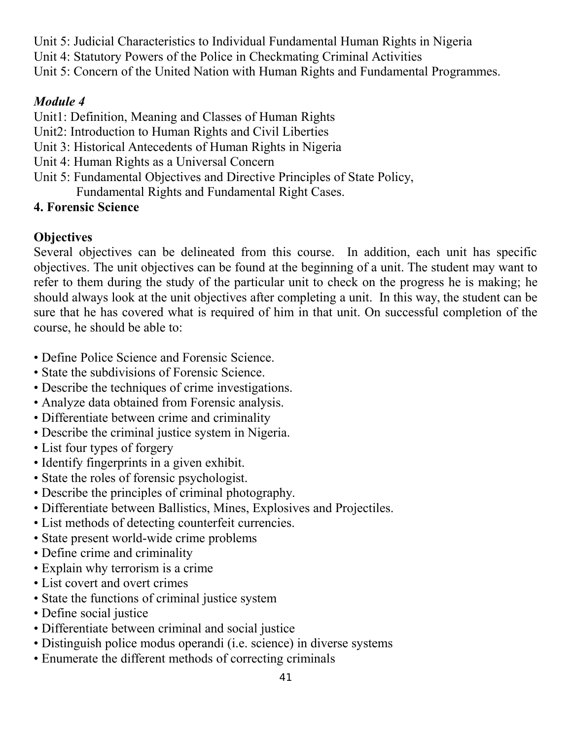Unit 5: Judicial Characteristics to Individual Fundamental Human Rights in Nigeria
Unit 4: Statutory Powers of the Police in Checkmating Criminal Activities
Unit 5: Concern of the United Nation with Human Rights and Fundamental Programmes.

***Module 4***

Unit1: Definition, Meaning and Classes of Human Rights
Unit2: Introduction to Human Rights and Civil Liberties
Unit 3: Historical Antecedents of Human Rights in Nigeria
Unit 4: Human Rights as a Universal Concern
Unit 5: Fundamental Objectives and Directive Principles of State Policy,
Fundamental Rights and Fundamental Right Cases.

**4. Forensic Science**

**Objectives**

Several objectives can be delineated from this course. In addition, each unit has specific objectives. The unit objectives can be found at the beginning of a unit. The student may want to refer to them during the study of the particular unit to check on the progress he is making; he should always look at the unit objectives after completing a unit. In this way, the student can be sure that he has covered what is required of him in that unit. On successful completion of the course, he should be able to:

- Define Police Science and Forensic Science.
- State the subdivisions of Forensic Science.
- Describe the techniques of crime investigations.
- Analyze data obtained from Forensic analysis.
- Differentiate between crime and criminality
- Describe the criminal justice system in Nigeria.
- List four types of forgery
- Identify fingerprints in a given exhibit.
- State the roles of forensic psychologist.
- Describe the principles of criminal photography.
- Differentiate between Ballistics, Mines, Explosives and Projectiles.
- List methods of detecting counterfeit currencies.
- State present world-wide crime problems
- Define crime and criminality
- Explain why terrorism is a crime
- List covert and overt crimes
- State the functions of criminal justice system
- Define social justice
- Differentiate between criminal and social justice
- Distinguish police modus operandi (i.e. science) in diverse systems
- Enumerate the different methods of correcting criminals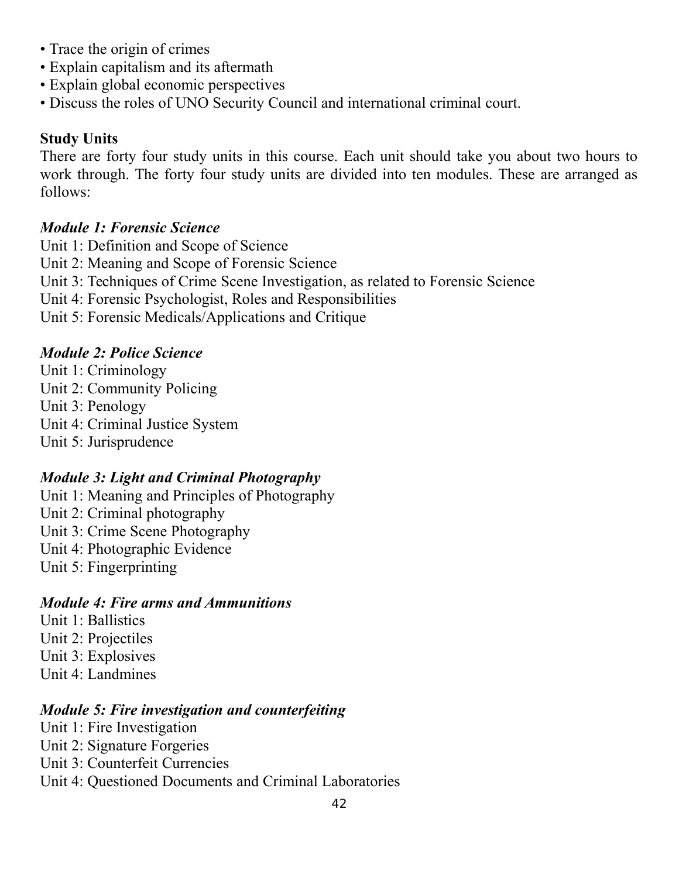- Trace the origin of crimes
- Explain capitalism and its aftermath
- Explain global economic perspectives
- Discuss the roles of UNO Security Council and international criminal court.

**Study Units**

There are forty four study units in this course. Each unit should take you about two hours to work through. The forty four study units are divided into ten modules. These are arranged as follows:

***Module 1: Forensic Science***

Unit 1: Definition and Scope of Science
Unit 2: Meaning and Scope of Forensic Science
Unit 3: Techniques of Crime Scene Investigation, as related to Forensic Science
Unit 4: Forensic Psychologist, Roles and Responsibilities
Unit 5: Forensic Medicals/Applications and Critique

***Module 2: Police Science***

Unit 1: Criminology
Unit 2: Community Policing
Unit 3: Penology
Unit 4: Criminal Justice System
Unit 5: Jurisprudence

***Module 3: Light and Criminal Photography***

Unit 1: Meaning and Principles of Photography
Unit 2: Criminal photography
Unit 3: Crime Scene Photography
Unit 4: Photographic Evidence
Unit 5: Fingerprinting

***Module 4: Fire arms and Ammunitions***

Unit 1: Ballistics
Unit 2: Projectiles
Unit 3: Explosives
Unit 4: Landmines

***Module 5: Fire investigation and counterfeiting***

Unit 1: Fire Investigation
Unit 2: Signature Forgeries
Unit 3: Counterfeit Currencies
Unit 4: Questioned Documents and Criminal Laboratories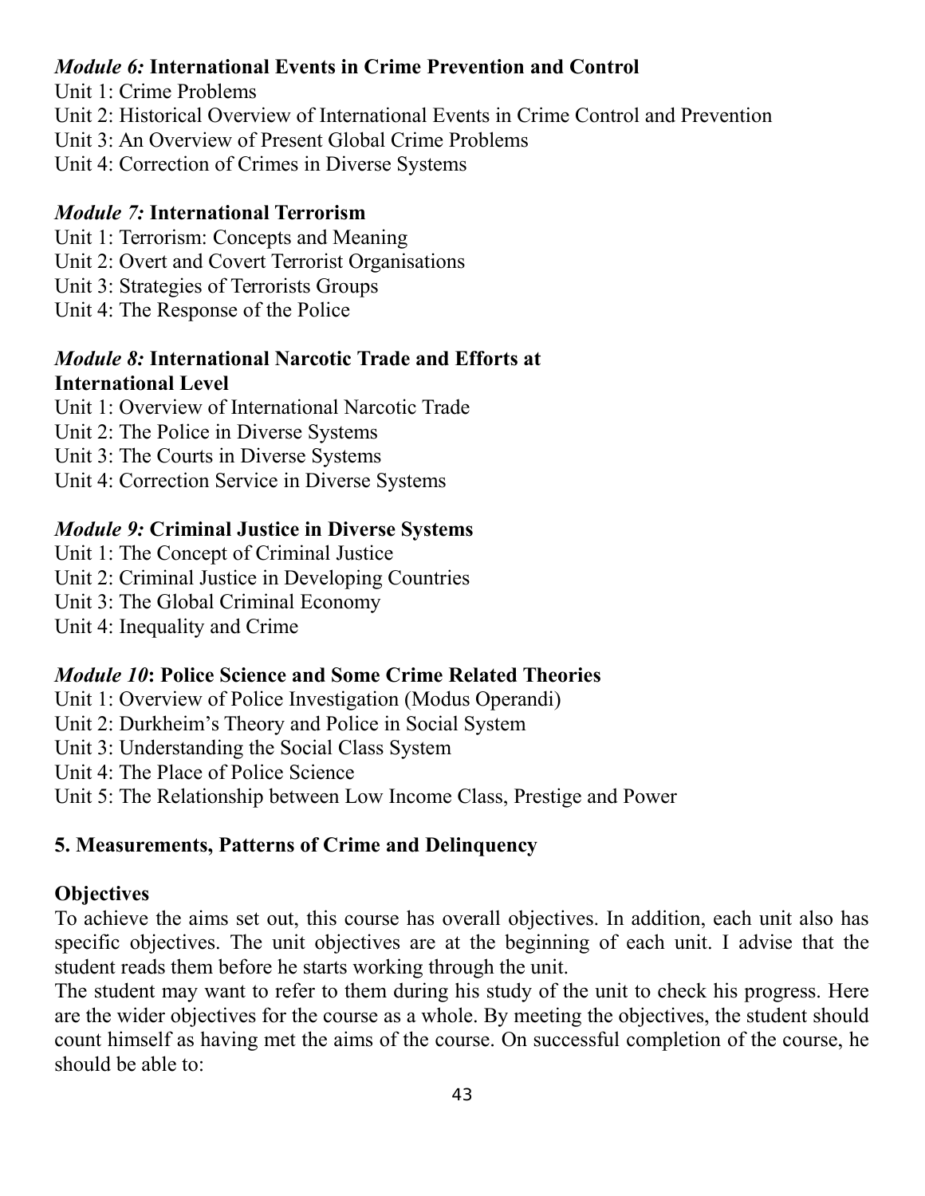*Module 6:* **International Events in Crime Prevention and Control**

Unit 1: Crime Problems
Unit 2: Historical Overview of International Events in Crime Control and Prevention
Unit 3: An Overview of Present Global Crime Problems
Unit 4: Correction of Crimes in Diverse Systems

*Module 7:* **International Terrorism**

Unit 1: Terrorism: Concepts and Meaning
Unit 2: Overt and Covert Terrorist Organisations
Unit 3: Strategies of Terrorists Groups
Unit 4: The Response of the Police

*Module 8:* **International Narcotic Trade and Efforts at International Level**

Unit 1: Overview of International Narcotic Trade
Unit 2: The Police in Diverse Systems
Unit 3: The Courts in Diverse Systems
Unit 4: Correction Service in Diverse Systems

*Module 9:* **Criminal Justice in Diverse Systems**

Unit 1: The Concept of Criminal Justice
Unit 2: Criminal Justice in Developing Countries
Unit 3: The Global Criminal Economy
Unit 4: Inequality and Crime

*Module 10***: Police Science and Some Crime Related Theories**

Unit 1: Overview of Police Investigation (Modus Operandi)
Unit 2: Durkheim's Theory and Police in Social System
Unit 3: Understanding the Social Class System
Unit 4: The Place of Police Science
Unit 5: The Relationship between Low Income Class, Prestige and Power

**5. Measurements, Patterns of Crime and Delinquency**

**Objectives**

To achieve the aims set out, this course has overall objectives. In addition, each unit also has specific objectives. The unit objectives are at the beginning of each unit. I advise that the student reads them before he starts working through the unit.

The student may want to refer to them during his study of the unit to check his progress. Here are the wider objectives for the course as a whole. By meeting the objectives, the student should count himself as having met the aims of the course. On successful completion of the course, he should be able to: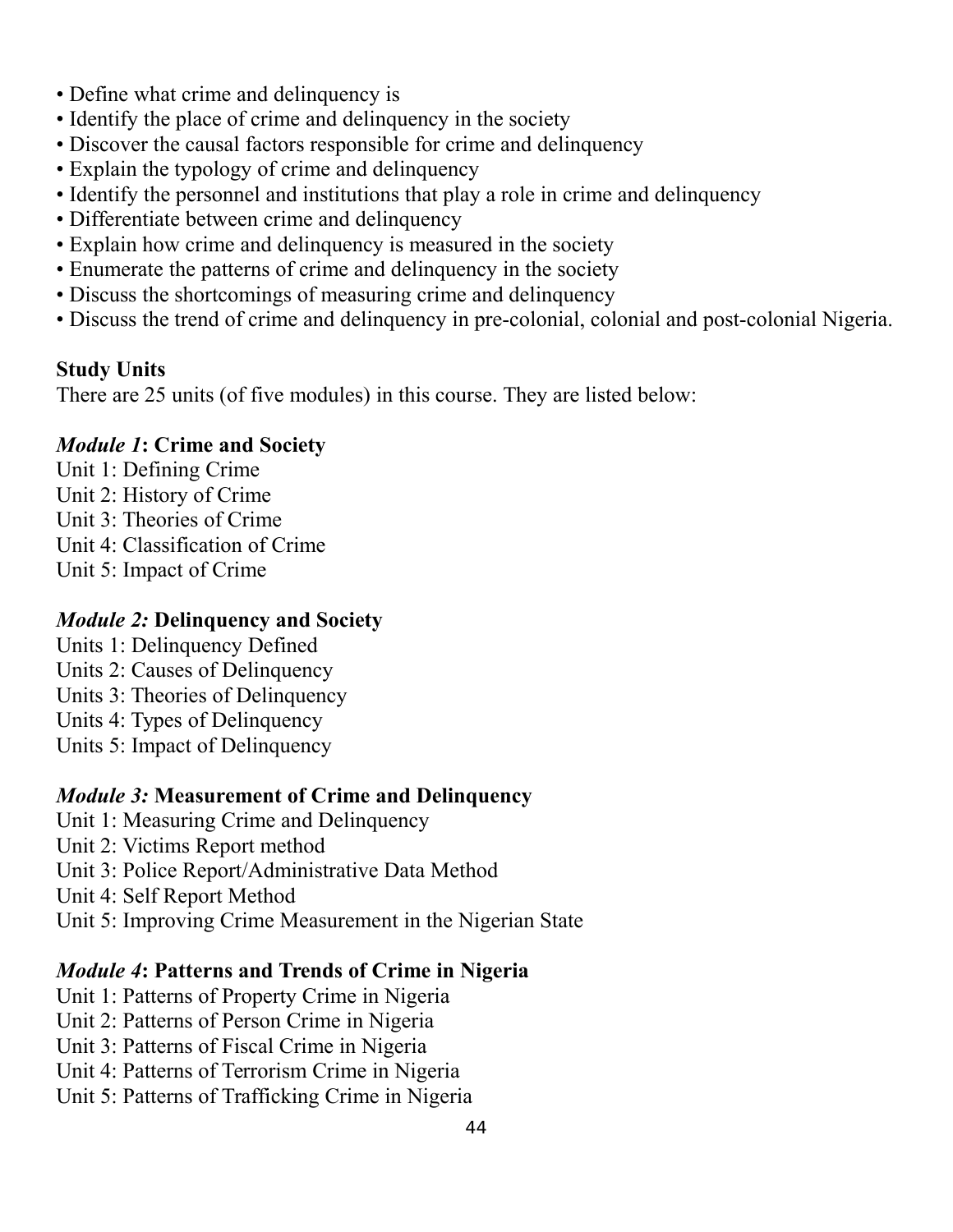- Define what crime and delinquency is
- Identify the place of crime and delinquency in the society
- Discover the causal factors responsible for crime and delinquency
- Explain the typology of crime and delinquency
- Identify the personnel and institutions that play a role in crime and delinquency
- Differentiate between crime and delinquency
- Explain how crime and delinquency is measured in the society
- Enumerate the patterns of crime and delinquency in the society
- Discuss the shortcomings of measuring crime and delinquency
- Discuss the trend of crime and delinquency in pre-colonial, colonial and post-colonial Nigeria.

**Study Units**

There are 25 units (of five modules) in this course. They are listed below:

***Module 1*: Crime and Society**

Unit 1: Defining Crime
Unit 2: History of Crime
Unit 3: Theories of Crime
Unit 4: Classification of Crime
Unit 5: Impact of Crime

***Module 2:* Delinquency and Society**

Units 1: Delinquency Defined
Units 2: Causes of Delinquency
Units 3: Theories of Delinquency
Units 4: Types of Delinquency
Units 5: Impact of Delinquency

***Module 3:* Measurement of Crime and Delinquency**

Unit 1: Measuring Crime and Delinquency
Unit 2: Victims Report method
Unit 3: Police Report/Administrative Data Method
Unit 4: Self Report Method
Unit 5: Improving Crime Measurement in the Nigerian State

***Module 4*: Patterns and Trends of Crime in Nigeria**

Unit 1: Patterns of Property Crime in Nigeria
Unit 2: Patterns of Person Crime in Nigeria
Unit 3: Patterns of Fiscal Crime in Nigeria
Unit 4: Patterns of Terrorism Crime in Nigeria
Unit 5: Patterns of Trafficking Crime in Nigeria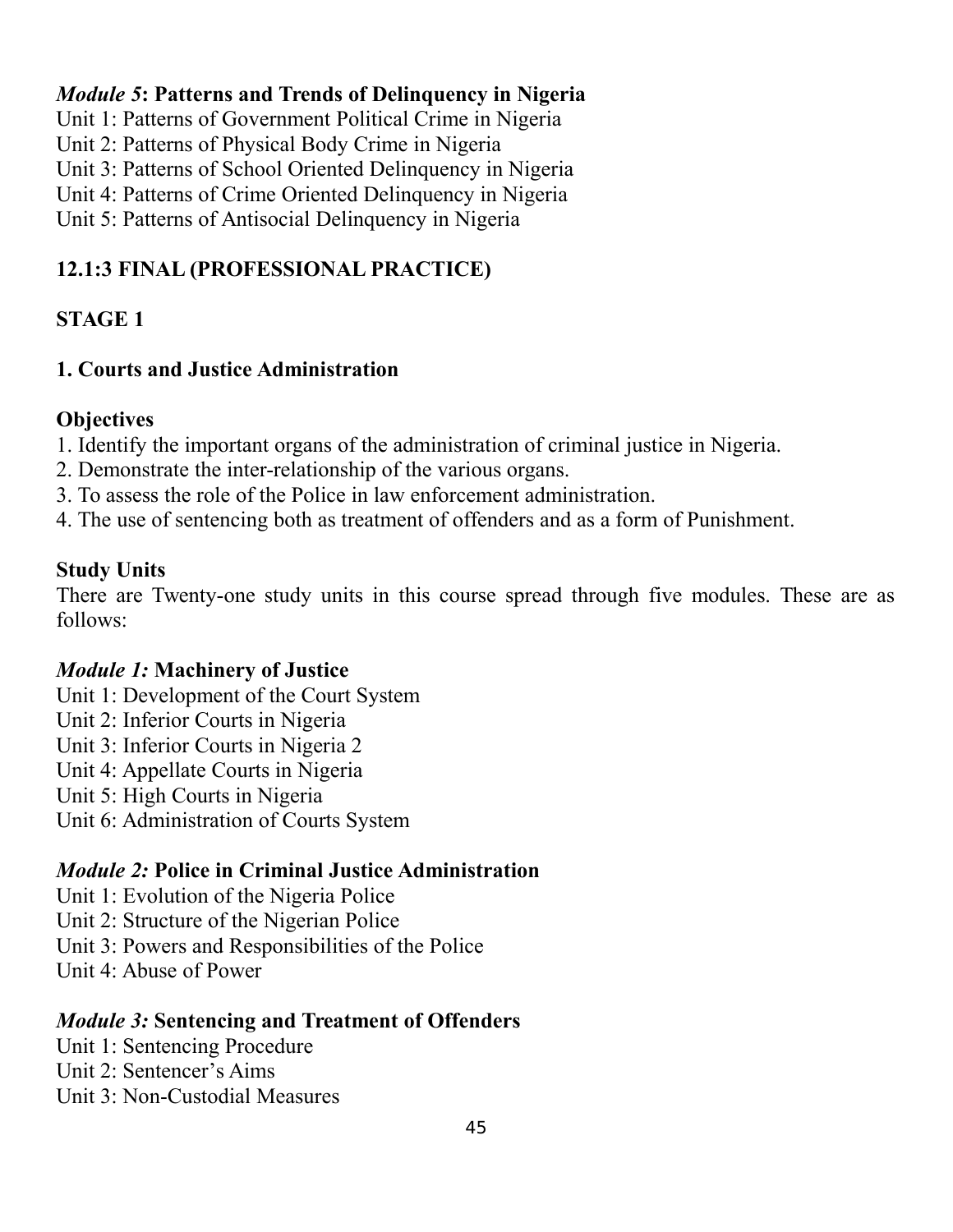*Module 5*: **Patterns and Trends of Delinquency in Nigeria**

Unit 1: Patterns of Government Political Crime in Nigeria
Unit 2: Patterns of Physical Body Crime in Nigeria
Unit 3: Patterns of School Oriented Delinquency in Nigeria
Unit 4: Patterns of Crime Oriented Delinquency in Nigeria
Unit 5: Patterns of Antisocial Delinquency in Nigeria

## 12.1:3 FINAL (PROFESSIONAL PRACTICE)

### STAGE 1

### 1. Courts and Justice Administration

**Objectives**

1. Identify the important organs of the administration of criminal justice in Nigeria.
2. Demonstrate the inter-relationship of the various organs.
3. To assess the role of the Police in law enforcement administration.
4. The use of sentencing both as treatment of offenders and as a form of Punishment.

**Study Units**

There are Twenty-one study units in this course spread through five modules. These are as follows:

*Module 1:* **Machinery of Justice**

Unit 1: Development of the Court System
Unit 2: Inferior Courts in Nigeria
Unit 3: Inferior Courts in Nigeria 2
Unit 4: Appellate Courts in Nigeria
Unit 5: High Courts in Nigeria
Unit 6: Administration of Courts System

*Module 2:* **Police in Criminal Justice Administration**

Unit 1: Evolution of the Nigeria Police
Unit 2: Structure of the Nigerian Police
Unit 3: Powers and Responsibilities of the Police
Unit 4: Abuse of Power

*Module 3:* **Sentencing and Treatment of Offenders**

Unit 1: Sentencing Procedure
Unit 2: Sentencer's Aims
Unit 3: Non-Custodial Measures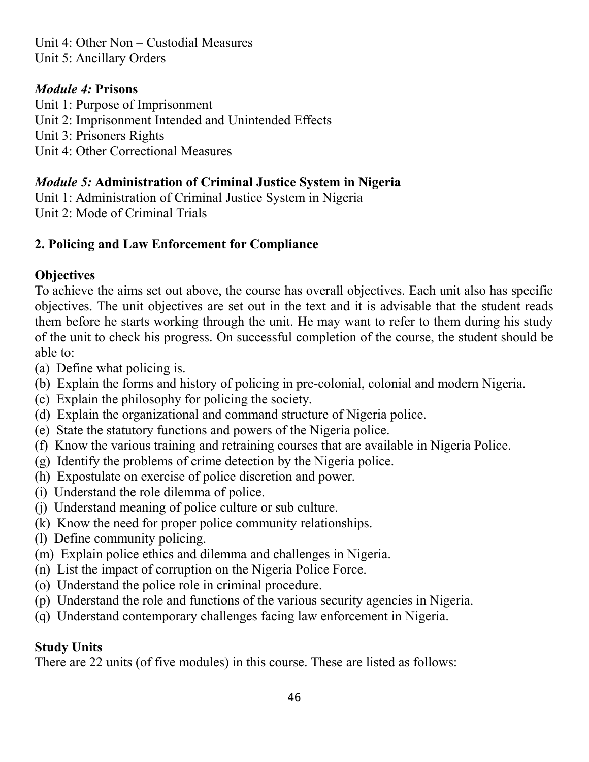Unit 4: Other Non – Custodial Measures
Unit 5: Ancillary Orders

***Module 4:* Prisons**

Unit 1: Purpose of Imprisonment
Unit 2: Imprisonment Intended and Unintended Effects
Unit 3: Prisoners Rights
Unit 4: Other Correctional Measures

***Module 5:* Administration of Criminal Justice System in Nigeria**

Unit 1: Administration of Criminal Justice System in Nigeria
Unit 2: Mode of Criminal Trials

## 2. Policing and Law Enforcement for Compliance

### Objectives

To achieve the aims set out above, the course has overall objectives. Each unit also has specific objectives. The unit objectives are set out in the text and it is advisable that the student reads them before he starts working through the unit. He may want to refer to them during his study of the unit to check his progress. On successful completion of the course, the student should be able to:

(a) Define what policing is.
(b) Explain the forms and history of policing in pre-colonial, colonial and modern Nigeria.
(c) Explain the philosophy for policing the society.
(d) Explain the organizational and command structure of Nigeria police.
(e) State the statutory functions and powers of the Nigeria police.
(f) Know the various training and retraining courses that are available in Nigeria Police.
(g) Identify the problems of crime detection by the Nigeria police.
(h) Expostulate on exercise of police discretion and power.
(i) Understand the role dilemma of police.
(j) Understand meaning of police culture or sub culture.
(k) Know the need for proper police community relationships.
(l) Define community policing.
(m) Explain police ethics and dilemma and challenges in Nigeria.
(n) List the impact of corruption on the Nigeria Police Force.
(o) Understand the police role in criminal procedure.
(p) Understand the role and functions of the various security agencies in Nigeria.
(q) Understand contemporary challenges facing law enforcement in Nigeria.

### Study Units

There are 22 units (of five modules) in this course. These are listed as follows: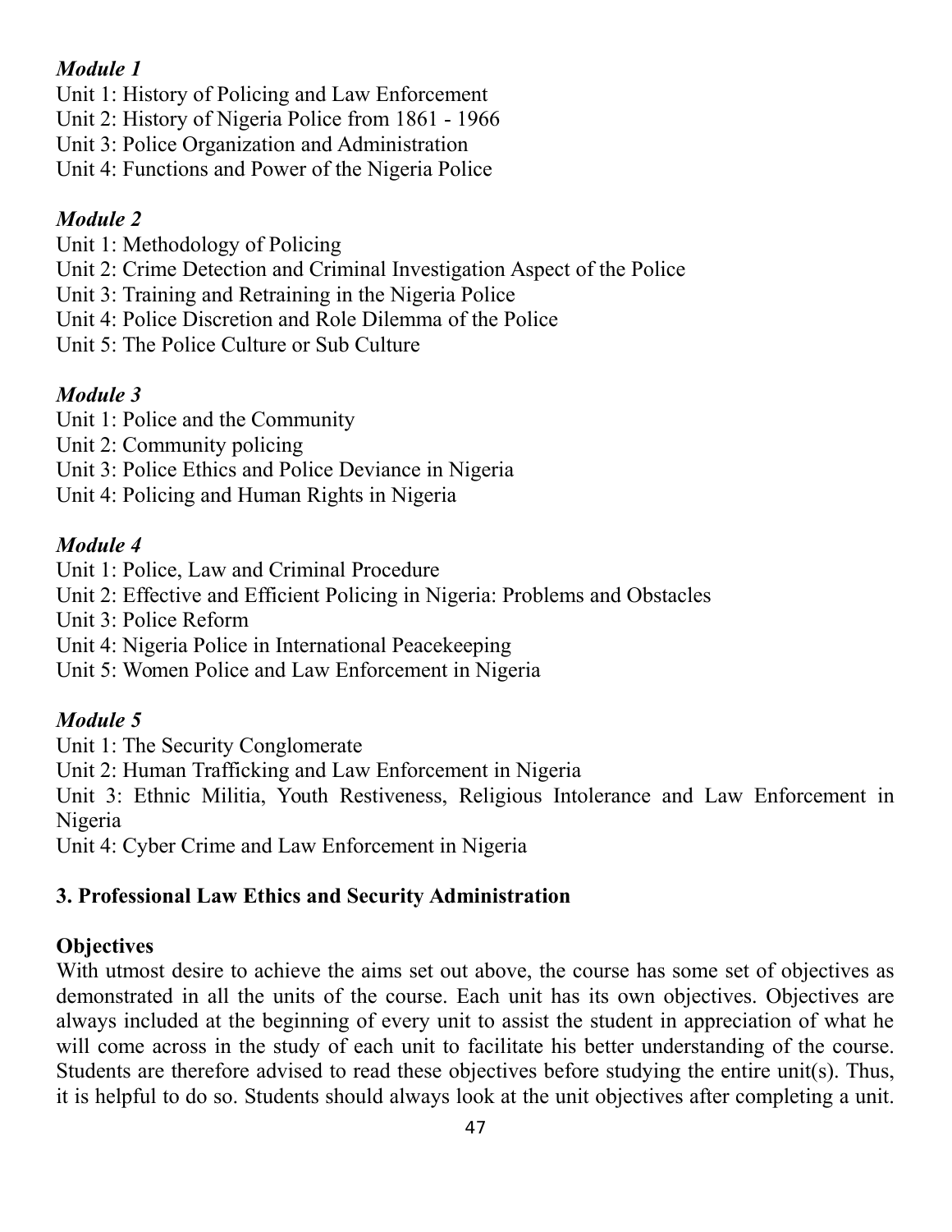*Module 1*

Unit 1: History of Policing and Law Enforcement
Unit 2: History of Nigeria Police from 1861 - 1966
Unit 3: Police Organization and Administration
Unit 4: Functions and Power of the Nigeria Police

*Module 2*

Unit 1: Methodology of Policing
Unit 2: Crime Detection and Criminal Investigation Aspect of the Police
Unit 3: Training and Retraining in the Nigeria Police
Unit 4: Police Discretion and Role Dilemma of the Police
Unit 5: The Police Culture or Sub Culture

*Module 3*

Unit 1: Police and the Community
Unit 2: Community policing
Unit 3: Police Ethics and Police Deviance in Nigeria
Unit 4: Policing and Human Rights in Nigeria

*Module 4*

Unit 1: Police, Law and Criminal Procedure
Unit 2: Effective and Efficient Policing in Nigeria: Problems and Obstacles
Unit 3: Police Reform
Unit 4: Nigeria Police in International Peacekeeping
Unit 5: Women Police and Law Enforcement in Nigeria

*Module 5*

Unit 1: The Security Conglomerate
Unit 2: Human Trafficking and Law Enforcement in Nigeria
Unit 3: Ethnic Militia, Youth Restiveness, Religious Intolerance and Law Enforcement in Nigeria
Unit 4: Cyber Crime and Law Enforcement in Nigeria

**3. Professional Law Ethics and Security Administration**

**Objectives**

With utmost desire to achieve the aims set out above, the course has some set of objectives as demonstrated in all the units of the course. Each unit has its own objectives. Objectives are always included at the beginning of every unit to assist the student in appreciation of what he will come across in the study of each unit to facilitate his better understanding of the course. Students are therefore advised to read these objectives before studying the entire unit(s). Thus, it is helpful to do so. Students should always look at the unit objectives after completing a unit.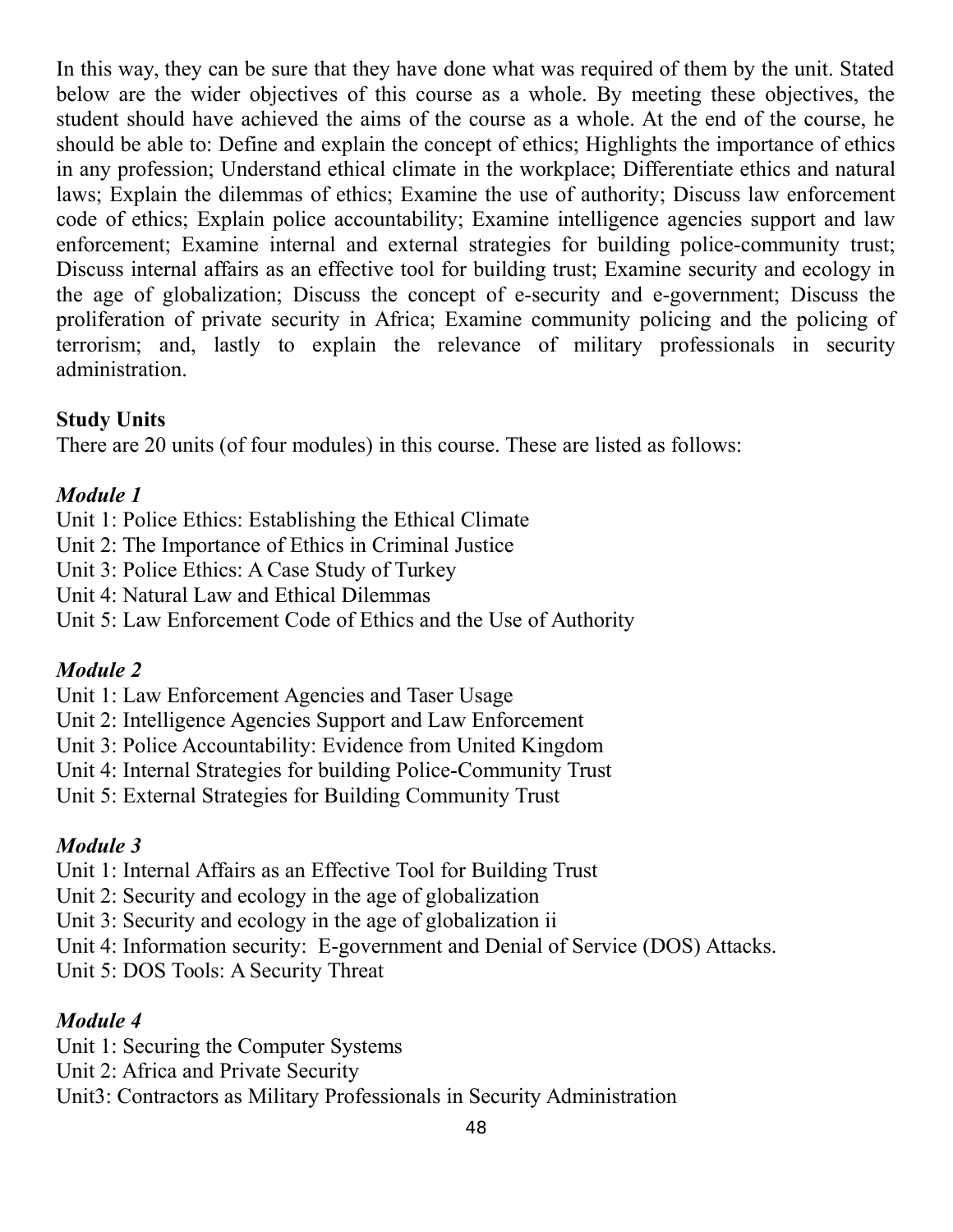In this way, they can be sure that they have done what was required of them by the unit. Stated below are the wider objectives of this course as a whole. By meeting these objectives, the student should have achieved the aims of the course as a whole. At the end of the course, he should be able to: Define and explain the concept of ethics; Highlights the importance of ethics in any profession; Understand ethical climate in the workplace; Differentiate ethics and natural laws; Explain the dilemmas of ethics; Examine the use of authority; Discuss law enforcement code of ethics; Explain police accountability; Examine intelligence agencies support and law enforcement; Examine internal and external strategies for building police-community trust; Discuss internal affairs as an effective tool for building trust; Examine security and ecology in the age of globalization; Discuss the concept of e-security and e-government; Discuss the proliferation of private security in Africa; Examine community policing and the policing of terrorism; and, lastly to explain the relevance of military professionals in security administration.

**Study Units**

There are 20 units (of four modules) in this course. These are listed as follows:

***Module 1***

Unit 1: Police Ethics: Establishing the Ethical Climate
Unit 2: The Importance of Ethics in Criminal Justice
Unit 3: Police Ethics: A Case Study of Turkey
Unit 4: Natural Law and Ethical Dilemmas
Unit 5: Law Enforcement Code of Ethics and the Use of Authority

***Module 2***

Unit 1: Law Enforcement Agencies and Taser Usage
Unit 2: Intelligence Agencies Support and Law Enforcement
Unit 3: Police Accountability: Evidence from United Kingdom
Unit 4: Internal Strategies for building Police-Community Trust
Unit 5: External Strategies for Building Community Trust

***Module 3***

Unit 1: Internal Affairs as an Effective Tool for Building Trust
Unit 2: Security and ecology in the age of globalization
Unit 3: Security and ecology in the age of globalization ii
Unit 4: Information security: E-government and Denial of Service (DOS) Attacks.
Unit 5: DOS Tools: A Security Threat

***Module 4***

Unit 1: Securing the Computer Systems
Unit 2: Africa and Private Security
Unit3: Contractors as Military Professionals in Security Administration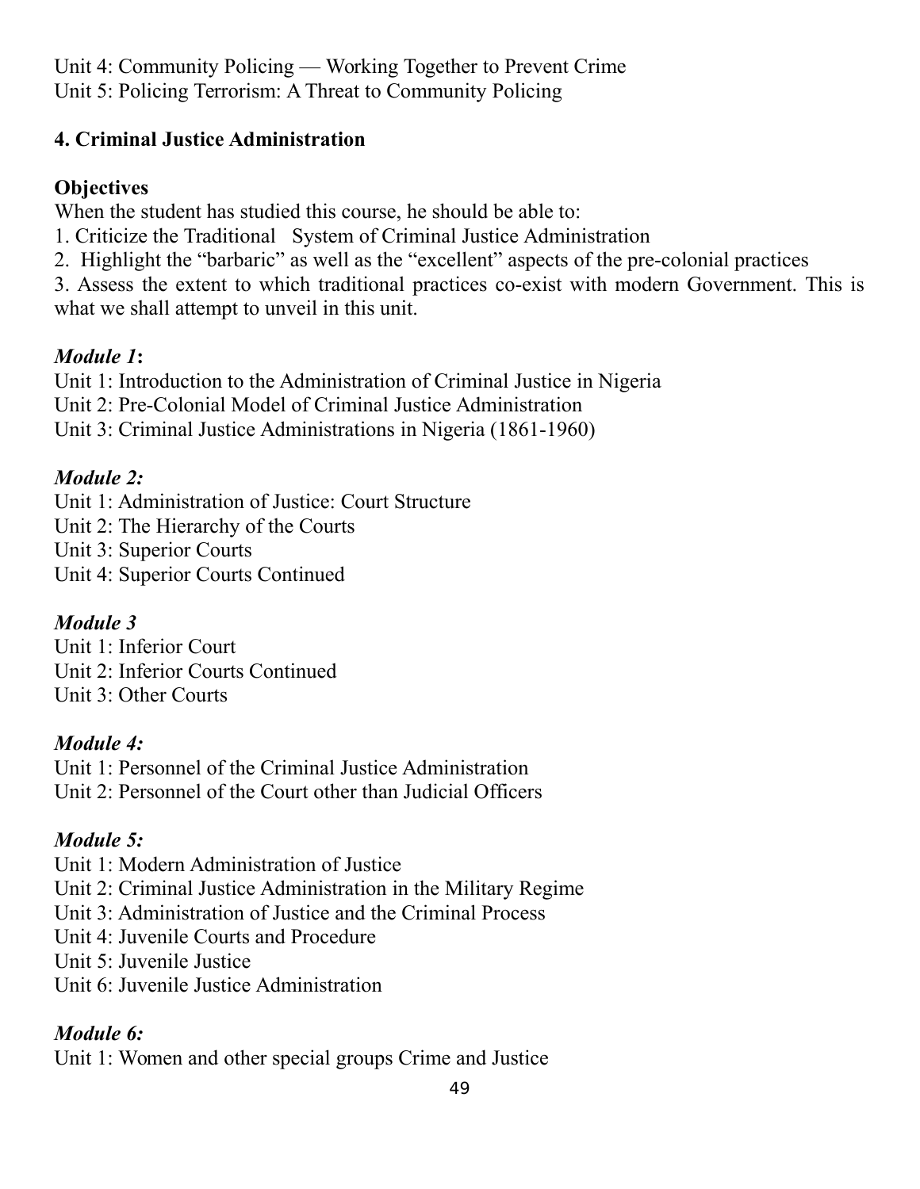Unit 4: Community Policing — Working Together to Prevent Crime
Unit 5: Policing Terrorism: A Threat to Community Policing

**4. Criminal Justice Administration**

**Objectives**

When the student has studied this course, he should be able to:

1. Criticize the Traditional System of Criminal Justice Administration
2. Highlight the "barbaric" as well as the "excellent" aspects of the pre-colonial practices
3. Assess the extent to which traditional practices co-exist with modern Government. This is what we shall attempt to unveil in this unit.

***Module 1*:**

Unit 1: Introduction to the Administration of Criminal Justice in Nigeria
Unit 2: Pre-Colonial Model of Criminal Justice Administration
Unit 3: Criminal Justice Administrations in Nigeria (1861-1960)

***Module 2:***

Unit 1: Administration of Justice: Court Structure
Unit 2: The Hierarchy of the Courts
Unit 3: Superior Courts
Unit 4: Superior Courts Continued

***Module 3***

Unit 1: Inferior Court
Unit 2: Inferior Courts Continued
Unit 3: Other Courts

***Module 4:***

Unit 1: Personnel of the Criminal Justice Administration
Unit 2: Personnel of the Court other than Judicial Officers

***Module 5:***

Unit 1: Modern Administration of Justice
Unit 2: Criminal Justice Administration in the Military Regime
Unit 3: Administration of Justice and the Criminal Process
Unit 4: Juvenile Courts and Procedure
Unit 5: Juvenile Justice
Unit 6: Juvenile Justice Administration

***Module 6:***

Unit 1: Women and other special groups Crime and Justice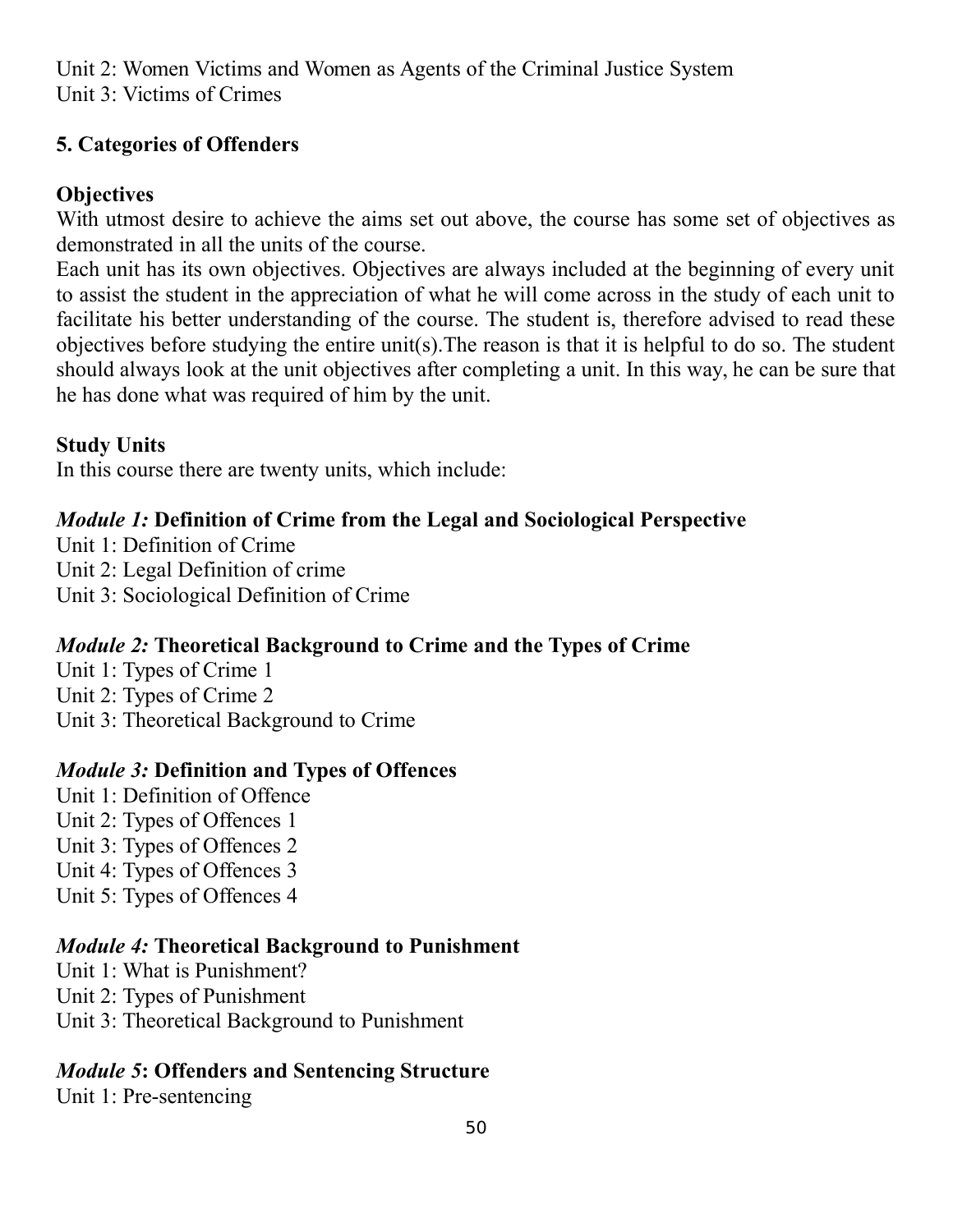Unit 2: Women Victims and Women as Agents of the Criminal Justice System
Unit 3: Victims of Crimes

**5. Categories of Offenders**

**Objectives**

With utmost desire to achieve the aims set out above, the course has some set of objectives as demonstrated in all the units of the course.

Each unit has its own objectives. Objectives are always included at the beginning of every unit to assist the student in the appreciation of what he will come across in the study of each unit to facilitate his better understanding of the course. The student is, therefore advised to read these objectives before studying the entire unit(s).The reason is that it is helpful to do so. The student should always look at the unit objectives after completing a unit. In this way, he can be sure that he has done what was required of him by the unit.

**Study Units**

In this course there are twenty units, which include:

***Module 1:*** **Definition of Crime from the Legal and Sociological Perspective**

Unit 1: Definition of Crime
Unit 2: Legal Definition of crime
Unit 3: Sociological Definition of Crime

***Module 2:*** **Theoretical Background to Crime and the Types of Crime**

Unit 1: Types of Crime 1
Unit 2: Types of Crime 2
Unit 3: Theoretical Background to Crime

***Module 3:*** **Definition and Types of Offences**

Unit 1: Definition of Offence
Unit 2: Types of Offences 1
Unit 3: Types of Offences 2
Unit 4: Types of Offences 3
Unit 5: Types of Offences 4

***Module 4:*** **Theoretical Background to Punishment**

Unit 1: What is Punishment?
Unit 2: Types of Punishment
Unit 3: Theoretical Background to Punishment

***Module 5*****: Offenders and Sentencing Structure**

Unit 1: Pre-sentencing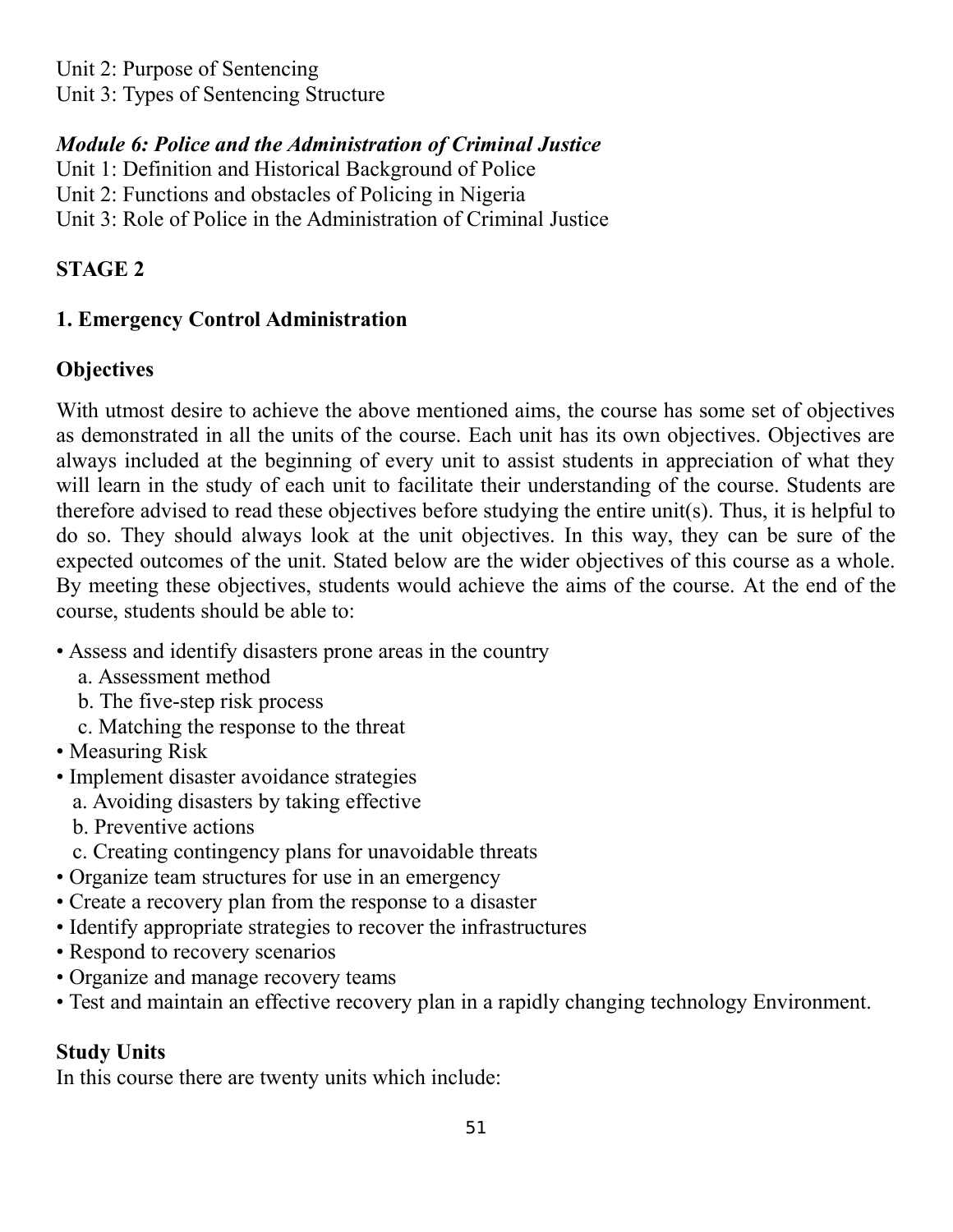Unit 2: Purpose of Sentencing
Unit 3: Types of Sentencing Structure

***Module 6: Police and the Administration of Criminal Justice***

Unit 1: Definition and Historical Background of Police
Unit 2: Functions and obstacles of Policing in Nigeria
Unit 3: Role of Police in the Administration of Criminal Justice

**STAGE 2**

**1. Emergency Control Administration**

**Objectives**

With utmost desire to achieve the above mentioned aims, the course has some set of objectives as demonstrated in all the units of the course. Each unit has its own objectives. Objectives are always included at the beginning of every unit to assist students in appreciation of what they will learn in the study of each unit to facilitate their understanding of the course. Students are therefore advised to read these objectives before studying the entire unit(s). Thus, it is helpful to do so. They should always look at the unit objectives. In this way, they can be sure of the expected outcomes of the unit. Stated below are the wider objectives of this course as a whole. By meeting these objectives, students would achieve the aims of the course. At the end of the course, students should be able to:

- Assess and identify disasters prone areas in the country
  - a. Assessment method
  - b. The five-step risk process
  - c. Matching the response to the threat
- Measuring Risk
- Implement disaster avoidance strategies
  - a. Avoiding disasters by taking effective
  - b. Preventive actions
  - c. Creating contingency plans for unavoidable threats
- Organize team structures for use in an emergency
- Create a recovery plan from the response to a disaster
- Identify appropriate strategies to recover the infrastructures
- Respond to recovery scenarios
- Organize and manage recovery teams
- Test and maintain an effective recovery plan in a rapidly changing technology Environment.

**Study Units**

In this course there are twenty units which include: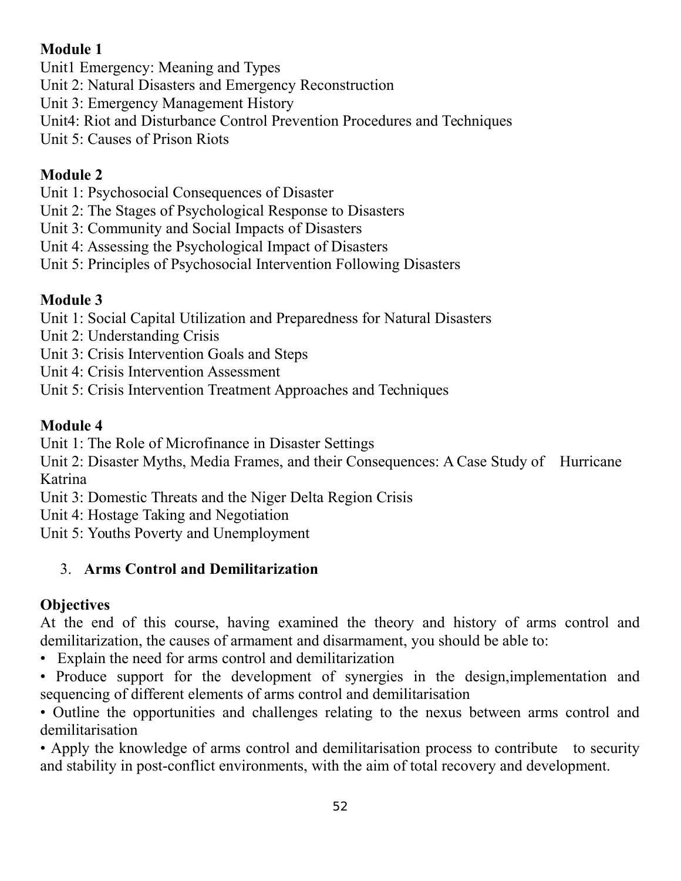**Module 1**

Unit1 Emergency: Meaning and Types
Unit 2: Natural Disasters and Emergency Reconstruction
Unit 3: Emergency Management History
Unit4: Riot and Disturbance Control Prevention Procedures and Techniques
Unit 5: Causes of Prison Riots

**Module 2**

Unit 1: Psychosocial Consequences of Disaster
Unit 2: The Stages of Psychological Response to Disasters
Unit 3: Community and Social Impacts of Disasters
Unit 4: Assessing the Psychological Impact of Disasters
Unit 5: Principles of Psychosocial Intervention Following Disasters

**Module 3**

Unit 1: Social Capital Utilization and Preparedness for Natural Disasters
Unit 2: Understanding Crisis
Unit 3: Crisis Intervention Goals and Steps
Unit 4: Crisis Intervention Assessment
Unit 5: Crisis Intervention Treatment Approaches and Techniques

**Module 4**

Unit 1: The Role of Microfinance in Disaster Settings
Unit 2: Disaster Myths, Media Frames, and their Consequences: A Case Study of Hurricane Katrina
Unit 3: Domestic Threats and the Niger Delta Region Crisis
Unit 4: Hostage Taking and Negotiation
Unit 5: Youths Poverty and Unemployment

3. **Arms Control and Demilitarization**

**Objectives**

At the end of this course, having examined the theory and history of arms control and demilitarization, the causes of armament and disarmament, you should be able to:

- Explain the need for arms control and demilitarization
- Produce support for the development of synergies in the design,implementation and sequencing of different elements of arms control and demilitarisation
- Outline the opportunities and challenges relating to the nexus between arms control and demilitarisation
- Apply the knowledge of arms control and demilitarisation process to contribute to security and stability in post-conflict environments, with the aim of total recovery and development.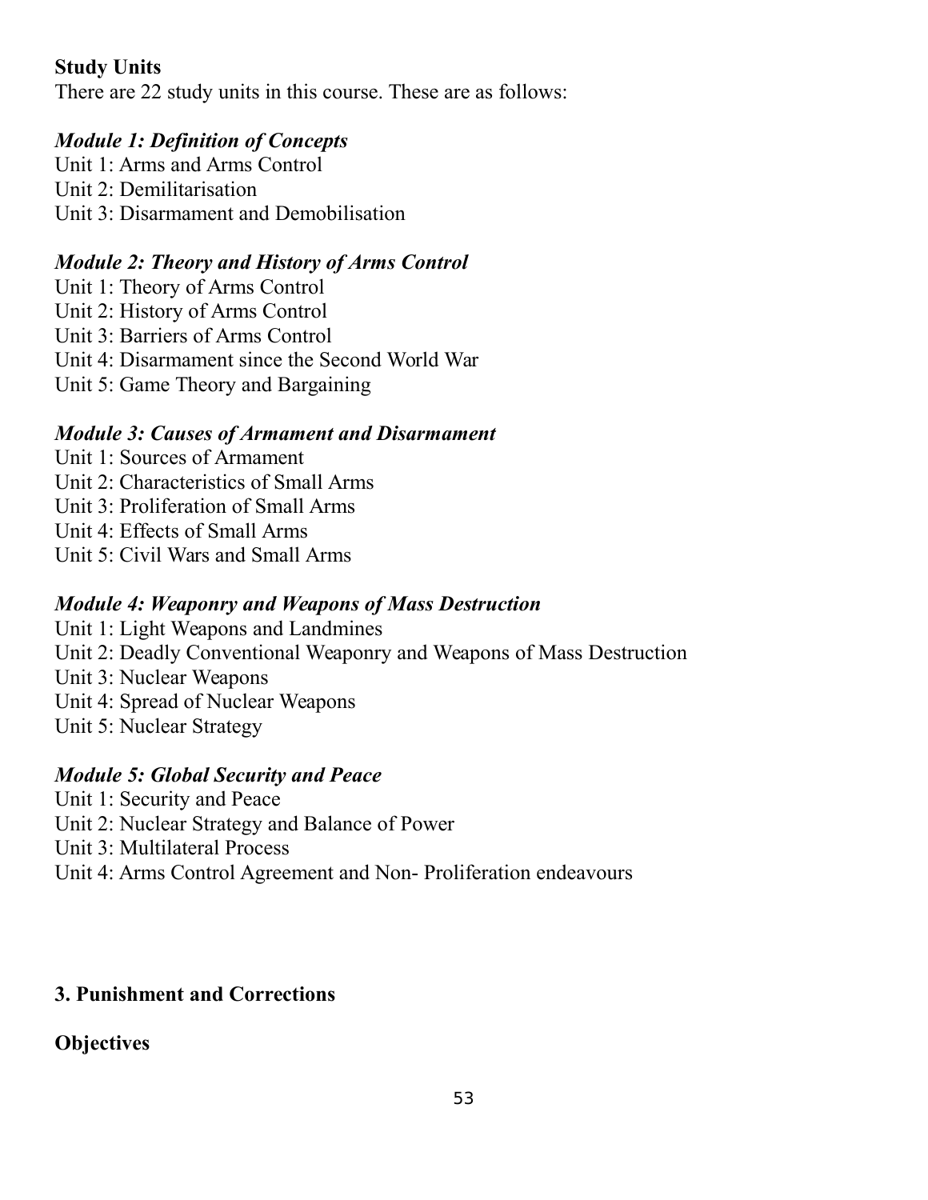**Study Units**

There are 22 study units in this course. These are as follows:

***Module 1: Definition of Concepts***

Unit 1: Arms and Arms Control
Unit 2: Demilitarisation
Unit 3: Disarmament and Demobilisation

***Module 2: Theory and History of Arms Control***

Unit 1: Theory of Arms Control
Unit 2: History of Arms Control
Unit 3: Barriers of Arms Control
Unit 4: Disarmament since the Second World War
Unit 5: Game Theory and Bargaining

***Module 3: Causes of Armament and Disarmament***

Unit 1: Sources of Armament
Unit 2: Characteristics of Small Arms
Unit 3: Proliferation of Small Arms
Unit 4: Effects of Small Arms
Unit 5: Civil Wars and Small Arms

***Module 4: Weaponry and Weapons of Mass Destruction***

Unit 1: Light Weapons and Landmines
Unit 2: Deadly Conventional Weaponry and Weapons of Mass Destruction
Unit 3: Nuclear Weapons
Unit 4: Spread of Nuclear Weapons
Unit 5: Nuclear Strategy

***Module 5: Global Security and Peace***

Unit 1: Security and Peace
Unit 2: Nuclear Strategy and Balance of Power
Unit 3: Multilateral Process
Unit 4: Arms Control Agreement and Non- Proliferation endeavours

## 3. Punishment and Corrections

**Objectives**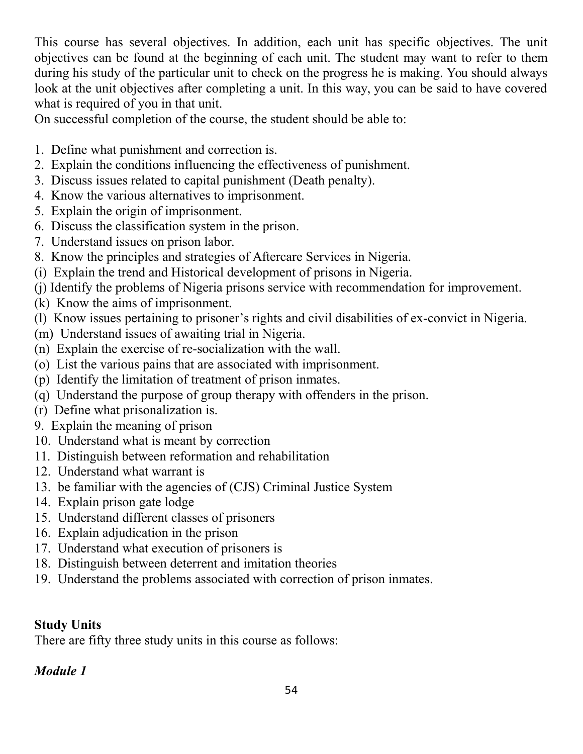This course has several objectives. In addition, each unit has specific objectives. The unit objectives can be found at the beginning of each unit. The student may want to refer to them during his study of the particular unit to check on the progress he is making. You should always look at the unit objectives after completing a unit. In this way, you can be said to have covered what is required of you in that unit.

On successful completion of the course, the student should be able to:

1. Define what punishment and correction is.
2. Explain the conditions influencing the effectiveness of punishment.
3. Discuss issues related to capital punishment (Death penalty).
4. Know the various alternatives to imprisonment.
5. Explain the origin of imprisonment.
6. Discuss the classification system in the prison.
7. Understand issues on prison labor.
8. Know the principles and strategies of Aftercare Services in Nigeria.

(i) Explain the trend and Historical development of prisons in Nigeria.
(j) Identify the problems of Nigeria prisons service with recommendation for improvement.
(k) Know the aims of imprisonment.
(l) Know issues pertaining to prisoner's rights and civil disabilities of ex-convict in Nigeria.
(m) Understand issues of awaiting trial in Nigeria.
(n) Explain the exercise of re-socialization with the wall.
(o) List the various pains that are associated with imprisonment.
(p) Identify the limitation of treatment of prison inmates.
(q) Understand the purpose of group therapy with offenders in the prison.
(r) Define what prisonalization is.

9. Explain the meaning of prison
10. Understand what is meant by correction
11. Distinguish between reformation and rehabilitation
12. Understand what warrant is
13. be familiar with the agencies of (CJS) Criminal Justice System
14. Explain prison gate lodge
15. Understand different classes of prisoners
16. Explain adjudication in the prison
17. Understand what execution of prisoners is
18. Distinguish between deterrent and imitation theories
19. Understand the problems associated with correction of prison inmates.

**Study Units**

There are fifty three study units in this course as follows:

***Module 1***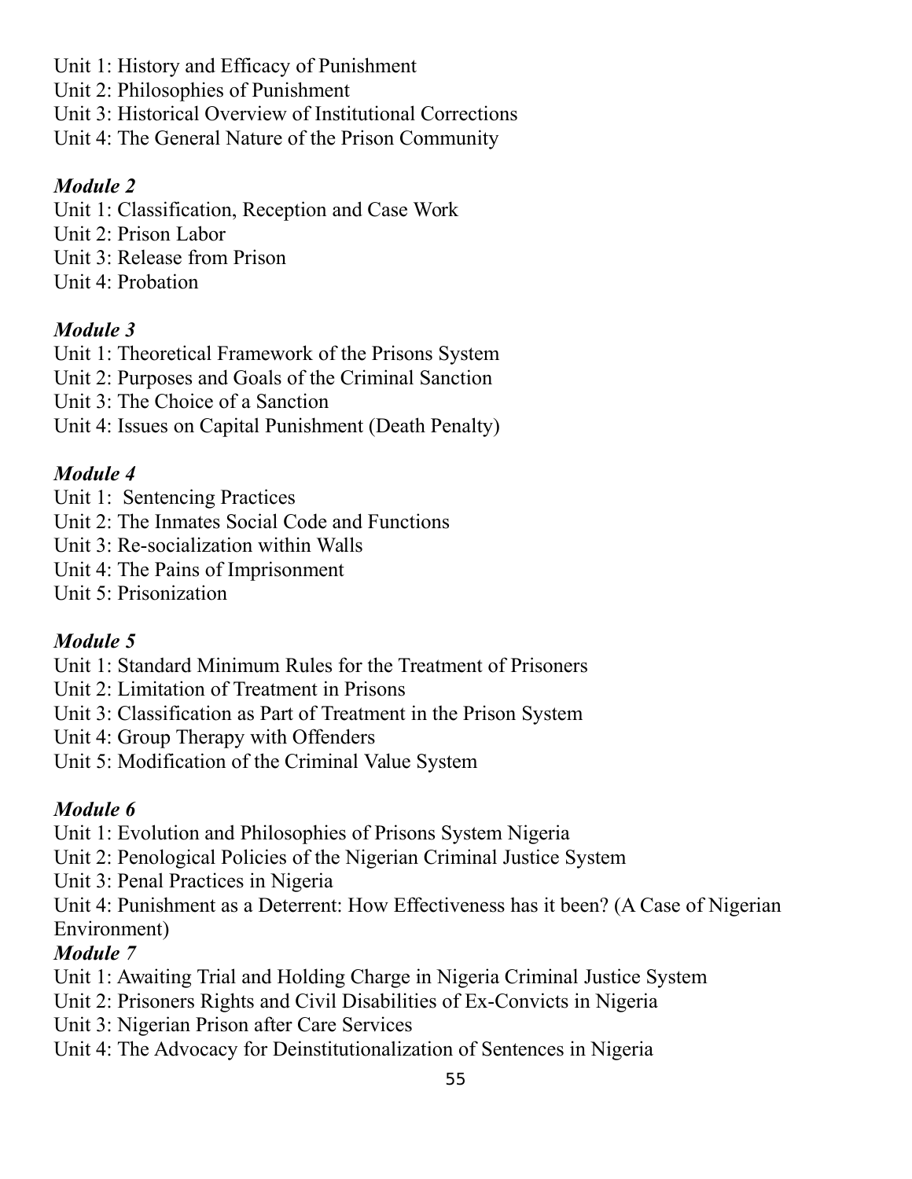Unit 1: History and Efficacy of Punishment
Unit 2: Philosophies of Punishment
Unit 3: Historical Overview of Institutional Corrections
Unit 4: The General Nature of the Prison Community

### *Module 2*

Unit 1: Classification, Reception and Case Work
Unit 2: Prison Labor
Unit 3: Release from Prison
Unit 4: Probation

### *Module 3*

Unit 1: Theoretical Framework of the Prisons System
Unit 2: Purposes and Goals of the Criminal Sanction
Unit 3: The Choice of a Sanction
Unit 4: Issues on Capital Punishment (Death Penalty)

### *Module 4*

Unit 1: Sentencing Practices
Unit 2: The Inmates Social Code and Functions
Unit 3: Re-socialization within Walls
Unit 4: The Pains of Imprisonment
Unit 5: Prisonization

### *Module 5*

Unit 1: Standard Minimum Rules for the Treatment of Prisoners
Unit 2: Limitation of Treatment in Prisons
Unit 3: Classification as Part of Treatment in the Prison System
Unit 4: Group Therapy with Offenders
Unit 5: Modification of the Criminal Value System

### *Module 6*

Unit 1: Evolution and Philosophies of Prisons System Nigeria
Unit 2: Penological Policies of the Nigerian Criminal Justice System
Unit 3: Penal Practices in Nigeria
Unit 4: Punishment as a Deterrent: How Effectiveness has it been? (A Case of Nigerian Environment)

### *Module 7*

Unit 1: Awaiting Trial and Holding Charge in Nigeria Criminal Justice System
Unit 2: Prisoners Rights and Civil Disabilities of Ex-Convicts in Nigeria
Unit 3: Nigerian Prison after Care Services
Unit 4: The Advocacy for Deinstitutionalization of Sentences in Nigeria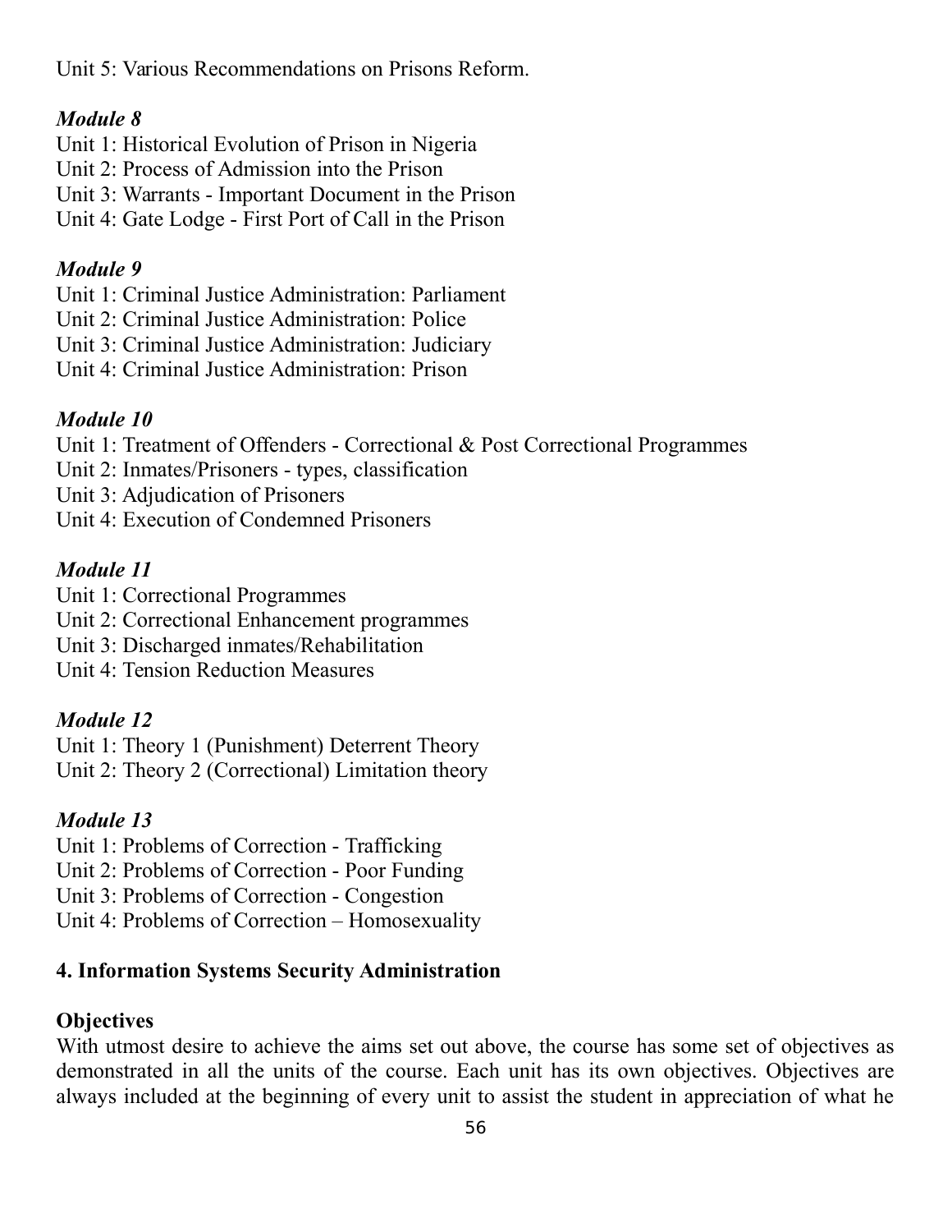Unit 5: Various Recommendations on Prisons Reform.

*Module 8*

Unit 1: Historical Evolution of Prison in Nigeria
Unit 2: Process of Admission into the Prison
Unit 3: Warrants - Important Document in the Prison
Unit 4: Gate Lodge - First Port of Call in the Prison

*Module 9*

Unit 1: Criminal Justice Administration: Parliament
Unit 2: Criminal Justice Administration: Police
Unit 3: Criminal Justice Administration: Judiciary
Unit 4: Criminal Justice Administration: Prison

*Module 10*

Unit 1: Treatment of Offenders - Correctional & Post Correctional Programmes
Unit 2: Inmates/Prisoners - types, classification
Unit 3: Adjudication of Prisoners
Unit 4: Execution of Condemned Prisoners

*Module 11*

Unit 1: Correctional Programmes
Unit 2: Correctional Enhancement programmes
Unit 3: Discharged inmates/Rehabilitation
Unit 4: Tension Reduction Measures

*Module 12*

Unit 1: Theory 1 (Punishment) Deterrent Theory
Unit 2: Theory 2 (Correctional) Limitation theory

*Module 13*

Unit 1: Problems of Correction - Trafficking
Unit 2: Problems of Correction - Poor Funding
Unit 3: Problems of Correction - Congestion
Unit 4: Problems of Correction – Homosexuality

## 4. Information Systems Security Administration

**Objectives**

With utmost desire to achieve the aims set out above, the course has some set of objectives as demonstrated in all the units of the course. Each unit has its own objectives. Objectives are always included at the beginning of every unit to assist the student in appreciation of what he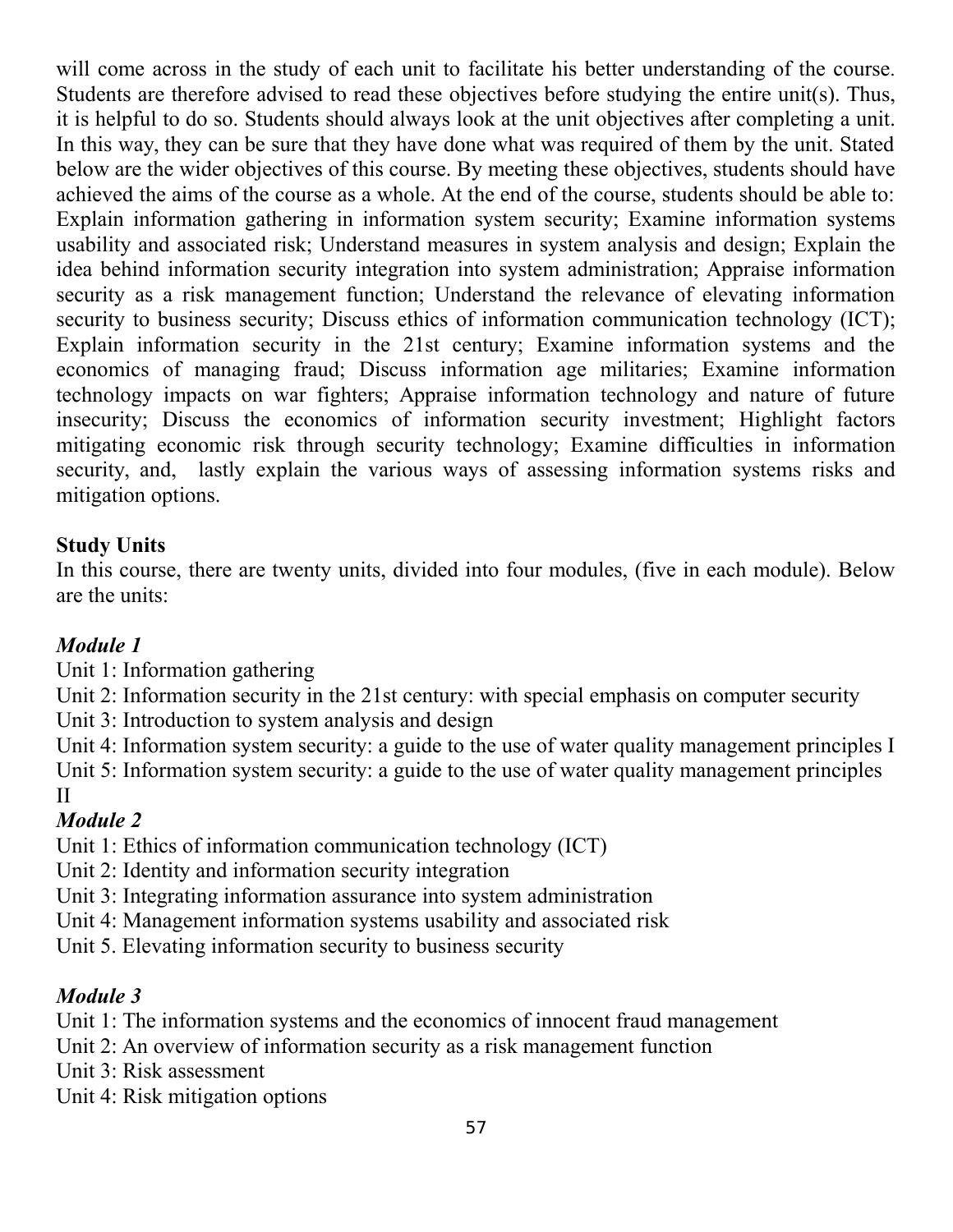will come across in the study of each unit to facilitate his better understanding of the course. Students are therefore advised to read these objectives before studying the entire unit(s). Thus, it is helpful to do so. Students should always look at the unit objectives after completing a unit. In this way, they can be sure that they have done what was required of them by the unit. Stated below are the wider objectives of this course. By meeting these objectives, students should have achieved the aims of the course as a whole. At the end of the course, students should be able to: Explain information gathering in information system security; Examine information systems usability and associated risk; Understand measures in system analysis and design; Explain the idea behind information security integration into system administration; Appraise information security as a risk management function; Understand the relevance of elevating information security to business security; Discuss ethics of information communication technology (ICT); Explain information security in the 21st century; Examine information systems and the economics of managing fraud; Discuss information age militaries; Examine information technology impacts on war fighters; Appraise information technology and nature of future insecurity; Discuss the economics of information security investment; Highlight factors mitigating economic risk through security technology; Examine difficulties in information security, and, lastly explain the various ways of assessing information systems risks and mitigation options.

**Study Units**

In this course, there are twenty units, divided into four modules, (five in each module). Below are the units:

***Module 1***

Unit 1: Information gathering
Unit 2: Information security in the 21st century: with special emphasis on computer security
Unit 3: Introduction to system analysis and design
Unit 4: Information system security: a guide to the use of water quality management principles I
Unit 5: Information system security: a guide to the use of water quality management principles II

***Module 2***

Unit 1: Ethics of information communication technology (ICT)
Unit 2: Identity and information security integration
Unit 3: Integrating information assurance into system administration
Unit 4: Management information systems usability and associated risk
Unit 5. Elevating information security to business security

***Module 3***

Unit 1: The information systems and the economics of innocent fraud management
Unit 2: An overview of information security as a risk management function
Unit 3: Risk assessment
Unit 4: Risk mitigation options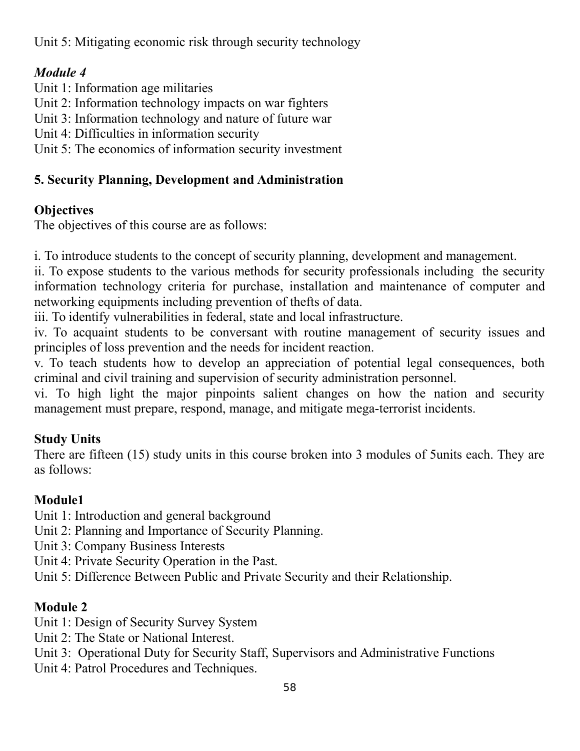Unit 5: Mitigating economic risk through security technology

*Module 4*

Unit 1: Information age militaries
Unit 2: Information technology impacts on war fighters
Unit 3: Information technology and nature of future war
Unit 4: Difficulties in information security
Unit 5: The economics of information security investment

## 5. Security Planning, Development and Administration

**Objectives**

The objectives of this course are as follows:

i. To introduce students to the concept of security planning, development and management.
ii. To expose students to the various methods for security professionals including the security information technology criteria for purchase, installation and maintenance of computer and networking equipments including prevention of thefts of data.
iii. To identify vulnerabilities in federal, state and local infrastructure.
iv. To acquaint students to be conversant with routine management of security issues and principles of loss prevention and the needs for incident reaction.
v. To teach students how to develop an appreciation of potential legal consequences, both criminal and civil training and supervision of security administration personnel.
vi. To high light the major pinpoints salient changes on how the nation and security management must prepare, respond, manage, and mitigate mega-terrorist incidents.

**Study Units**

There are fifteen (15) study units in this course broken into 3 modules of 5units each. They are as follows:

**Module1**

Unit 1: Introduction and general background
Unit 2: Planning and Importance of Security Planning.
Unit 3: Company Business Interests
Unit 4: Private Security Operation in the Past.
Unit 5: Difference Between Public and Private Security and their Relationship.

**Module 2**

Unit 1: Design of Security Survey System
Unit 2: The State or National Interest.
Unit 3: Operational Duty for Security Staff, Supervisors and Administrative Functions
Unit 4: Patrol Procedures and Techniques.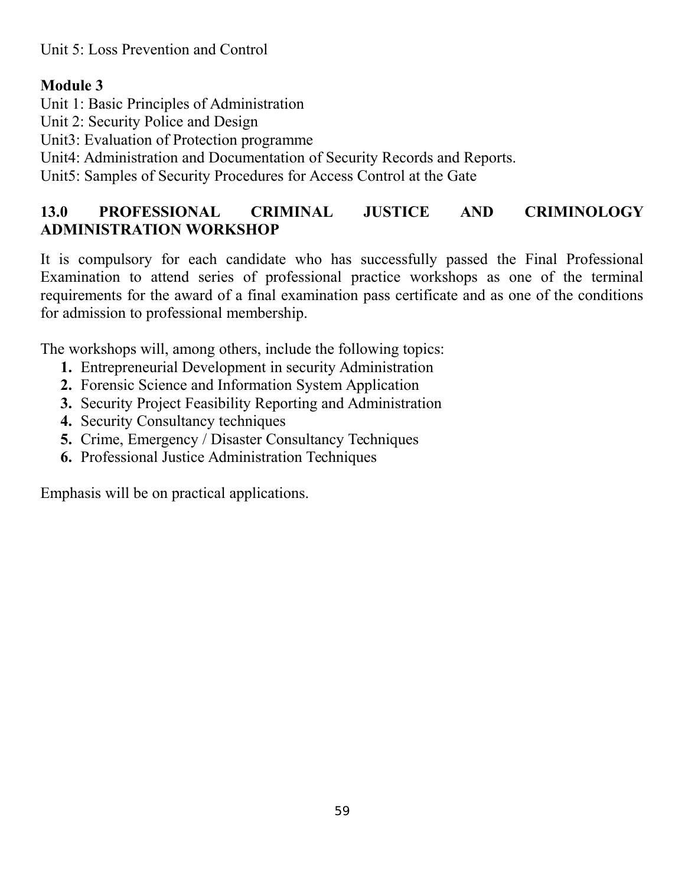Unit 5: Loss Prevention and Control

**Module 3**

Unit 1: Basic Principles of Administration
Unit 2: Security Police and Design
Unit3: Evaluation of Protection programme
Unit4: Administration and Documentation of Security Records and Reports.
Unit5: Samples of Security Procedures for Access Control at the Gate

## 13.0 PROFESSIONAL CRIMINAL JUSTICE AND CRIMINOLOGY ADMINISTRATION WORKSHOP

It is compulsory for each candidate who has successfully passed the Final Professional Examination to attend series of professional practice workshops as one of the terminal requirements for the award of a final examination pass certificate and as one of the conditions for admission to professional membership.

The workshops will, among others, include the following topics:

1. Entrepreneurial Development in security Administration
2. Forensic Science and Information System Application
3. Security Project Feasibility Reporting and Administration
4. Security Consultancy techniques
5. Crime, Emergency / Disaster Consultancy Techniques
6. Professional Justice Administration Techniques

Emphasis will be on practical applications.